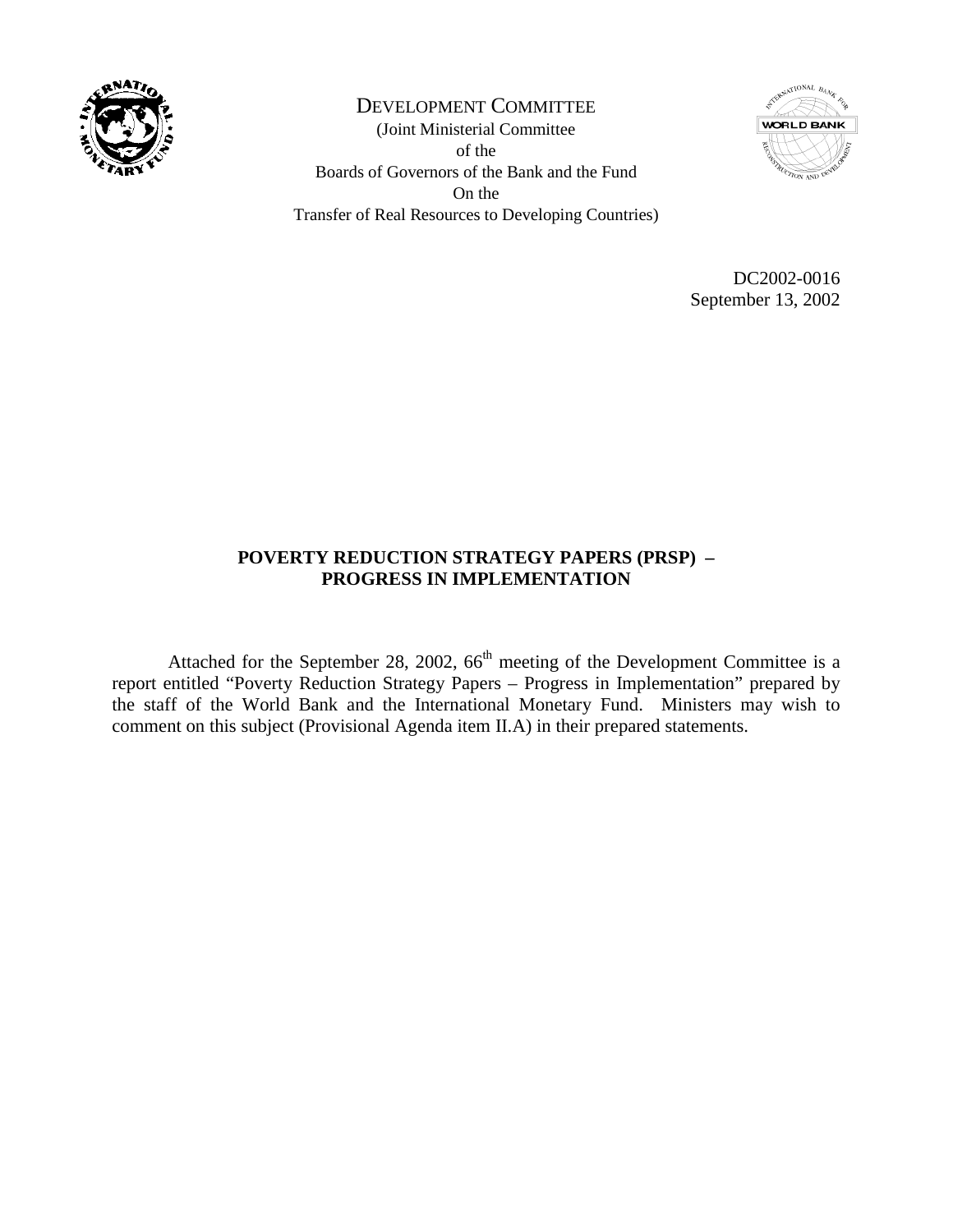DEVELOPMENT COMMITTEE

(Joint Ministerial Committee
of the
Boards of Governors of the Bank and the Fund
On the
Transfer of Real Resources to Developing Countries)

DC2002-0016
September 13, 2002

# POVERTY REDUCTION STRATEGY PAPERS (PRSP) – PROGRESS IN IMPLEMENTATION

Attached for the September 28, 2002, 66th meeting of the Development Committee is a report entitled "Poverty Reduction Strategy Papers – Progress in Implementation" prepared by the staff of the World Bank and the International Monetary Fund. Ministers may wish to comment on this subject (Provisional Agenda item II.A) in their prepared statements.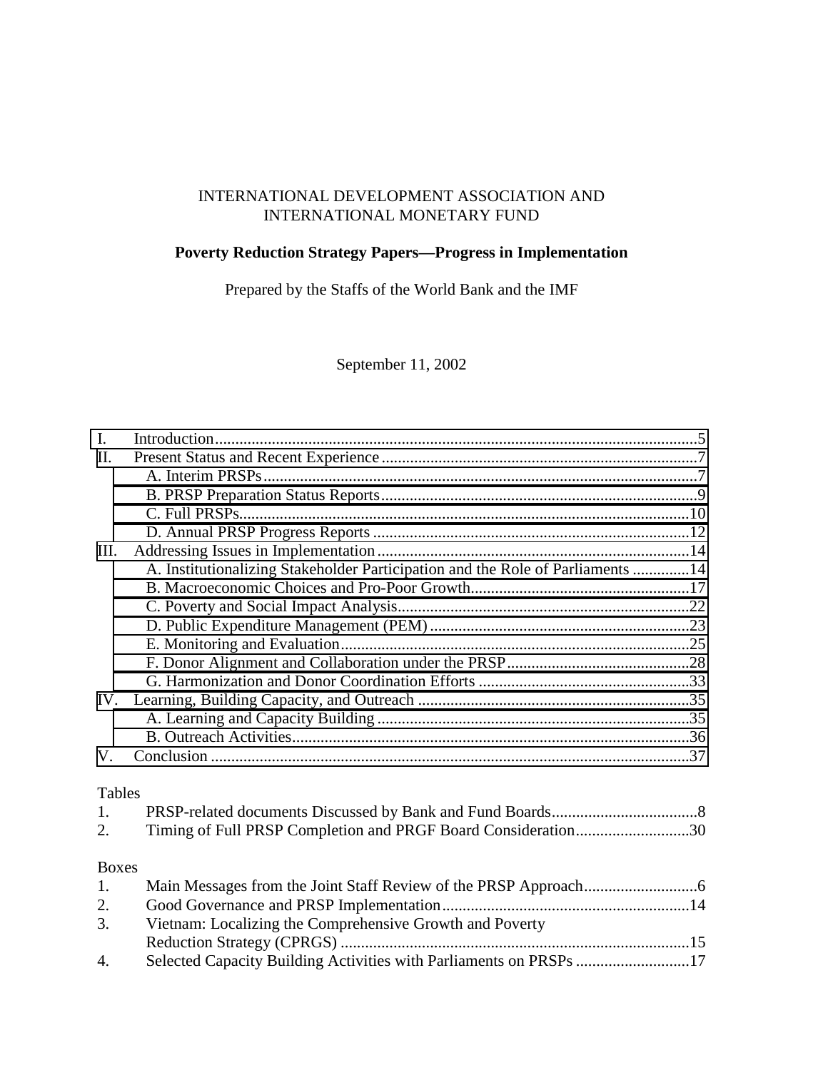INTERNATIONAL DEVELOPMENT ASSOCIATION AND
INTERNATIONAL MONETARY FUND

**Poverty Reduction Strategy Papers—Progress in Implementation**

Prepared by the Staffs of the World Bank and the IMF

September 11, 2002

| | | |
|---|---|---|
| I. | Introduction | 5 |
| II. | Present Status and Recent Experience | 7 |
| | A. Interim PRSPs | 7 |
| | B. PRSP Preparation Status Reports | 9 |
| | C. Full PRSPs | 10 |
| | D. Annual PRSP Progress Reports | 12 |
| III. | Addressing Issues in Implementation | 14 |
| | A. Institutionalizing Stakeholder Participation and the Role of Parliaments | 14 |
| | B. Macroeconomic Choices and Pro-Poor Growth | 17 |
| | C. Poverty and Social Impact Analysis | 22 |
| | D. Public Expenditure Management (PEM) | 23 |
| | E. Monitoring and Evaluation | 25 |
| | F. Donor Alignment and Collaboration under the PRSP | 28 |
| | G. Harmonization and Donor Coordination Efforts | 33 |
| IV. | Learning, Building Capacity, and Outreach | 35 |
| | A. Learning and Capacity Building | 35 |
| | B. Outreach Activities | 36 |
| V. | Conclusion | 37 |

Tables

1. PRSP-related documents Discussed by Bank and Fund Boards....8
2. Timing of Full PRSP Completion and PRGF Board Consideration....30

Boxes

1. Main Messages from the Joint Staff Review of the PRSP Approach....6
2. Good Governance and PRSP Implementation....14
3. Vietnam: Localizing the Comprehensive Growth and Poverty Reduction Strategy (CPRGS)....15
4. Selected Capacity Building Activities with Parliaments on PRSPs....17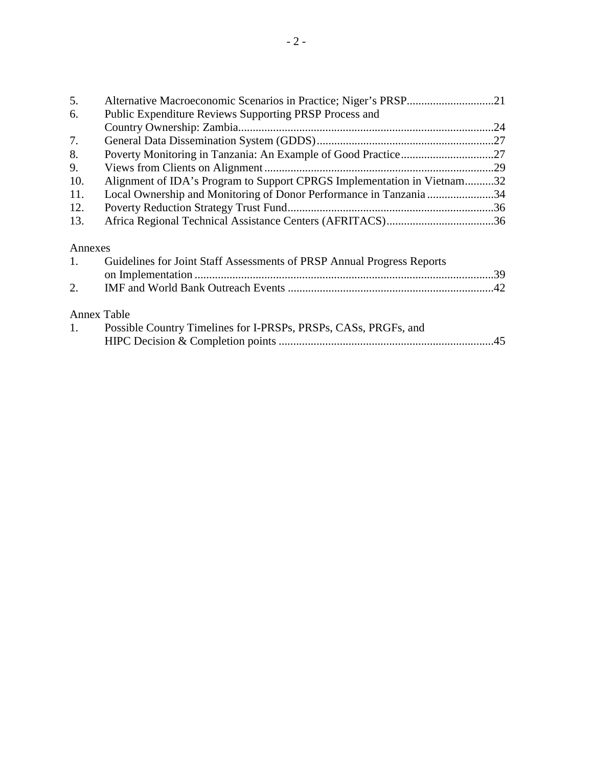5. Alternative Macroeconomic Scenarios in Practice; Niger's PRSP..............................21
6. Public Expenditure Reviews Supporting PRSP Process and Country Ownership: Zambia........................................................................................24
7. General Data Dissemination System (GDDS).............................................................27
8. Poverty Monitoring in Tanzania: An Example of Good Practice................................27
9. Views from Clients on Alignment...............................................................................29
10. Alignment of IDA's Program to Support CPRGS Implementation in Vietnam..........32
11. Local Ownership and Monitoring of Donor Performance in Tanzania.......................34
12. Poverty Reduction Strategy Trust Fund.......................................................................36
13. Africa Regional Technical Assistance Centers (AFRITACS).....................................36

Annexes

1. Guidelines for Joint Staff Assessments of PRSP Annual Progress Reports on Implementation.......................................................................................................39
2. IMF and World Bank Outreach Events .......................................................................42

Annex Table

1. Possible Country Timelines for I-PRSPs, PRSPs, CASs, PRGFs, and HIPC Decision & Completion points ..........................................................................45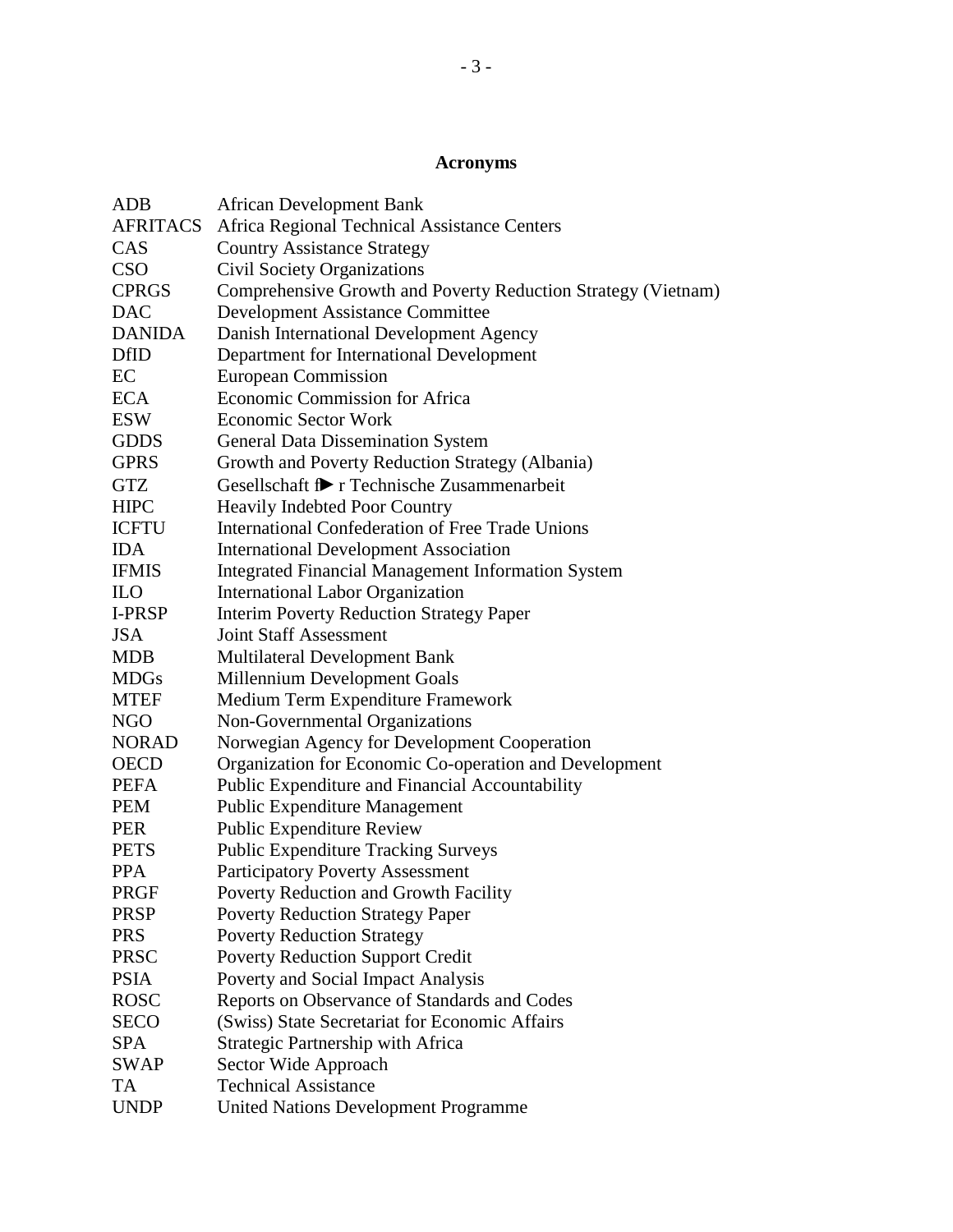## Acronyms

| | |
|---|---|
| ADB | African Development Bank |
| AFRITACS | Africa Regional Technical Assistance Centers |
| CAS | Country Assistance Strategy |
| CSO | Civil Society Organizations |
| CPRGS | Comprehensive Growth and Poverty Reduction Strategy (Vietnam) |
| DAC | Development Assistance Committee |
| DANIDA | Danish International Development Agency |
| DfID | Department for International Development |
| EC | European Commission |
| ECA | Economic Commission for Africa |
| ESW | Economic Sector Work |
| GDDS | General Data Dissemination System |
| GPRS | Growth and Poverty Reduction Strategy (Albania) |
| GTZ | Gesellschaft f► r Technische Zusammenarbeit |
| HIPC | Heavily Indebted Poor Country |
| ICFTU | International Confederation of Free Trade Unions |
| IDA | International Development Association |
| IFMIS | Integrated Financial Management Information System |
| ILO | International Labor Organization |
| I-PRSP | Interim Poverty Reduction Strategy Paper |
| JSA | Joint Staff Assessment |
| MDB | Multilateral Development Bank |
| MDGs | Millennium Development Goals |
| MTEF | Medium Term Expenditure Framework |
| NGO | Non-Governmental Organizations |
| NORAD | Norwegian Agency for Development Cooperation |
| OECD | Organization for Economic Co-operation and Development |
| PEFA | Public Expenditure and Financial Accountability |
| PEM | Public Expenditure Management |
| PER | Public Expenditure Review |
| PETS | Public Expenditure Tracking Surveys |
| PPA | Participatory Poverty Assessment |
| PRGF | Poverty Reduction and Growth Facility |
| PRSP | Poverty Reduction Strategy Paper |
| PRS | Poverty Reduction Strategy |
| PRSC | Poverty Reduction Support Credit |
| PSIA | Poverty and Social Impact Analysis |
| ROSC | Reports on Observance of Standards and Codes |
| SECO | (Swiss) State Secretariat for Economic Affairs |
| SPA | Strategic Partnership with Africa |
| SWAP | Sector Wide Approach |
| TA | Technical Assistance |
| UNDP | United Nations Development Programme |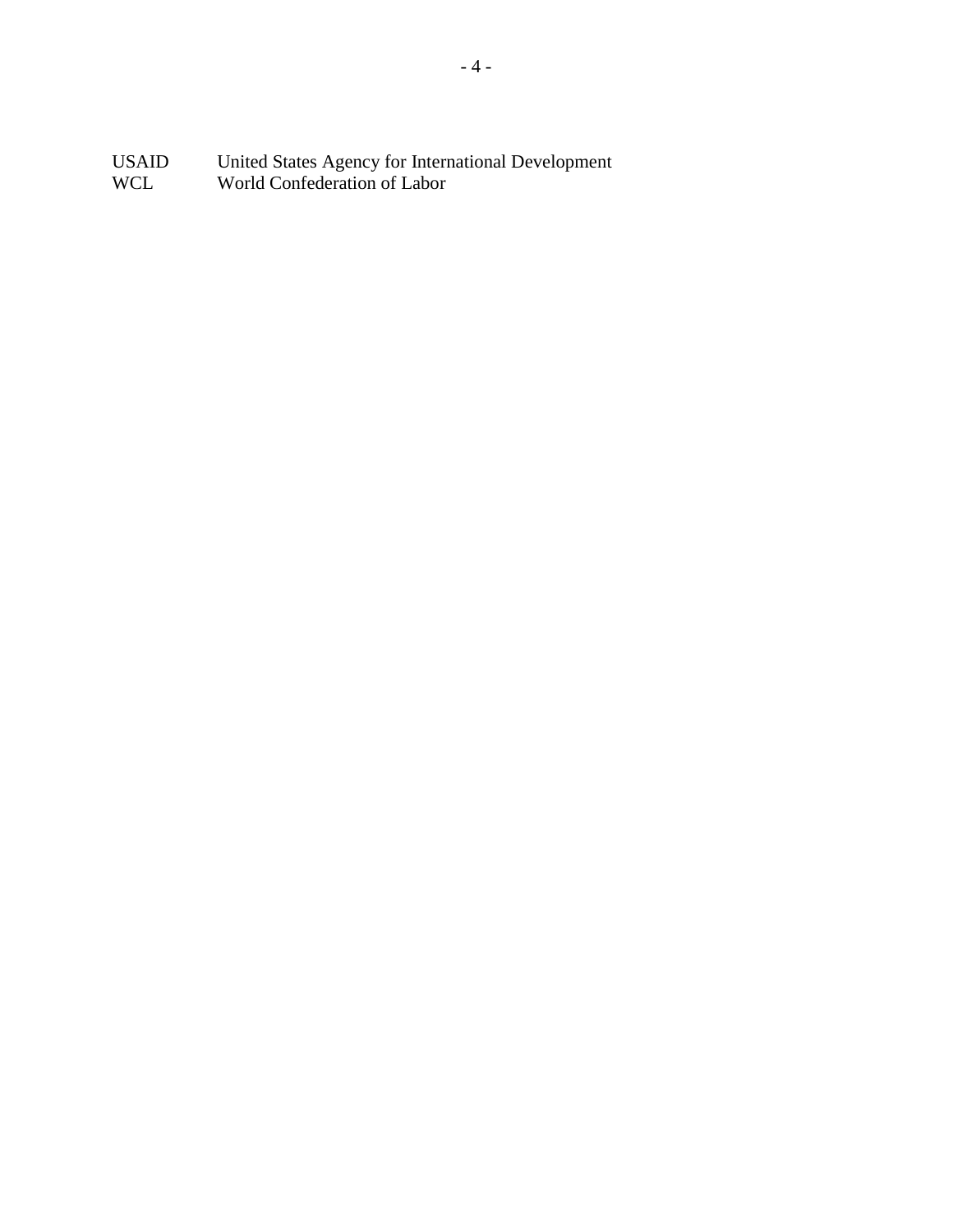| | |
|---|---|
| USAID | United States Agency for International Development |
| WCL | World Confederation of Labor |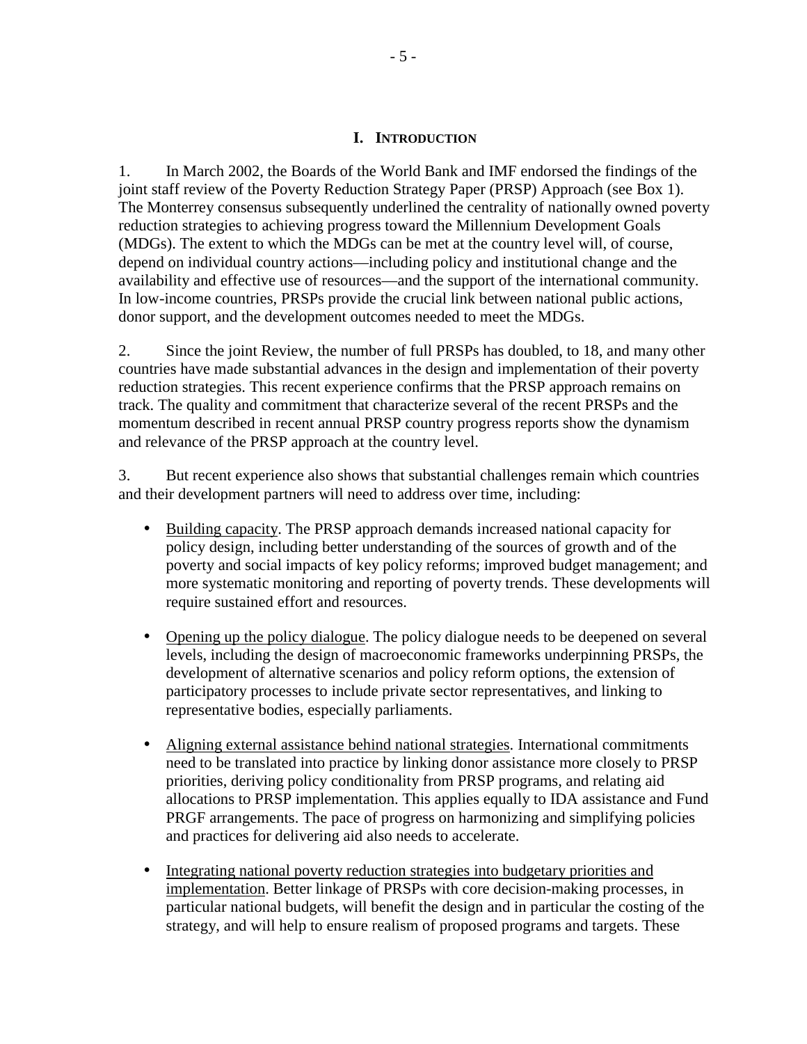## I. INTRODUCTION

1. In March 2002, the Boards of the World Bank and IMF endorsed the findings of the joint staff review of the Poverty Reduction Strategy Paper (PRSP) Approach (see Box 1). The Monterrey consensus subsequently underlined the centrality of nationally owned poverty reduction strategies to achieving progress toward the Millennium Development Goals (MDGs). The extent to which the MDGs can be met at the country level will, of course, depend on individual country actions—including policy and institutional change and the availability and effective use of resources—and the support of the international community. In low-income countries, PRSPs provide the crucial link between national public actions, donor support, and the development outcomes needed to meet the MDGs.

2. Since the joint Review, the number of full PRSPs has doubled, to 18, and many other countries have made substantial advances in the design and implementation of their poverty reduction strategies. This recent experience confirms that the PRSP approach remains on track. The quality and commitment that characterize several of the recent PRSPs and the momentum described in recent annual PRSP country progress reports show the dynamism and relevance of the PRSP approach at the country level.

3. But recent experience also shows that substantial challenges remain which countries and their development partners will need to address over time, including:

- Building capacity. The PRSP approach demands increased national capacity for policy design, including better understanding of the sources of growth and of the poverty and social impacts of key policy reforms; improved budget management; and more systematic monitoring and reporting of poverty trends. These developments will require sustained effort and resources.

- Opening up the policy dialogue. The policy dialogue needs to be deepened on several levels, including the design of macroeconomic frameworks underpinning PRSPs, the development of alternative scenarios and policy reform options, the extension of participatory processes to include private sector representatives, and linking to representative bodies, especially parliaments.

- Aligning external assistance behind national strategies. International commitments need to be translated into practice by linking donor assistance more closely to PRSP priorities, deriving policy conditionality from PRSP programs, and relating aid allocations to PRSP implementation. This applies equally to IDA assistance and Fund PRGF arrangements. The pace of progress on harmonizing and simplifying policies and practices for delivering aid also needs to accelerate.

- Integrating national poverty reduction strategies into budgetary priorities and implementation. Better linkage of PRSPs with core decision-making processes, in particular national budgets, will benefit the design and in particular the costing of the strategy, and will help to ensure realism of proposed programs and targets. These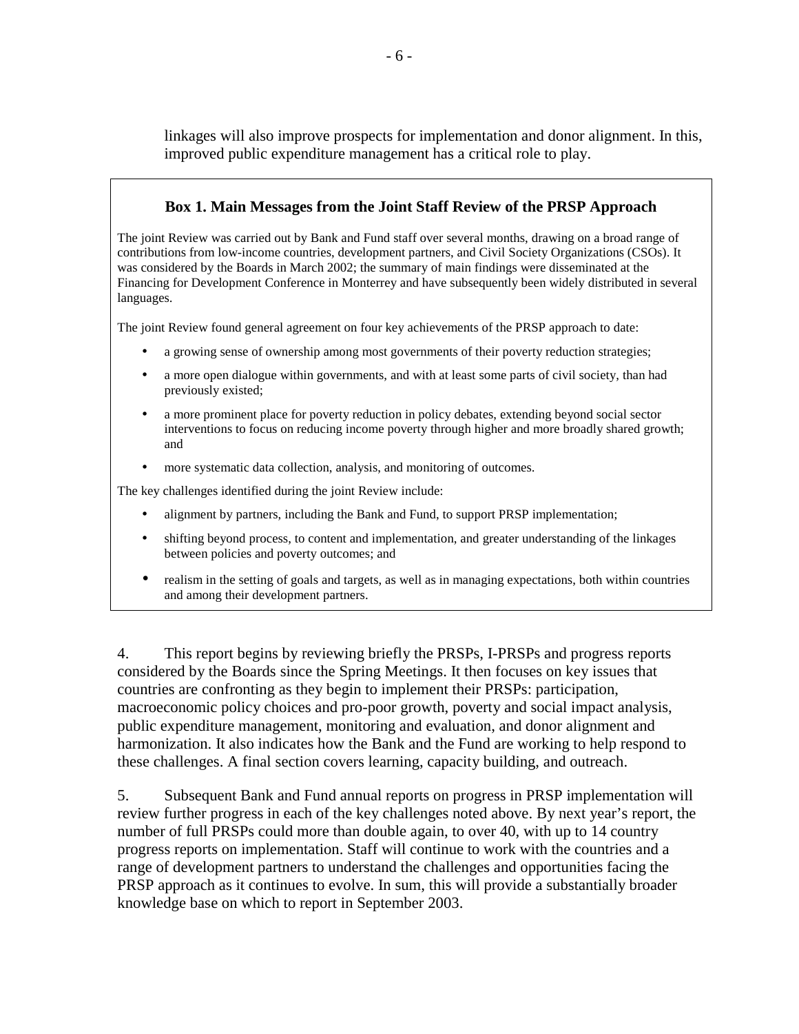linkages will also improve prospects for implementation and donor alignment. In this, improved public expenditure management has a critical role to play.

### Box 1. Main Messages from the Joint Staff Review of the PRSP Approach

The joint Review was carried out by Bank and Fund staff over several months, drawing on a broad range of contributions from low-income countries, development partners, and Civil Society Organizations (CSOs). It was considered by the Boards in March 2002; the summary of main findings were disseminated at the Financing for Development Conference in Monterrey and have subsequently been widely distributed in several languages.

The joint Review found general agreement on four key achievements of the PRSP approach to date:

- a growing sense of ownership among most governments of their poverty reduction strategies;
- a more open dialogue within governments, and with at least some parts of civil society, than had previously existed;
- a more prominent place for poverty reduction in policy debates, extending beyond social sector interventions to focus on reducing income poverty through higher and more broadly shared growth; and
- more systematic data collection, analysis, and monitoring of outcomes.

The key challenges identified during the joint Review include:

- alignment by partners, including the Bank and Fund, to support PRSP implementation;
- shifting beyond process, to content and implementation, and greater understanding of the linkages between policies and poverty outcomes; and
- realism in the setting of goals and targets, as well as in managing expectations, both within countries and among their development partners.

4. This report begins by reviewing briefly the PRSPs, I-PRSPs and progress reports considered by the Boards since the Spring Meetings. It then focuses on key issues that countries are confronting as they begin to implement their PRSPs: participation, macroeconomic policy choices and pro-poor growth, poverty and social impact analysis, public expenditure management, monitoring and evaluation, and donor alignment and harmonization. It also indicates how the Bank and the Fund are working to help respond to these challenges. A final section covers learning, capacity building, and outreach.

5. Subsequent Bank and Fund annual reports on progress in PRSP implementation will review further progress in each of the key challenges noted above. By next year's report, the number of full PRSPs could more than double again, to over 40, with up to 14 country progress reports on implementation. Staff will continue to work with the countries and a range of development partners to understand the challenges and opportunities facing the PRSP approach as it continues to evolve. In sum, this will provide a substantially broader knowledge base on which to report in September 2003.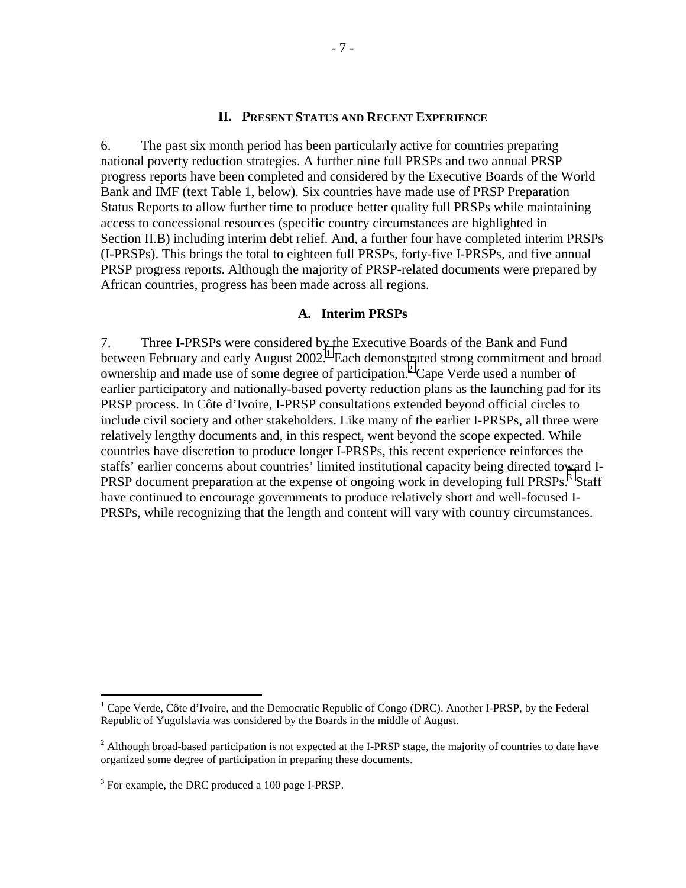## II. PRESENT STATUS AND RECENT EXPERIENCE

6. The past six month period has been particularly active for countries preparing national poverty reduction strategies. A further nine full PRSPs and two annual PRSP progress reports have been completed and considered by the Executive Boards of the World Bank and IMF (text Table 1, below). Six countries have made use of PRSP Preparation Status Reports to allow further time to produce better quality full PRSPs while maintaining access to concessional resources (specific country circumstances are highlighted in Section II.B) including interim debt relief. And, a further four have completed interim PRSPs (I-PRSPs). This brings the total to eighteen full PRSPs, forty-five I-PRSPs, and five annual PRSP progress reports. Although the majority of PRSP-related documents were prepared by African countries, progress has been made across all regions.

### A. Interim PRSPs

7. Three I-PRSPs were considered by the Executive Boards of the Bank and Fund between February and early August 2002.[1] Each demonstrated strong commitment and broad ownership and made use of some degree of participation.[2] Cape Verde used a number of earlier participatory and nationally-based poverty reduction plans as the launching pad for its PRSP process. In Côte d'Ivoire, I-PRSP consultations extended beyond official circles to include civil society and other stakeholders. Like many of the earlier I-PRSPs, all three were relatively lengthy documents and, in this respect, went beyond the scope expected. While countries have discretion to produce longer I-PRSPs, this recent experience reinforces the staffs' earlier concerns about countries' limited institutional capacity being directed toward I-PRSP document preparation at the expense of ongoing work in developing full PRSPs.[3] Staff have continued to encourage governments to produce relatively short and well-focused I-PRSPs, while recognizing that the length and content will vary with country circumstances.

---

[1] Cape Verde, Côte d'Ivoire, and the Democratic Republic of Congo (DRC). Another I-PRSP, by the Federal Republic of Yugolslavia was considered by the Boards in the middle of August.

[2] Although broad-based participation is not expected at the I-PRSP stage, the majority of countries to date have organized some degree of participation in preparing these documents.

[3] For example, the DRC produced a 100 page I-PRSP.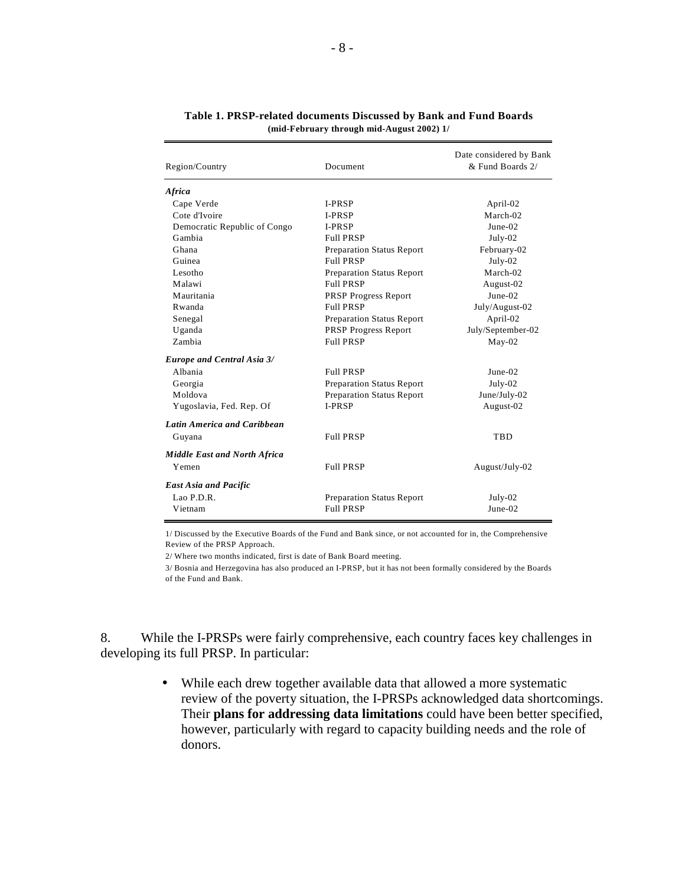**Table 1. PRSP-related documents Discussed by Bank and Fund Boards**
**(mid-February through mid-August 2002) 1/**

| Region/Country | Document | Date considered by Bank & Fund Boards 2/ |
|---|---|---|
| ***Africa*** | | |
| Cape Verde | I-PRSP | April-02 |
| Cote d'Ivoire | I-PRSP | March-02 |
| Democratic Republic of Congo | I-PRSP | June-02 |
| Gambia | Full PRSP | July-02 |
| Ghana | Preparation Status Report | February-02 |
| Guinea | Full PRSP | July-02 |
| Lesotho | Preparation Status Report | March-02 |
| Malawi | Full PRSP | August-02 |
| Mauritania | PRSP Progress Report | June-02 |
| Rwanda | Full PRSP | July/August-02 |
| Senegal | Preparation Status Report | April-02 |
| Uganda | PRSP Progress Report | July/September-02 |
| Zambia | Full PRSP | May-02 |
| ***Europe and Central Asia 3/*** | | |
| Albania | Full PRSP | June-02 |
| Georgia | Preparation Status Report | July-02 |
| Moldova | Preparation Status Report | June/July-02 |
| Yugoslavia, Fed. Rep. Of | I-PRSP | August-02 |
| ***Latin America and Caribbean*** | | |
| Guyana | Full PRSP | TBD |
| ***Middle East and North Africa*** | | |
| Yemen | Full PRSP | August/July-02 |
| ***East Asia and Pacific*** | | |
| Lao P.D.R. | Preparation Status Report | July-02 |
| Vietnam | Full PRSP | June-02 |

1/ Discussed by the Executive Boards of the Fund and Bank since, or not accounted for in, the Comprehensive Review of the PRSP Approach.

2/ Where two months indicated, first is date of Bank Board meeting.

3/ Bosnia and Herzegovina has also produced an I-PRSP, but it has not been formally considered by the Boards of the Fund and Bank.

8. While the I-PRSPs were fairly comprehensive, each country faces key challenges in developing its full PRSP. In particular:

- While each drew together available data that allowed a more systematic review of the poverty situation, the I-PRSPs acknowledged data shortcomings. Their **plans for addressing data limitations** could have been better specified, however, particularly with regard to capacity building needs and the role of donors.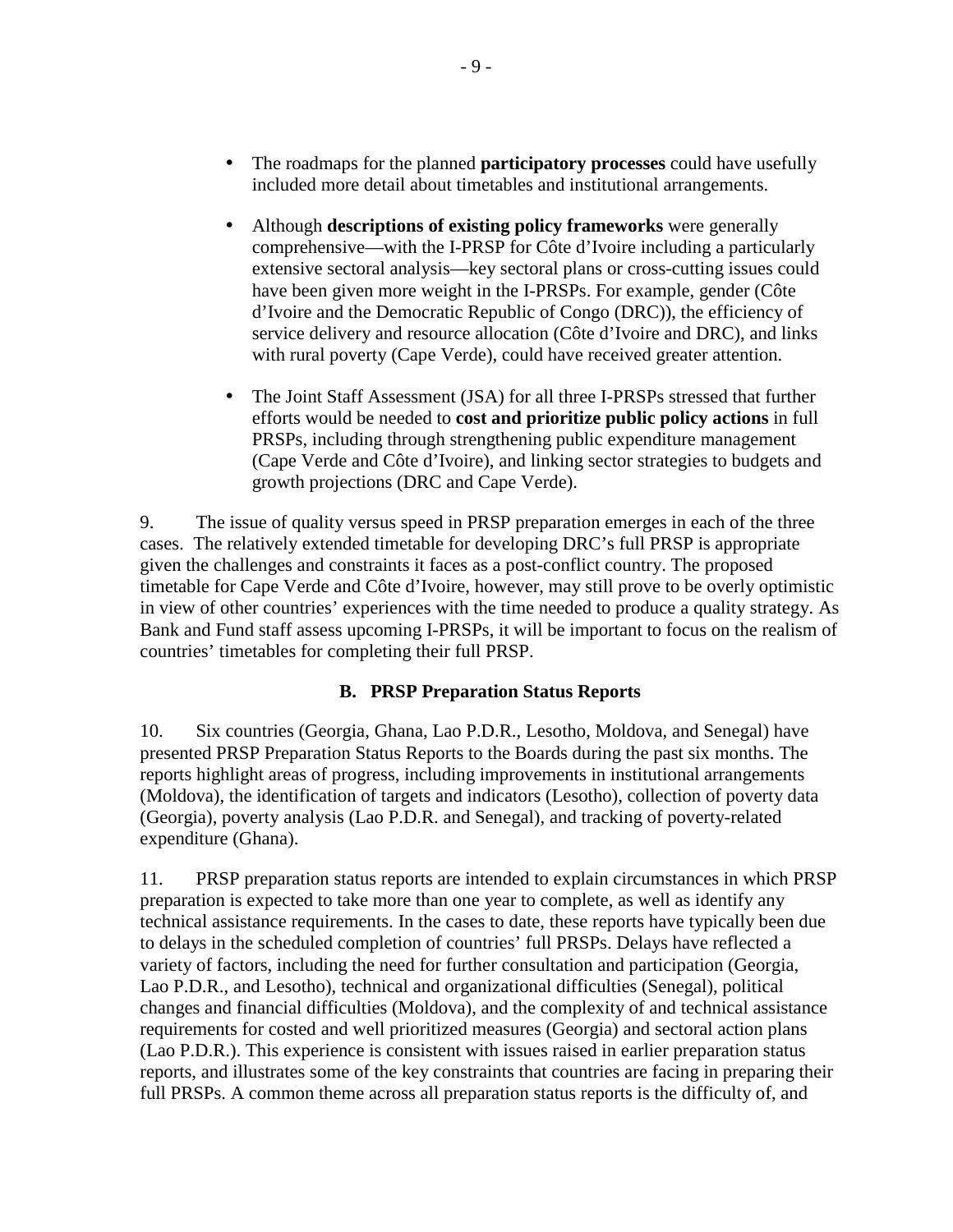- The roadmaps for the planned **participatory processes** could have usefully included more detail about timetables and institutional arrangements.

- Although **descriptions of existing policy frameworks** were generally comprehensive—with the I-PRSP for Côte d'Ivoire including a particularly extensive sectoral analysis—key sectoral plans or cross-cutting issues could have been given more weight in the I-PRSPs. For example, gender (Côte d'Ivoire and the Democratic Republic of Congo (DRC)), the efficiency of service delivery and resource allocation (Côte d'Ivoire and DRC), and links with rural poverty (Cape Verde), could have received greater attention.

- The Joint Staff Assessment (JSA) for all three I-PRSPs stressed that further efforts would be needed to **cost and prioritize public policy actions** in full PRSPs, including through strengthening public expenditure management (Cape Verde and Côte d'Ivoire), and linking sector strategies to budgets and growth projections (DRC and Cape Verde).

9. The issue of quality versus speed in PRSP preparation emerges in each of the three cases. The relatively extended timetable for developing DRC's full PRSP is appropriate given the challenges and constraints it faces as a post-conflict country. The proposed timetable for Cape Verde and Côte d'Ivoire, however, may still prove to be overly optimistic in view of other countries' experiences with the time needed to produce a quality strategy. As Bank and Fund staff assess upcoming I-PRSPs, it will be important to focus on the realism of countries' timetables for completing their full PRSP.

### B. PRSP Preparation Status Reports

10. Six countries (Georgia, Ghana, Lao P.D.R., Lesotho, Moldova, and Senegal) have presented PRSP Preparation Status Reports to the Boards during the past six months. The reports highlight areas of progress, including improvements in institutional arrangements (Moldova), the identification of targets and indicators (Lesotho), collection of poverty data (Georgia), poverty analysis (Lao P.D.R. and Senegal), and tracking of poverty-related expenditure (Ghana).

11. PRSP preparation status reports are intended to explain circumstances in which PRSP preparation is expected to take more than one year to complete, as well as identify any technical assistance requirements. In the cases to date, these reports have typically been due to delays in the scheduled completion of countries' full PRSPs. Delays have reflected a variety of factors, including the need for further consultation and participation (Georgia, Lao P.D.R., and Lesotho), technical and organizational difficulties (Senegal), political changes and financial difficulties (Moldova), and the complexity of and technical assistance requirements for costed and well prioritized measures (Georgia) and sectoral action plans (Lao P.D.R.). This experience is consistent with issues raised in earlier preparation status reports, and illustrates some of the key constraints that countries are facing in preparing their full PRSPs. A common theme across all preparation status reports is the difficulty of, and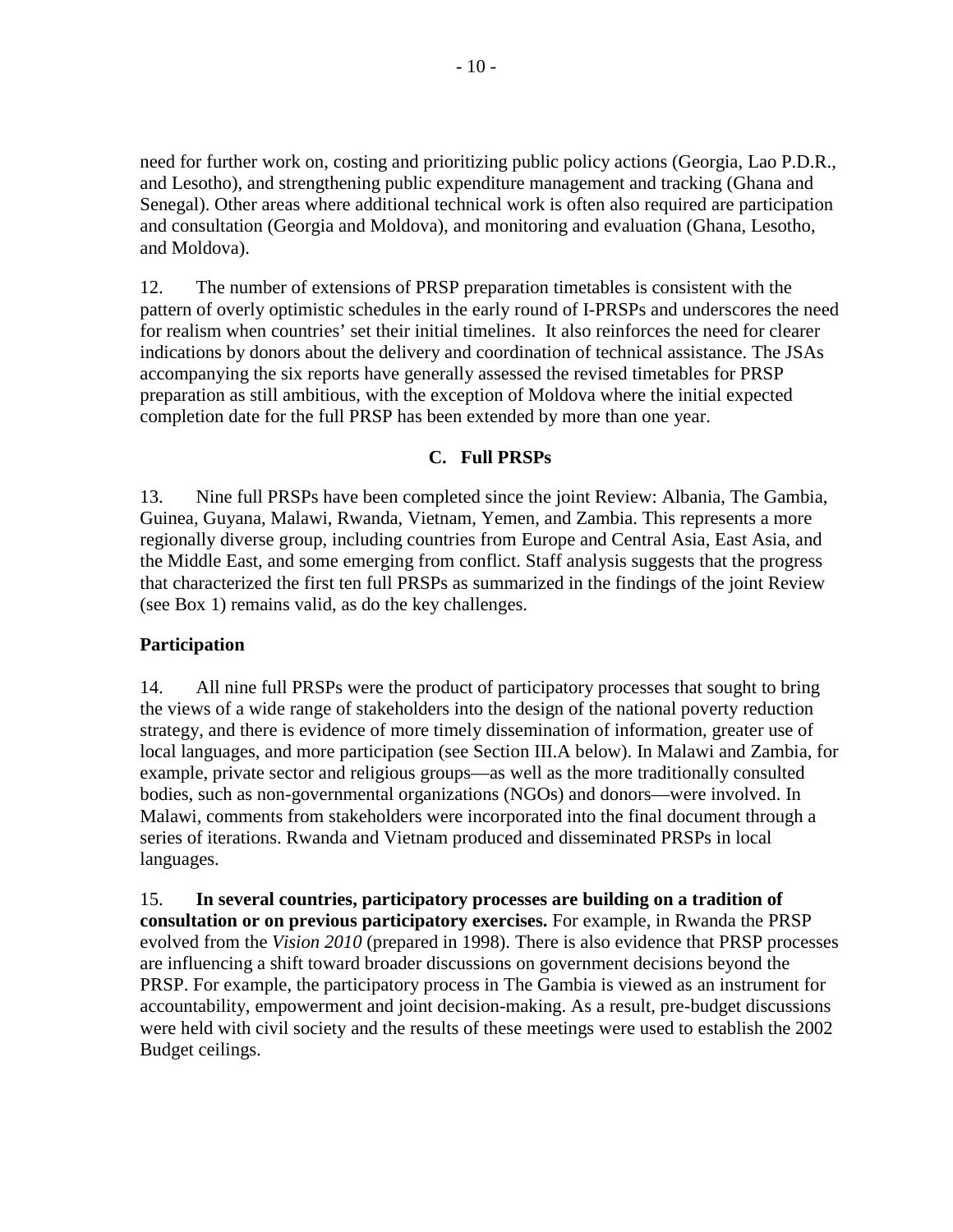need for further work on, costing and prioritizing public policy actions (Georgia, Lao P.D.R., and Lesotho), and strengthening public expenditure management and tracking (Ghana and Senegal). Other areas where additional technical work is often also required are participation and consultation (Georgia and Moldova), and monitoring and evaluation (Ghana, Lesotho, and Moldova).

12. The number of extensions of PRSP preparation timetables is consistent with the pattern of overly optimistic schedules in the early round of I-PRSPs and underscores the need for realism when countries' set their initial timelines. It also reinforces the need for clearer indications by donors about the delivery and coordination of technical assistance. The JSAs accompanying the six reports have generally assessed the revised timetables for PRSP preparation as still ambitious, with the exception of Moldova where the initial expected completion date for the full PRSP has been extended by more than one year.

### C. Full PRSPs

13. Nine full PRSPs have been completed since the joint Review: Albania, The Gambia, Guinea, Guyana, Malawi, Rwanda, Vietnam, Yemen, and Zambia. This represents a more regionally diverse group, including countries from Europe and Central Asia, East Asia, and the Middle East, and some emerging from conflict. Staff analysis suggests that the progress that characterized the first ten full PRSPs as summarized in the findings of the joint Review (see Box 1) remains valid, as do the key challenges.

#### Participation

14. All nine full PRSPs were the product of participatory processes that sought to bring the views of a wide range of stakeholders into the design of the national poverty reduction strategy, and there is evidence of more timely dissemination of information, greater use of local languages, and more participation (see Section III.A below). In Malawi and Zambia, for example, private sector and religious groups—as well as the more traditionally consulted bodies, such as non-governmental organizations (NGOs) and donors—were involved. In Malawi, comments from stakeholders were incorporated into the final document through a series of iterations. Rwanda and Vietnam produced and disseminated PRSPs in local languages.

15. **In several countries, participatory processes are building on a tradition of consultation or on previous participatory exercises.** For example, in Rwanda the PRSP evolved from the *Vision 2010* (prepared in 1998). There is also evidence that PRSP processes are influencing a shift toward broader discussions on government decisions beyond the PRSP. For example, the participatory process in The Gambia is viewed as an instrument for accountability, empowerment and joint decision-making. As a result, pre-budget discussions were held with civil society and the results of these meetings were used to establish the 2002 Budget ceilings.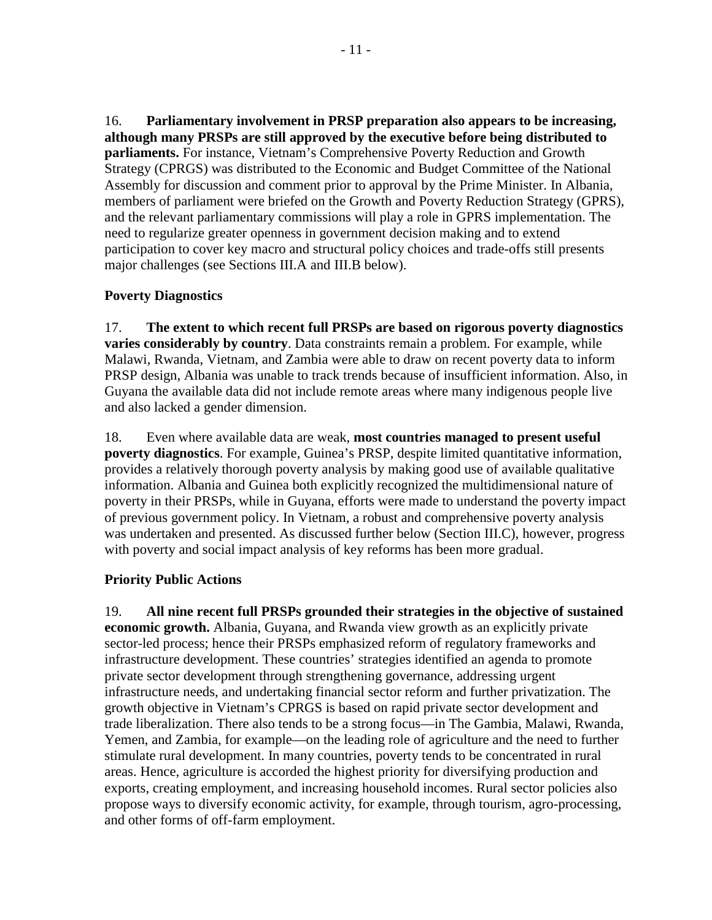16. **Parliamentary involvement in PRSP preparation also appears to be increasing, although many PRSPs are still approved by the executive before being distributed to parliaments.** For instance, Vietnam's Comprehensive Poverty Reduction and Growth Strategy (CPRGS) was distributed to the Economic and Budget Committee of the National Assembly for discussion and comment prior to approval by the Prime Minister. In Albania, members of parliament were briefed on the Growth and Poverty Reduction Strategy (GPRS), and the relevant parliamentary commissions will play a role in GPRS implementation. The need to regularize greater openness in government decision making and to extend participation to cover key macro and structural policy choices and trade-offs still presents major challenges (see Sections III.A and III.B below).

### Poverty Diagnostics

17. **The extent to which recent full PRSPs are based on rigorous poverty diagnostics varies considerably by country**. Data constraints remain a problem. For example, while Malawi, Rwanda, Vietnam, and Zambia were able to draw on recent poverty data to inform PRSP design, Albania was unable to track trends because of insufficient information. Also, in Guyana the available data did not include remote areas where many indigenous people live and also lacked a gender dimension.

18. Even where available data are weak, **most countries managed to present useful poverty diagnostics**. For example, Guinea's PRSP, despite limited quantitative information, provides a relatively thorough poverty analysis by making good use of available qualitative information. Albania and Guinea both explicitly recognized the multidimensional nature of poverty in their PRSPs, while in Guyana, efforts were made to understand the poverty impact of previous government policy. In Vietnam, a robust and comprehensive poverty analysis was undertaken and presented. As discussed further below (Section III.C), however, progress with poverty and social impact analysis of key reforms has been more gradual.

### Priority Public Actions

19. **All nine recent full PRSPs grounded their strategies in the objective of sustained economic growth.** Albania, Guyana, and Rwanda view growth as an explicitly private sector-led process; hence their PRSPs emphasized reform of regulatory frameworks and infrastructure development. These countries' strategies identified an agenda to promote private sector development through strengthening governance, addressing urgent infrastructure needs, and undertaking financial sector reform and further privatization. The growth objective in Vietnam's CPRGS is based on rapid private sector development and trade liberalization. There also tends to be a strong focus—in The Gambia, Malawi, Rwanda, Yemen, and Zambia, for example—on the leading role of agriculture and the need to further stimulate rural development. In many countries, poverty tends to be concentrated in rural areas. Hence, agriculture is accorded the highest priority for diversifying production and exports, creating employment, and increasing household incomes. Rural sector policies also propose ways to diversify economic activity, for example, through tourism, agro-processing, and other forms of off-farm employment.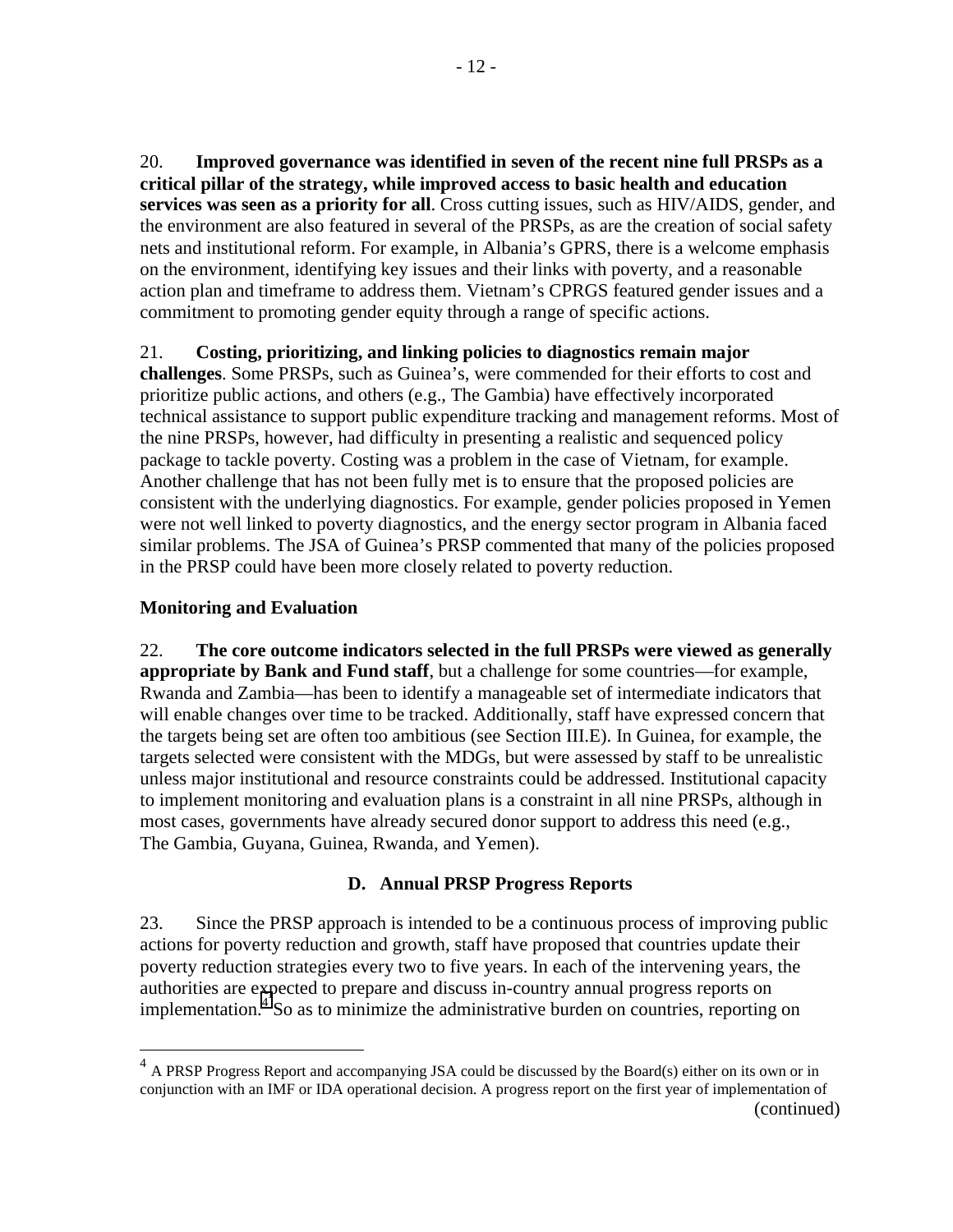20. **Improved governance was identified in seven of the recent nine full PRSPs as a critical pillar of the strategy, while improved access to basic health and education services was seen as a priority for all**. Cross cutting issues, such as HIV/AIDS, gender, and the environment are also featured in several of the PRSPs, as are the creation of social safety nets and institutional reform. For example, in Albania's GPRS, there is a welcome emphasis on the environment, identifying key issues and their links with poverty, and a reasonable action plan and timeframe to address them. Vietnam's CPRGS featured gender issues and a commitment to promoting gender equity through a range of specific actions.

21. **Costing, prioritizing, and linking policies to diagnostics remain major challenges**. Some PRSPs, such as Guinea's, were commended for their efforts to cost and prioritize public actions, and others (e.g., The Gambia) have effectively incorporated technical assistance to support public expenditure tracking and management reforms. Most of the nine PRSPs, however, had difficulty in presenting a realistic and sequenced policy package to tackle poverty. Costing was a problem in the case of Vietnam, for example. Another challenge that has not been fully met is to ensure that the proposed policies are consistent with the underlying diagnostics. For example, gender policies proposed in Yemen were not well linked to poverty diagnostics, and the energy sector program in Albania faced similar problems. The JSA of Guinea's PRSP commented that many of the policies proposed in the PRSP could have been more closely related to poverty reduction.

**Monitoring and Evaluation**

22. **The core outcome indicators selected in the full PRSPs were viewed as generally appropriate by Bank and Fund staff**, but a challenge for some countries—for example, Rwanda and Zambia—has been to identify a manageable set of intermediate indicators that will enable changes over time to be tracked. Additionally, staff have expressed concern that the targets being set are often too ambitious (see Section III.E). In Guinea, for example, the targets selected were consistent with the MDGs, but were assessed by staff to be unrealistic unless major institutional and resource constraints could be addressed. Institutional capacity to implement monitoring and evaluation plans is a constraint in all nine PRSPs, although in most cases, governments have already secured donor support to address this need (e.g., The Gambia, Guyana, Guinea, Rwanda, and Yemen).

### D. Annual PRSP Progress Reports

23. Since the PRSP approach is intended to be a continuous process of improving public actions for poverty reduction and growth, staff have proposed that countries update their poverty reduction strategies every two to five years. In each of the intervening years, the authorities are expected to prepare and discuss in-country annual progress reports on implementation.[4] So as to minimize the administrative burden on countries, reporting on

---

[4] A PRSP Progress Report and accompanying JSA could be discussed by the Board(s) either on its own or in conjunction with an IMF or IDA operational decision. A progress report on the first year of implementation of (continued)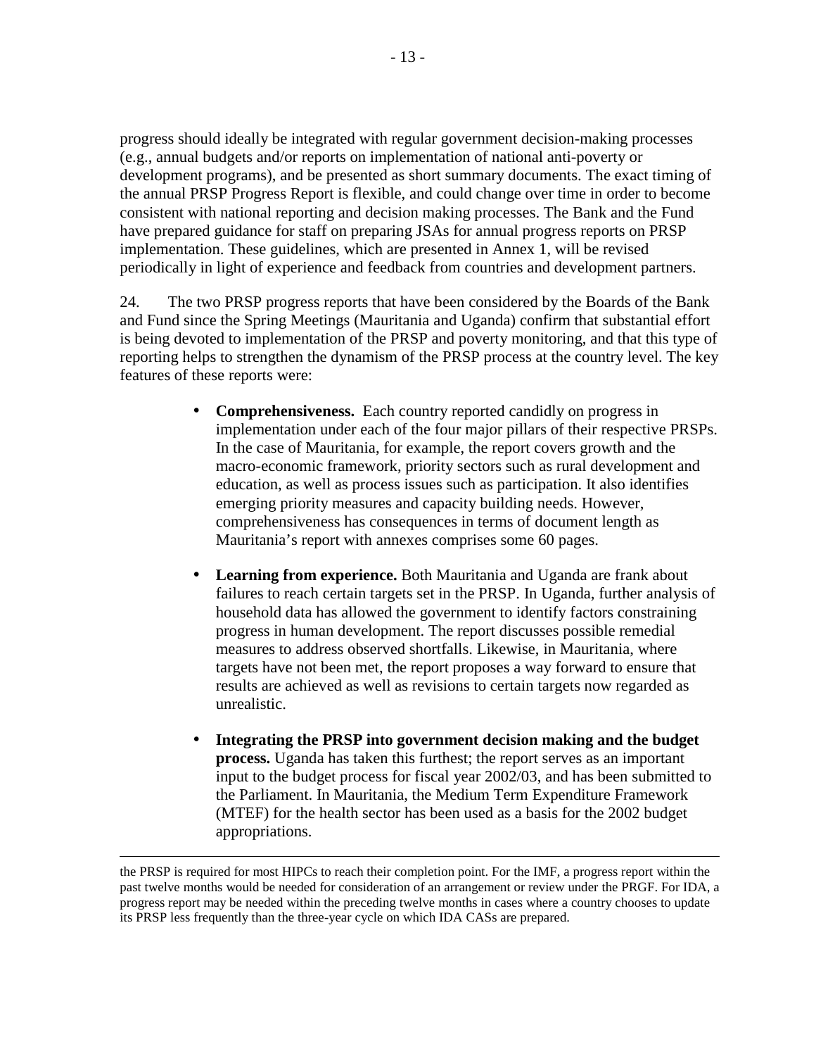progress should ideally be integrated with regular government decision-making processes (e.g., annual budgets and/or reports on implementation of national anti-poverty or development programs), and be presented as short summary documents. The exact timing of the annual PRSP Progress Report is flexible, and could change over time in order to become consistent with national reporting and decision making processes. The Bank and the Fund have prepared guidance for staff on preparing JSAs for annual progress reports on PRSP implementation. These guidelines, which are presented in Annex 1, will be revised periodically in light of experience and feedback from countries and development partners.

24. The two PRSP progress reports that have been considered by the Boards of the Bank and Fund since the Spring Meetings (Mauritania and Uganda) confirm that substantial effort is being devoted to implementation of the PRSP and poverty monitoring, and that this type of reporting helps to strengthen the dynamism of the PRSP process at the country level. The key features of these reports were:

- **Comprehensiveness.** Each country reported candidly on progress in implementation under each of the four major pillars of their respective PRSPs. In the case of Mauritania, for example, the report covers growth and the macro-economic framework, priority sectors such as rural development and education, as well as process issues such as participation. It also identifies emerging priority measures and capacity building needs. However, comprehensiveness has consequences in terms of document length as Mauritania's report with annexes comprises some 60 pages.

- **Learning from experience.** Both Mauritania and Uganda are frank about failures to reach certain targets set in the PRSP. In Uganda, further analysis of household data has allowed the government to identify factors constraining progress in human development. The report discusses possible remedial measures to address observed shortfalls. Likewise, in Mauritania, where targets have not been met, the report proposes a way forward to ensure that results are achieved as well as revisions to certain targets now regarded as unrealistic.

- **Integrating the PRSP into government decision making and the budget process.** Uganda has taken this furthest; the report serves as an important input to the budget process for fiscal year 2002/03, and has been submitted to the Parliament. In Mauritania, the Medium Term Expenditure Framework (MTEF) for the health sector has been used as a basis for the 2002 budget appropriations.

---

the PRSP is required for most HIPCs to reach their completion point. For the IMF, a progress report within the past twelve months would be needed for consideration of an arrangement or review under the PRGF. For IDA, a progress report may be needed within the preceding twelve months in cases where a country chooses to update its PRSP less frequently than the three-year cycle on which IDA CASs are prepared.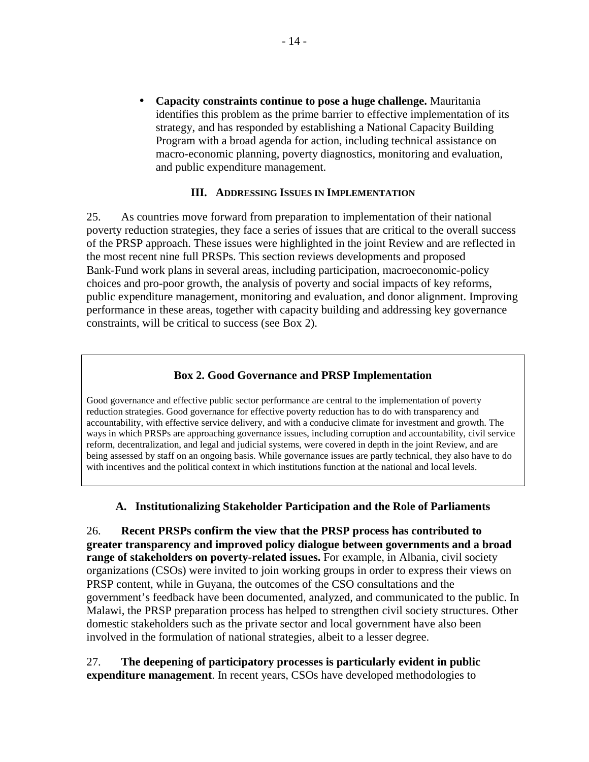- **Capacity constraints continue to pose a huge challenge.** Mauritania identifies this problem as the prime barrier to effective implementation of its strategy, and has responded by establishing a National Capacity Building Program with a broad agenda for action, including technical assistance on macro-economic planning, poverty diagnostics, monitoring and evaluation, and public expenditure management.

## III. Addressing Issues in Implementation

25. As countries move forward from preparation to implementation of their national poverty reduction strategies, they face a series of issues that are critical to the overall success of the PRSP approach. These issues were highlighted in the joint Review and are reflected in the most recent nine full PRSPs. This section reviews developments and proposed Bank-Fund work plans in several areas, including participation, macroeconomic-policy choices and pro-poor growth, the analysis of poverty and social impacts of key reforms, public expenditure management, monitoring and evaluation, and donor alignment. Improving performance in these areas, together with capacity building and addressing key governance constraints, will be critical to success (see Box 2).

> **Box 2. Good Governance and PRSP Implementation**
>
> Good governance and effective public sector performance are central to the implementation of poverty reduction strategies. Good governance for effective poverty reduction has to do with transparency and accountability, with effective service delivery, and with a conducive climate for investment and growth. The ways in which PRSPs are approaching governance issues, including corruption and accountability, civil service reform, decentralization, and legal and judicial systems, were covered in depth in the joint Review, and are being assessed by staff on an ongoing basis. While governance issues are partly technical, they also have to do with incentives and the political context in which institutions function at the national and local levels.

### A. Institutionalizing Stakeholder Participation and the Role of Parliaments

26. **Recent PRSPs confirm the view that the PRSP process has contributed to greater transparency and improved policy dialogue between governments and a broad range of stakeholders on poverty-related issues.** For example, in Albania, civil society organizations (CSOs) were invited to join working groups in order to express their views on PRSP content, while in Guyana, the outcomes of the CSO consultations and the government's feedback have been documented, analyzed, and communicated to the public. In Malawi, the PRSP preparation process has helped to strengthen civil society structures. Other domestic stakeholders such as the private sector and local government have also been involved in the formulation of national strategies, albeit to a lesser degree.

27. **The deepening of participatory processes is particularly evident in public expenditure management**. In recent years, CSOs have developed methodologies to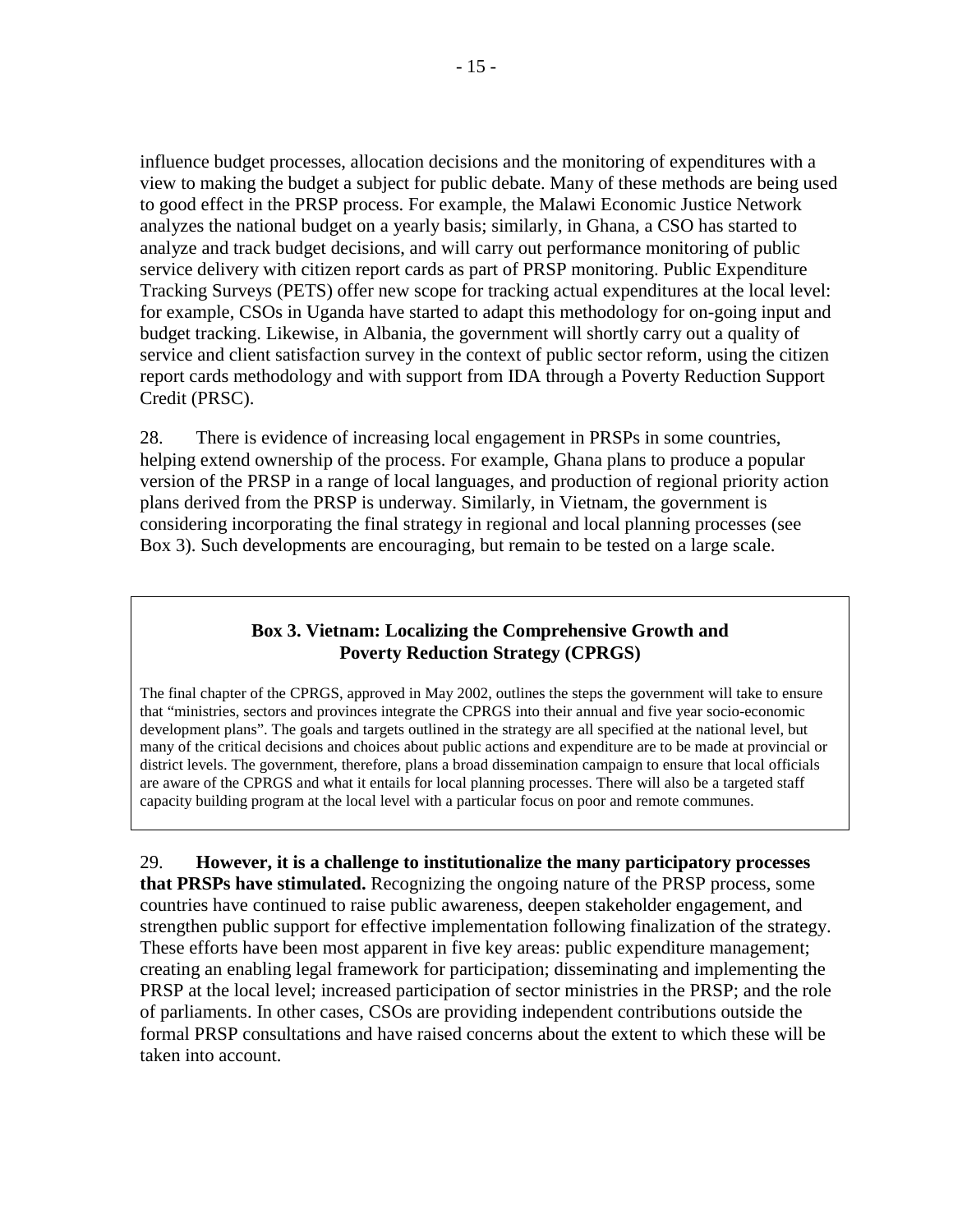influence budget processes, allocation decisions and the monitoring of expenditures with a view to making the budget a subject for public debate. Many of these methods are being used to good effect in the PRSP process. For example, the Malawi Economic Justice Network analyzes the national budget on a yearly basis; similarly, in Ghana, a CSO has started to analyze and track budget decisions, and will carry out performance monitoring of public service delivery with citizen report cards as part of PRSP monitoring. Public Expenditure Tracking Surveys (PETS) offer new scope for tracking actual expenditures at the local level: for example, CSOs in Uganda have started to adapt this methodology for on-going input and budget tracking. Likewise, in Albania, the government will shortly carry out a quality of service and client satisfaction survey in the context of public sector reform, using the citizen report cards methodology and with support from IDA through a Poverty Reduction Support Credit (PRSC).

28. There is evidence of increasing local engagement in PRSPs in some countries, helping extend ownership of the process. For example, Ghana plans to produce a popular version of the PRSP in a range of local languages, and production of regional priority action plans derived from the PRSP is underway. Similarly, in Vietnam, the government is considering incorporating the final strategy in regional and local planning processes (see Box 3). Such developments are encouraging, but remain to be tested on a large scale.

**Box 3. Vietnam: Localizing the Comprehensive Growth and Poverty Reduction Strategy (CPRGS)**

The final chapter of the CPRGS, approved in May 2002, outlines the steps the government will take to ensure that "ministries, sectors and provinces integrate the CPRGS into their annual and five year socio-economic development plans". The goals and targets outlined in the strategy are all specified at the national level, but many of the critical decisions and choices about public actions and expenditure are to be made at provincial or district levels. The government, therefore, plans a broad dissemination campaign to ensure that local officials are aware of the CPRGS and what it entails for local planning processes. There will also be a targeted staff capacity building program at the local level with a particular focus on poor and remote communes.

29. **However, it is a challenge to institutionalize the many participatory processes that PRSPs have stimulated.** Recognizing the ongoing nature of the PRSP process, some countries have continued to raise public awareness, deepen stakeholder engagement, and strengthen public support for effective implementation following finalization of the strategy. These efforts have been most apparent in five key areas: public expenditure management; creating an enabling legal framework for participation; disseminating and implementing the PRSP at the local level; increased participation of sector ministries in the PRSP; and the role of parliaments. In other cases, CSOs are providing independent contributions outside the formal PRSP consultations and have raised concerns about the extent to which these will be taken into account.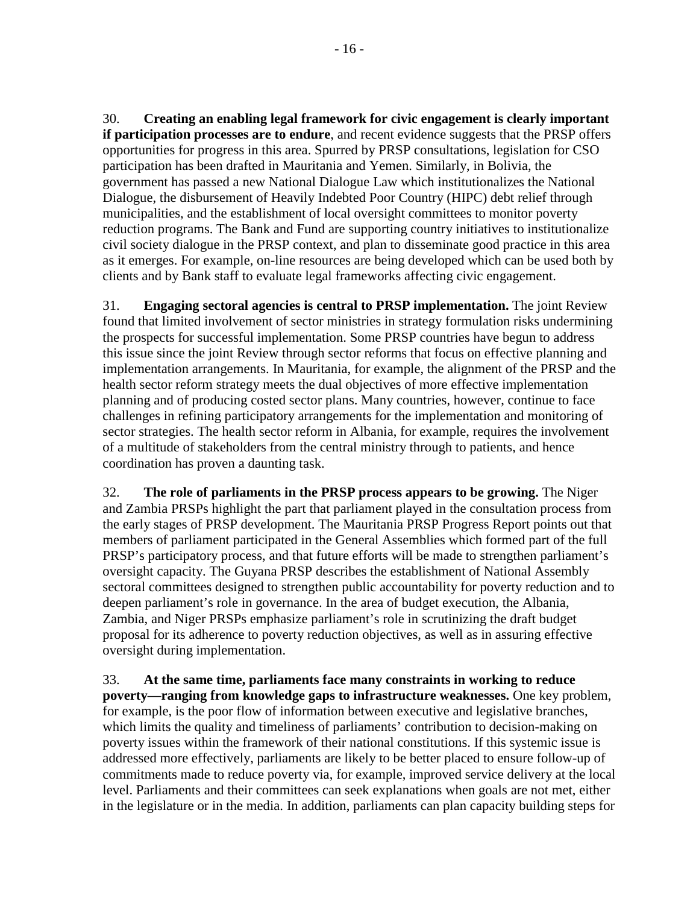30. **Creating an enabling legal framework for civic engagement is clearly important if participation processes are to endure**, and recent evidence suggests that the PRSP offers opportunities for progress in this area. Spurred by PRSP consultations, legislation for CSO participation has been drafted in Mauritania and Yemen. Similarly, in Bolivia, the government has passed a new National Dialogue Law which institutionalizes the National Dialogue, the disbursement of Heavily Indebted Poor Country (HIPC) debt relief through municipalities, and the establishment of local oversight committees to monitor poverty reduction programs. The Bank and Fund are supporting country initiatives to institutionalize civil society dialogue in the PRSP context, and plan to disseminate good practice in this area as it emerges. For example, on-line resources are being developed which can be used both by clients and by Bank staff to evaluate legal frameworks affecting civic engagement.

31. **Engaging sectoral agencies is central to PRSP implementation.** The joint Review found that limited involvement of sector ministries in strategy formulation risks undermining the prospects for successful implementation. Some PRSP countries have begun to address this issue since the joint Review through sector reforms that focus on effective planning and implementation arrangements. In Mauritania, for example, the alignment of the PRSP and the health sector reform strategy meets the dual objectives of more effective implementation planning and of producing costed sector plans. Many countries, however, continue to face challenges in refining participatory arrangements for the implementation and monitoring of sector strategies. The health sector reform in Albania, for example, requires the involvement of a multitude of stakeholders from the central ministry through to patients, and hence coordination has proven a daunting task.

32. **The role of parliaments in the PRSP process appears to be growing.** The Niger and Zambia PRSPs highlight the part that parliament played in the consultation process from the early stages of PRSP development. The Mauritania PRSP Progress Report points out that members of parliament participated in the General Assemblies which formed part of the full PRSP's participatory process, and that future efforts will be made to strengthen parliament's oversight capacity. The Guyana PRSP describes the establishment of National Assembly sectoral committees designed to strengthen public accountability for poverty reduction and to deepen parliament's role in governance. In the area of budget execution, the Albania, Zambia, and Niger PRSPs emphasize parliament's role in scrutinizing the draft budget proposal for its adherence to poverty reduction objectives, as well as in assuring effective oversight during implementation.

33. **At the same time, parliaments face many constraints in working to reduce poverty—ranging from knowledge gaps to infrastructure weaknesses.** One key problem, for example, is the poor flow of information between executive and legislative branches, which limits the quality and timeliness of parliaments' contribution to decision-making on poverty issues within the framework of their national constitutions. If this systemic issue is addressed more effectively, parliaments are likely to be better placed to ensure follow-up of commitments made to reduce poverty via, for example, improved service delivery at the local level. Parliaments and their committees can seek explanations when goals are not met, either in the legislature or in the media. In addition, parliaments can plan capacity building steps for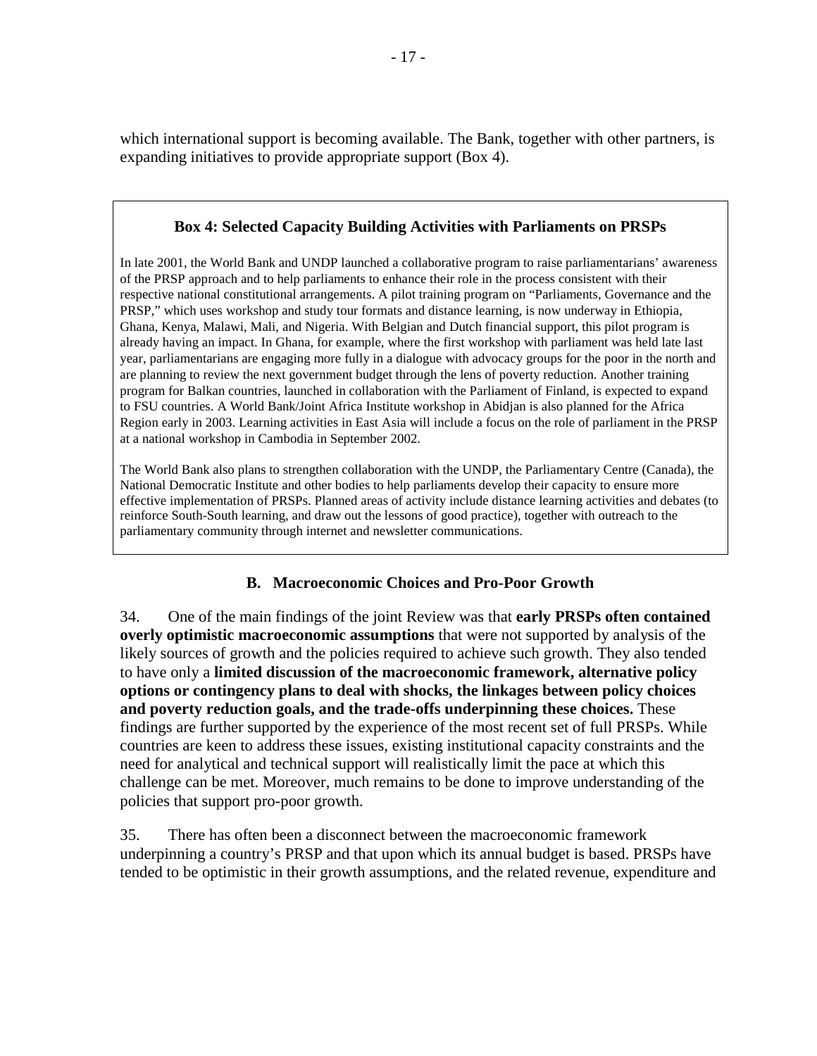which international support is becoming available. The Bank, together with other partners, is expanding initiatives to provide appropriate support (Box 4).

> **Box 4: Selected Capacity Building Activities with Parliaments on PRSPs**
>
> In late 2001, the World Bank and UNDP launched a collaborative program to raise parliamentarians' awareness of the PRSP approach and to help parliaments to enhance their role in the process consistent with their respective national constitutional arrangements. A pilot training program on "Parliaments, Governance and the PRSP," which uses workshop and study tour formats and distance learning, is now underway in Ethiopia, Ghana, Kenya, Malawi, Mali, and Nigeria. With Belgian and Dutch financial support, this pilot program is already having an impact. In Ghana, for example, where the first workshop with parliament was held late last year, parliamentarians are engaging more fully in a dialogue with advocacy groups for the poor in the north and are planning to review the next government budget through the lens of poverty reduction. Another training program for Balkan countries, launched in collaboration with the Parliament of Finland, is expected to expand to FSU countries. A World Bank/Joint Africa Institute workshop in Abidjan is also planned for the Africa Region early in 2003. Learning activities in East Asia will include a focus on the role of parliament in the PRSP at a national workshop in Cambodia in September 2002.
>
> The World Bank also plans to strengthen collaboration with the UNDP, the Parliamentary Centre (Canada), the National Democratic Institute and other bodies to help parliaments develop their capacity to ensure more effective implementation of PRSPs. Planned areas of activity include distance learning activities and debates (to reinforce South-South learning, and draw out the lessons of good practice), together with outreach to the parliamentary community through internet and newsletter communications.

### B. Macroeconomic Choices and Pro-Poor Growth

34. One of the main findings of the joint Review was that **early PRSPs often contained overly optimistic macroeconomic assumptions** that were not supported by analysis of the likely sources of growth and the policies required to achieve such growth. They also tended to have only a **limited discussion of the macroeconomic framework, alternative policy options or contingency plans to deal with shocks, the linkages between policy choices and poverty reduction goals, and the trade-offs underpinning these choices.** These findings are further supported by the experience of the most recent set of full PRSPs. While countries are keen to address these issues, existing institutional capacity constraints and the need for analytical and technical support will realistically limit the pace at which this challenge can be met. Moreover, much remains to be done to improve understanding of the policies that support pro-poor growth.

35. There has often been a disconnect between the macroeconomic framework underpinning a country's PRSP and that upon which its annual budget is based. PRSPs have tended to be optimistic in their growth assumptions, and the related revenue, expenditure and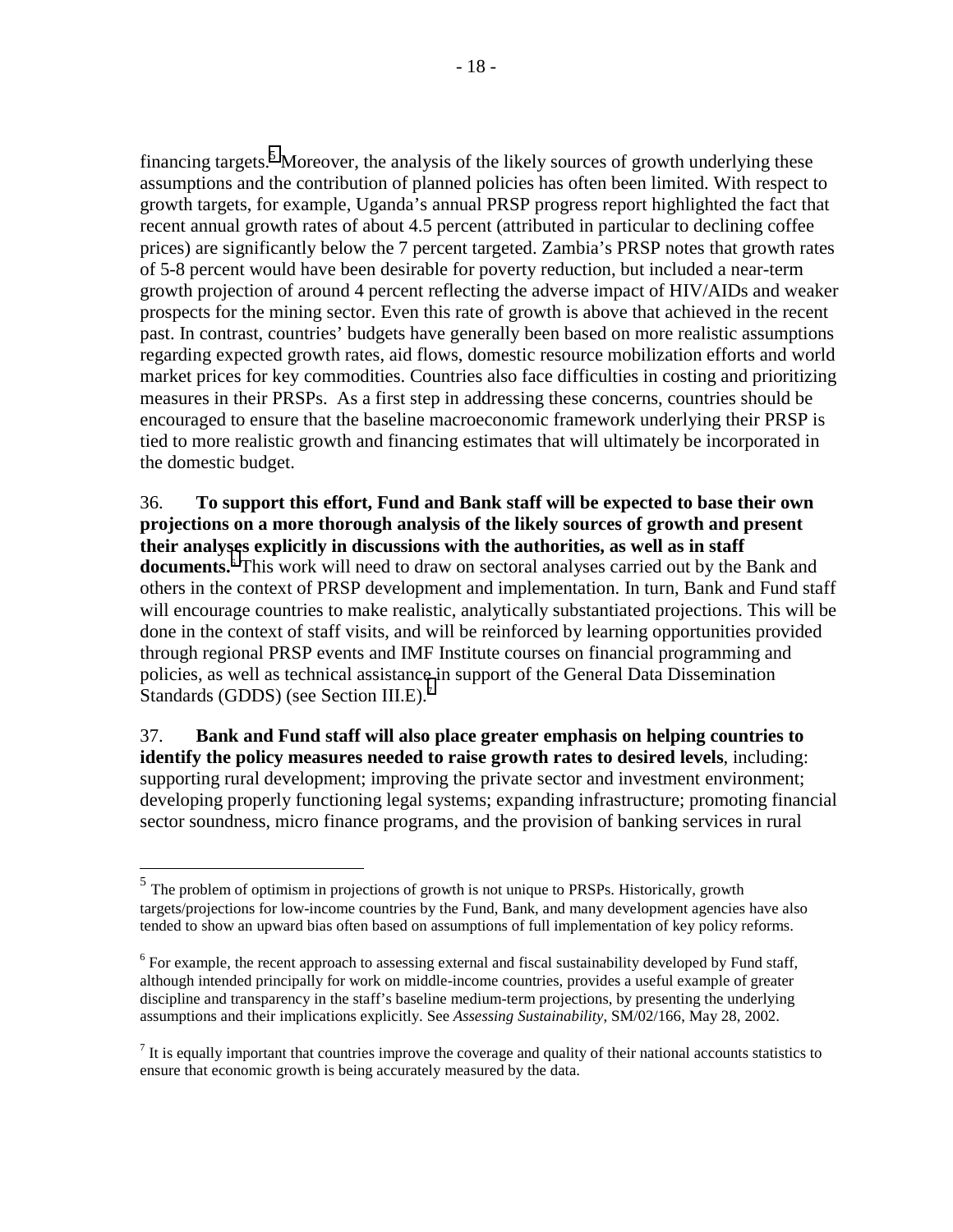financing targets.[5] Moreover, the analysis of the likely sources of growth underlying these assumptions and the contribution of planned policies has often been limited. With respect to growth targets, for example, Uganda's annual PRSP progress report highlighted the fact that recent annual growth rates of about 4.5 percent (attributed in particular to declining coffee prices) are significantly below the 7 percent targeted. Zambia's PRSP notes that growth rates of 5-8 percent would have been desirable for poverty reduction, but included a near-term growth projection of around 4 percent reflecting the adverse impact of HIV/AIDs and weaker prospects for the mining sector. Even this rate of growth is above that achieved in the recent past. In contrast, countries' budgets have generally been based on more realistic assumptions regarding expected growth rates, aid flows, domestic resource mobilization efforts and world market prices for key commodities. Countries also face difficulties in costing and prioritizing measures in their PRSPs. As a first step in addressing these concerns, countries should be encouraged to ensure that the baseline macroeconomic framework underlying their PRSP is tied to more realistic growth and financing estimates that will ultimately be incorporated in the domestic budget.

36. **To support this effort, Fund and Bank staff will be expected to base their own projections on a more thorough analysis of the likely sources of growth and present their analyses explicitly in discussions with the authorities, as well as in staff documents.**[6] This work will need to draw on sectoral analyses carried out by the Bank and others in the context of PRSP development and implementation. In turn, Bank and Fund staff will encourage countries to make realistic, analytically substantiated projections. This will be done in the context of staff visits, and will be reinforced by learning opportunities provided through regional PRSP events and IMF Institute courses on financial programming and policies, as well as technical assistance in support of the General Data Dissemination Standards (GDDS) (see Section III.E).[7]

37. **Bank and Fund staff will also place greater emphasis on helping countries to identify the policy measures needed to raise growth rates to desired levels**, including: supporting rural development; improving the private sector and investment environment; developing properly functioning legal systems; expanding infrastructure; promoting financial sector soundness, micro finance programs, and the provision of banking services in rural

---

[5] The problem of optimism in projections of growth is not unique to PRSPs. Historically, growth targets/projections for low-income countries by the Fund, Bank, and many development agencies have also tended to show an upward bias often based on assumptions of full implementation of key policy reforms.

[6] For example, the recent approach to assessing external and fiscal sustainability developed by Fund staff, although intended principally for work on middle-income countries, provides a useful example of greater discipline and transparency in the staff's baseline medium-term projections, by presenting the underlying assumptions and their implications explicitly. See *Assessing Sustainability*, SM/02/166, May 28, 2002.

[7] It is equally important that countries improve the coverage and quality of their national accounts statistics to ensure that economic growth is being accurately measured by the data.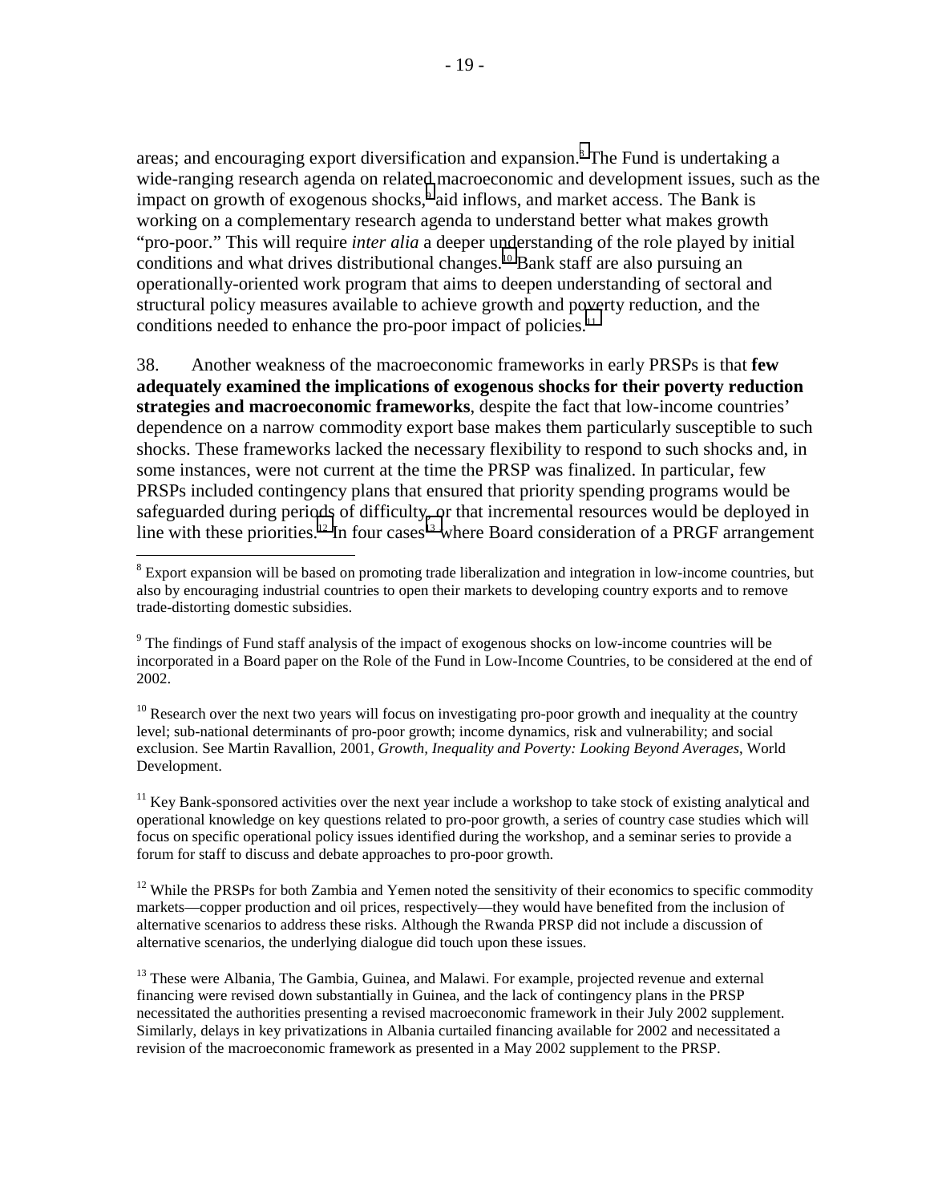areas; and encouraging export diversification and expansion.[8] The Fund is undertaking a wide-ranging research agenda on related macroeconomic and development issues, such as the impact on growth of exogenous shocks,[9] aid inflows, and market access. The Bank is working on a complementary research agenda to understand better what makes growth "pro-poor." This will require *inter alia* a deeper understanding of the role played by initial conditions and what drives distributional changes.[10] Bank staff are also pursuing an operationally-oriented work program that aims to deepen understanding of sectoral and structural policy measures available to achieve growth and poverty reduction, and the conditions needed to enhance the pro-poor impact of policies.[11]

38. Another weakness of the macroeconomic frameworks in early PRSPs is that **few adequately examined the implications of exogenous shocks for their poverty reduction strategies and macroeconomic frameworks**, despite the fact that low-income countries' dependence on a narrow commodity export base makes them particularly susceptible to such shocks. These frameworks lacked the necessary flexibility to respond to such shocks and, in some instances, were not current at the time the PRSP was finalized. In particular, few PRSPs included contingency plans that ensured that priority spending programs would be safeguarded during periods of difficulty, or that incremental resources would be deployed in line with these priorities.[12] In four cases[13] where Board consideration of a PRGF arrangement

---

[8] Export expansion will be based on promoting trade liberalization and integration in low-income countries, but also by encouraging industrial countries to open their markets to developing country exports and to remove trade-distorting domestic subsidies.

[9] The findings of Fund staff analysis of the impact of exogenous shocks on low-income countries will be incorporated in a Board paper on the Role of the Fund in Low-Income Countries, to be considered at the end of 2002.

[10] Research over the next two years will focus on investigating pro-poor growth and inequality at the country level; sub-national determinants of pro-poor growth; income dynamics, risk and vulnerability; and social exclusion. See Martin Ravallion, 2001, *Growth, Inequality and Poverty: Looking Beyond Averages*, World Development.

[11] Key Bank-sponsored activities over the next year include a workshop to take stock of existing analytical and operational knowledge on key questions related to pro-poor growth, a series of country case studies which will focus on specific operational policy issues identified during the workshop, and a seminar series to provide a forum for staff to discuss and debate approaches to pro-poor growth.

[12] While the PRSPs for both Zambia and Yemen noted the sensitivity of their economics to specific commodity markets—copper production and oil prices, respectively—they would have benefited from the inclusion of alternative scenarios to address these risks. Although the Rwanda PRSP did not include a discussion of alternative scenarios, the underlying dialogue did touch upon these issues.

[13] These were Albania, The Gambia, Guinea, and Malawi. For example, projected revenue and external financing were revised down substantially in Guinea, and the lack of contingency plans in the PRSP necessitated the authorities presenting a revised macroeconomic framework in their July 2002 supplement. Similarly, delays in key privatizations in Albania curtailed financing available for 2002 and necessitated a revision of the macroeconomic framework as presented in a May 2002 supplement to the PRSP.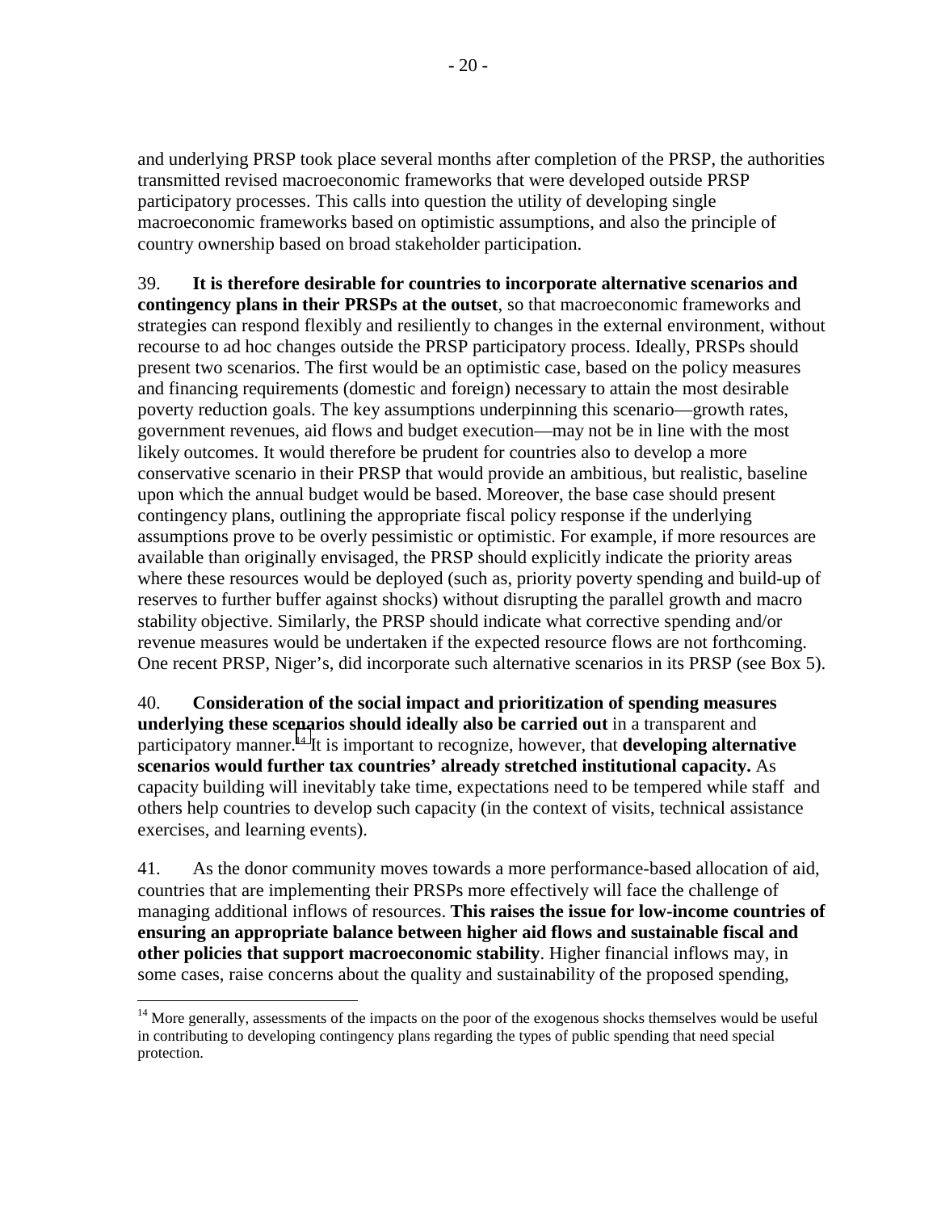and underlying PRSP took place several months after completion of the PRSP, the authorities transmitted revised macroeconomic frameworks that were developed outside PRSP participatory processes. This calls into question the utility of developing single macroeconomic frameworks based on optimistic assumptions, and also the principle of country ownership based on broad stakeholder participation.

39. **It is therefore desirable for countries to incorporate alternative scenarios and contingency plans in their PRSPs at the outset**, so that macroeconomic frameworks and strategies can respond flexibly and resiliently to changes in the external environment, without recourse to ad hoc changes outside the PRSP participatory process. Ideally, PRSPs should present two scenarios. The first would be an optimistic case, based on the policy measures and financing requirements (domestic and foreign) necessary to attain the most desirable poverty reduction goals. The key assumptions underpinning this scenario—growth rates, government revenues, aid flows and budget execution—may not be in line with the most likely outcomes. It would therefore be prudent for countries also to develop a more conservative scenario in their PRSP that would provide an ambitious, but realistic, baseline upon which the annual budget would be based. Moreover, the base case should present contingency plans, outlining the appropriate fiscal policy response if the underlying assumptions prove to be overly pessimistic or optimistic. For example, if more resources are available than originally envisaged, the PRSP should explicitly indicate the priority areas where these resources would be deployed (such as, priority poverty spending and build-up of reserves to further buffer against shocks) without disrupting the parallel growth and macro stability objective. Similarly, the PRSP should indicate what corrective spending and/or revenue measures would be undertaken if the expected resource flows are not forthcoming. One recent PRSP, Niger's, did incorporate such alternative scenarios in its PRSP (see Box 5).

40. **Consideration of the social impact and prioritization of spending measures underlying these scenarios should ideally also be carried out** in a transparent and participatory manner.[14] It is important to recognize, however, that **developing alternative scenarios would further tax countries' already stretched institutional capacity.** As capacity building will inevitably take time, expectations need to be tempered while staff and others help countries to develop such capacity (in the context of visits, technical assistance exercises, and learning events).

41. As the donor community moves towards a more performance-based allocation of aid, countries that are implementing their PRSPs more effectively will face the challenge of managing additional inflows of resources. **This raises the issue for low-income countries of ensuring an appropriate balance between higher aid flows and sustainable fiscal and other policies that support macroeconomic stability**. Higher financial inflows may, in some cases, raise concerns about the quality and sustainability of the proposed spending,

[14] More generally, assessments of the impacts on the poor of the exogenous shocks themselves would be useful in contributing to developing contingency plans regarding the types of public spending that need special protection.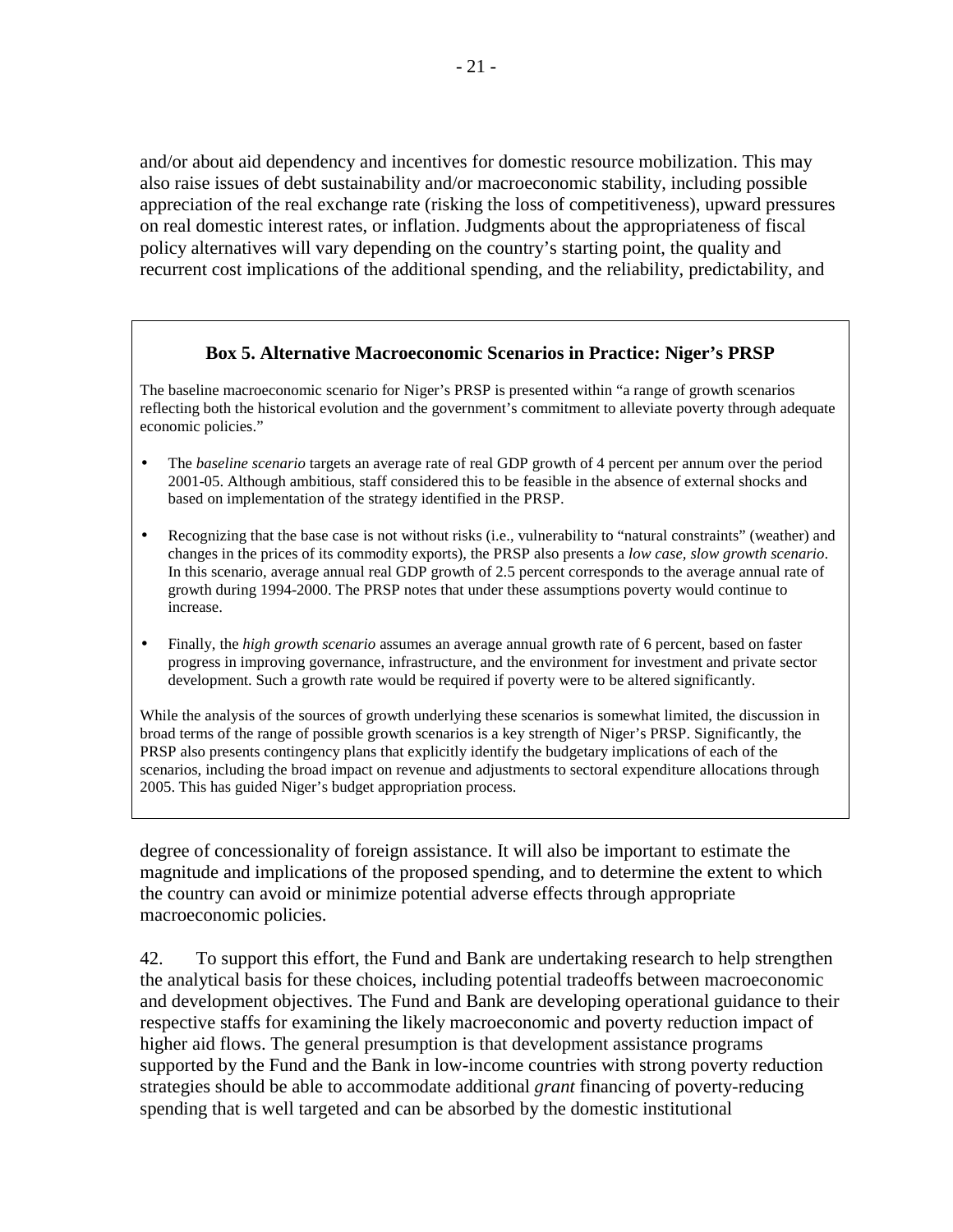and/or about aid dependency and incentives for domestic resource mobilization. This may also raise issues of debt sustainability and/or macroeconomic stability, including possible appreciation of the real exchange rate (risking the loss of competitiveness), upward pressures on real domestic interest rates, or inflation. Judgments about the appropriateness of fiscal policy alternatives will vary depending on the country's starting point, the quality and recurrent cost implications of the additional spending, and the reliability, predictability, and degree of concessionality of foreign assistance. It will also be important to estimate the magnitude and implications of the proposed spending, and to determine the extent to which the country can avoid or minimize potential adverse effects through appropriate macroeconomic policies.

> **Box 5. Alternative Macroeconomic Scenarios in Practice: Niger's PRSP**
>
> The baseline macroeconomic scenario for Niger's PRSP is presented within "a range of growth scenarios reflecting both the historical evolution and the government's commitment to alleviate poverty through adequate economic policies."
>
> - The *baseline scenario* targets an average rate of real GDP growth of 4 percent per annum over the period 2001-05. Although ambitious, staff considered this to be feasible in the absence of external shocks and based on implementation of the strategy identified in the PRSP.
> - Recognizing that the base case is not without risks (i.e., vulnerability to "natural constraints" (weather) and changes in the prices of its commodity exports), the PRSP also presents a *low case, slow growth scenario*. In this scenario, average annual real GDP growth of 2.5 percent corresponds to the average annual rate of growth during 1994-2000. The PRSP notes that under these assumptions poverty would continue to increase.
> - Finally, the *high growth scenario* assumes an average annual growth rate of 6 percent, based on faster progress in improving governance, infrastructure, and the environment for investment and private sector development. Such a growth rate would be required if poverty were to be altered significantly.
>
> While the analysis of the sources of growth underlying these scenarios is somewhat limited, the discussion in broad terms of the range of possible growth scenarios is a key strength of Niger's PRSP. Significantly, the PRSP also presents contingency plans that explicitly identify the budgetary implications of each of the scenarios, including the broad impact on revenue and adjustments to sectoral expenditure allocations through 2005. This has guided Niger's budget appropriation process.

42. To support this effort, the Fund and Bank are undertaking research to help strengthen the analytical basis for these choices, including potential tradeoffs between macroeconomic and development objectives. The Fund and Bank are developing operational guidance to their respective staffs for examining the likely macroeconomic and poverty reduction impact of higher aid flows. The general presumption is that development assistance programs supported by the Fund and the Bank in low-income countries with strong poverty reduction strategies should be able to accommodate additional *grant* financing of poverty-reducing spending that is well targeted and can be absorbed by the domestic institutional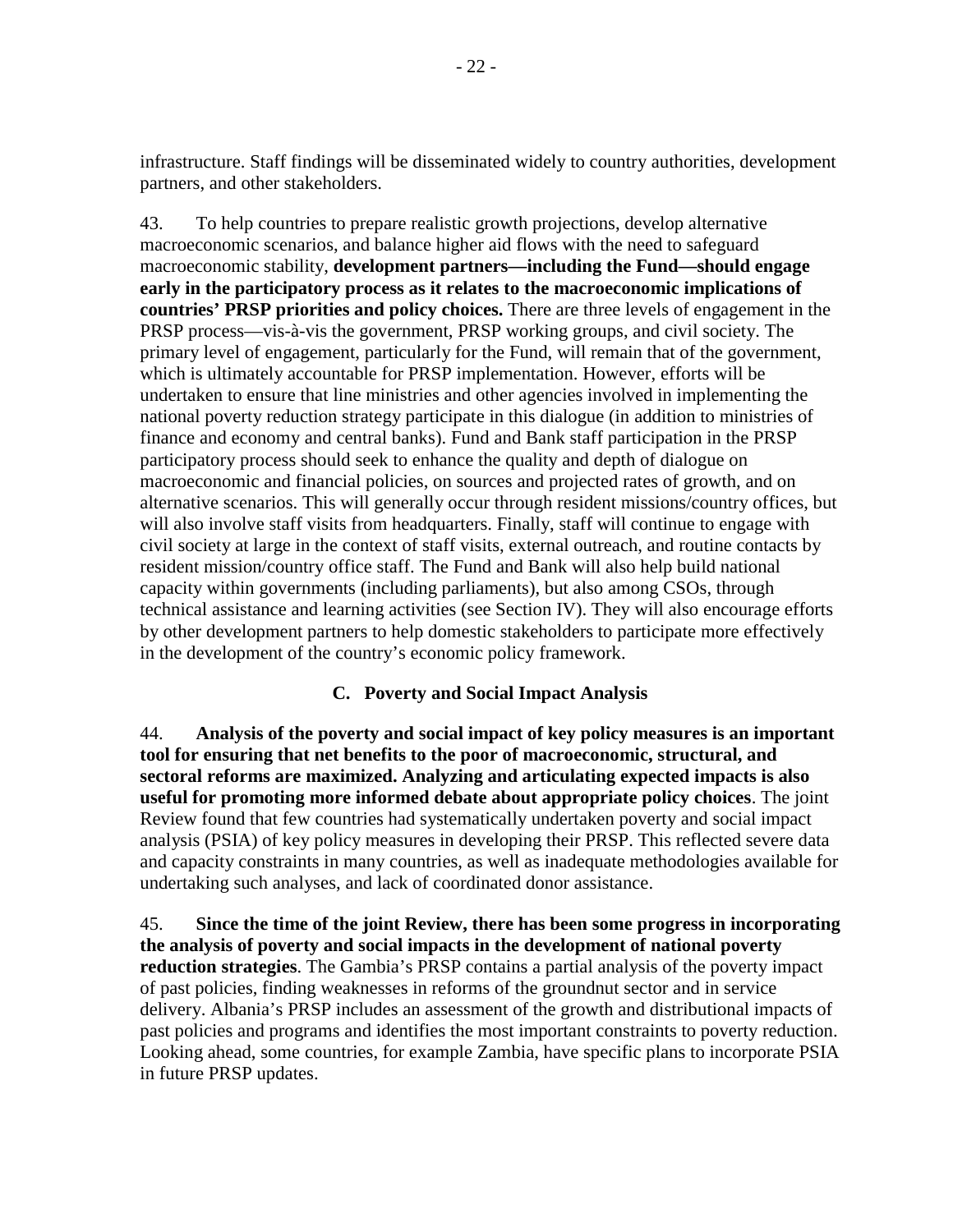infrastructure. Staff findings will be disseminated widely to country authorities, development partners, and other stakeholders.

43. To help countries to prepare realistic growth projections, develop alternative macroeconomic scenarios, and balance higher aid flows with the need to safeguard macroeconomic stability, **development partners—including the Fund—should engage early in the participatory process as it relates to the macroeconomic implications of countries' PRSP priorities and policy choices.** There are three levels of engagement in the PRSP process—vis-à-vis the government, PRSP working groups, and civil society. The primary level of engagement, particularly for the Fund, will remain that of the government, which is ultimately accountable for PRSP implementation. However, efforts will be undertaken to ensure that line ministries and other agencies involved in implementing the national poverty reduction strategy participate in this dialogue (in addition to ministries of finance and economy and central banks). Fund and Bank staff participation in the PRSP participatory process should seek to enhance the quality and depth of dialogue on macroeconomic and financial policies, on sources and projected rates of growth, and on alternative scenarios. This will generally occur through resident missions/country offices, but will also involve staff visits from headquarters. Finally, staff will continue to engage with civil society at large in the context of staff visits, external outreach, and routine contacts by resident mission/country office staff. The Fund and Bank will also help build national capacity within governments (including parliaments), but also among CSOs, through technical assistance and learning activities (see Section IV). They will also encourage efforts by other development partners to help domestic stakeholders to participate more effectively in the development of the country's economic policy framework.

### C. Poverty and Social Impact Analysis

44. **Analysis of the poverty and social impact of key policy measures is an important tool for ensuring that net benefits to the poor of macroeconomic, structural, and sectoral reforms are maximized. Analyzing and articulating expected impacts is also useful for promoting more informed debate about appropriate policy choices**. The joint Review found that few countries had systematically undertaken poverty and social impact analysis (PSIA) of key policy measures in developing their PRSP. This reflected severe data and capacity constraints in many countries, as well as inadequate methodologies available for undertaking such analyses, and lack of coordinated donor assistance.

45. **Since the time of the joint Review, there has been some progress in incorporating the analysis of poverty and social impacts in the development of national poverty reduction strategies**. The Gambia's PRSP contains a partial analysis of the poverty impact of past policies, finding weaknesses in reforms of the groundnut sector and in service delivery. Albania's PRSP includes an assessment of the growth and distributional impacts of past policies and programs and identifies the most important constraints to poverty reduction. Looking ahead, some countries, for example Zambia, have specific plans to incorporate PSIA in future PRSP updates.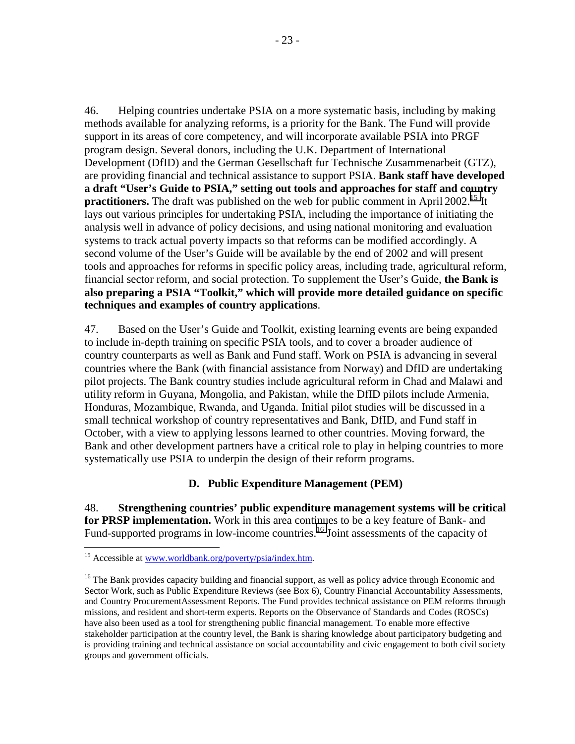46. Helping countries undertake PSIA on a more systematic basis, including by making methods available for analyzing reforms, is a priority for the Bank. The Fund will provide support in its areas of core competency, and will incorporate available PSIA into PRGF program design. Several donors, including the U.K. Department of International Development (DfID) and the German Gesellschaft fur Technische Zusammenarbeit (GTZ), are providing financial and technical assistance to support PSIA. **Bank staff have developed a draft "User's Guide to PSIA," setting out tools and approaches for staff and country practitioners.** The draft was published on the web for public comment in April 2002.[15] It lays out various principles for undertaking PSIA, including the importance of initiating the analysis well in advance of policy decisions, and using national monitoring and evaluation systems to track actual poverty impacts so that reforms can be modified accordingly. A second volume of the User's Guide will be available by the end of 2002 and will present tools and approaches for reforms in specific policy areas, including trade, agricultural reform, financial sector reform, and social protection. To supplement the User's Guide, **the Bank is also preparing a PSIA "Toolkit," which will provide more detailed guidance on specific techniques and examples of country applications**.

47. Based on the User's Guide and Toolkit, existing learning events are being expanded to include in-depth training on specific PSIA tools, and to cover a broader audience of country counterparts as well as Bank and Fund staff. Work on PSIA is advancing in several countries where the Bank (with financial assistance from Norway) and DfID are undertaking pilot projects. The Bank country studies include agricultural reform in Chad and Malawi and utility reform in Guyana, Mongolia, and Pakistan, while the DfID pilots include Armenia, Honduras, Mozambique, Rwanda, and Uganda. Initial pilot studies will be discussed in a small technical workshop of country representatives and Bank, DfID, and Fund staff in October, with a view to applying lessons learned to other countries. Moving forward, the Bank and other development partners have a critical role to play in helping countries to more systematically use PSIA to underpin the design of their reform programs.

### D. Public Expenditure Management (PEM)

48. **Strengthening countries' public expenditure management systems will be critical for PRSP implementation.** Work in this area continues to be a key feature of Bank- and Fund-supported programs in low-income countries.[16] Joint assessments of the capacity of

---

[15] Accessible at www.worldbank.org/poverty/psia/index.htm.

[16] The Bank provides capacity building and financial support, as well as policy advice through Economic and Sector Work, such as Public Expenditure Reviews (see Box 6), Country Financial Accountability Assessments, and Country ProcurementAssessment Reports. The Fund provides technical assistance on PEM reforms through missions, and resident and short-term experts. Reports on the Observance of Standards and Codes (ROSCs) have also been used as a tool for strengthening public financial management. To enable more effective stakeholder participation at the country level, the Bank is sharing knowledge about participatory budgeting and is providing training and technical assistance on social accountability and civic engagement to both civil society groups and government officials.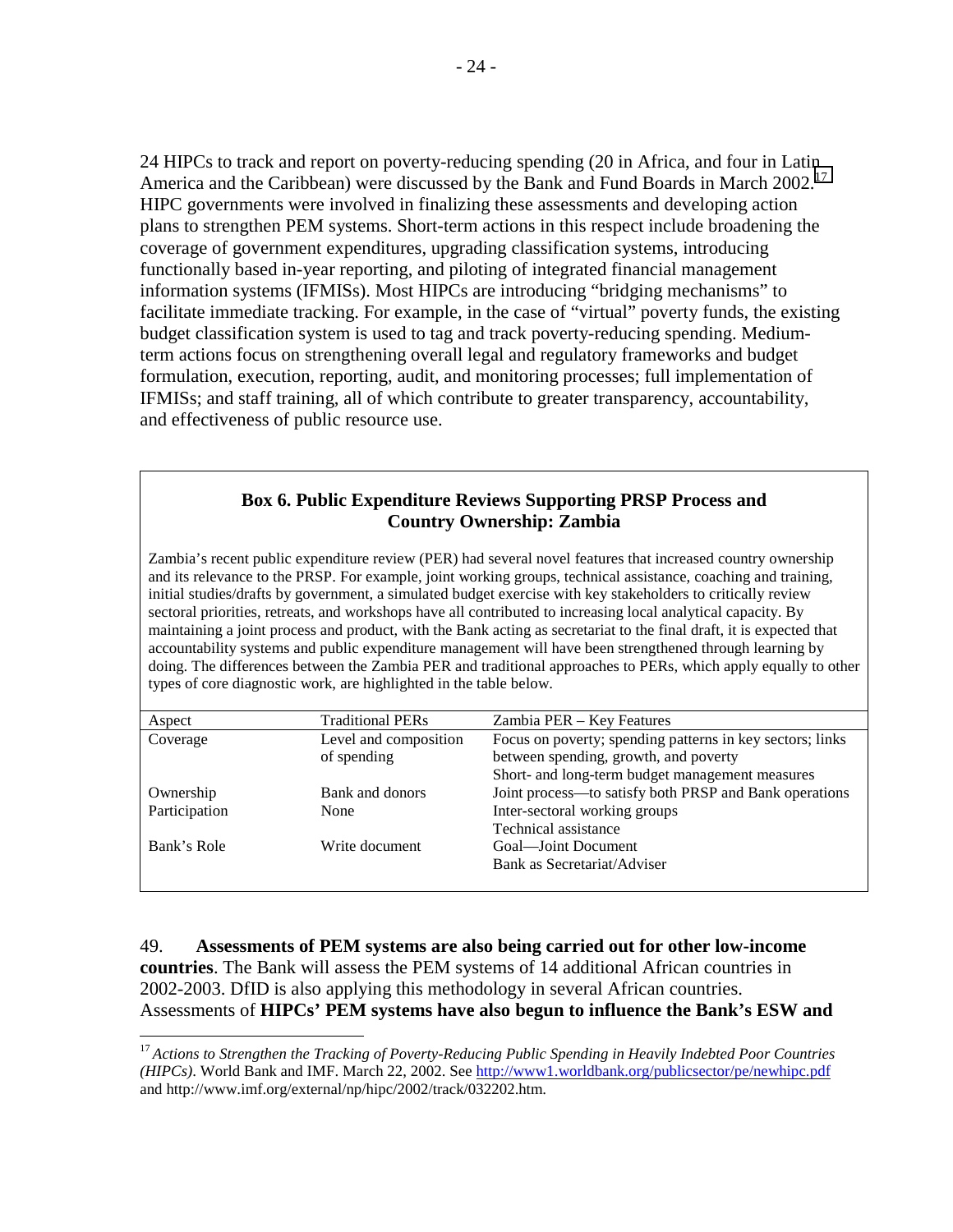24 HIPCs to track and report on poverty-reducing spending (20 in Africa, and four in Latin America and the Caribbean) were discussed by the Bank and Fund Boards in March 2002.[17] HIPC governments were involved in finalizing these assessments and developing action plans to strengthen PEM systems. Short-term actions in this respect include broadening the coverage of government expenditures, upgrading classification systems, introducing functionally based in-year reporting, and piloting of integrated financial management information systems (IFMISs). Most HIPCs are introducing "bridging mechanisms" to facilitate immediate tracking. For example, in the case of "virtual" poverty funds, the existing budget classification system is used to tag and track poverty-reducing spending. Medium-term actions focus on strengthening overall legal and regulatory frameworks and budget formulation, execution, reporting, audit, and monitoring processes; full implementation of IFMISs; and staff training, all of which contribute to greater transparency, accountability, and effectiveness of public resource use.

**Box 6. Public Expenditure Reviews Supporting PRSP Process and Country Ownership: Zambia**

Zambia's recent public expenditure review (PER) had several novel features that increased country ownership and its relevance to the PRSP. For example, joint working groups, technical assistance, coaching and training, initial studies/drafts by government, a simulated budget exercise with key stakeholders to critically review sectoral priorities, retreats, and workshops have all contributed to increasing local analytical capacity. By maintaining a joint process and product, with the Bank acting as secretariat to the final draft, it is expected that accountability systems and public expenditure management will have been strengthened through learning by doing. The differences between the Zambia PER and traditional approaches to PERs, which apply equally to other types of core diagnostic work, are highlighted in the table below.

| Aspect | Traditional PERs | Zambia PER – Key Features |
|---|---|---|
| Coverage | Level and composition of spending | Focus on poverty; spending patterns in key sectors; links between spending, growth, and poverty<br>Short- and long-term budget management measures |
| Ownership | Bank and donors | Joint process—to satisfy both PRSP and Bank operations |
| Participation | None | Inter-sectoral working groups<br>Technical assistance |
| Bank's Role | Write document | Goal—Joint Document<br>Bank as Secretariat/Adviser |

49. **Assessments of PEM systems are also being carried out for other low-income countries**. The Bank will assess the PEM systems of 14 additional African countries in 2002-2003. DfID is also applying this methodology in several African countries. Assessments of **HIPCs' PEM systems have also begun to influence the Bank's ESW and**

[17] *Actions to Strengthen the Tracking of Poverty-Reducing Public Spending in Heavily Indebted Poor Countries (HIPCs)*. World Bank and IMF. March 22, 2002. See http://www1.worldbank.org/publicsector/pe/newhipc.pdf and http://www.imf.org/external/np/hipc/2002/track/032202.htm.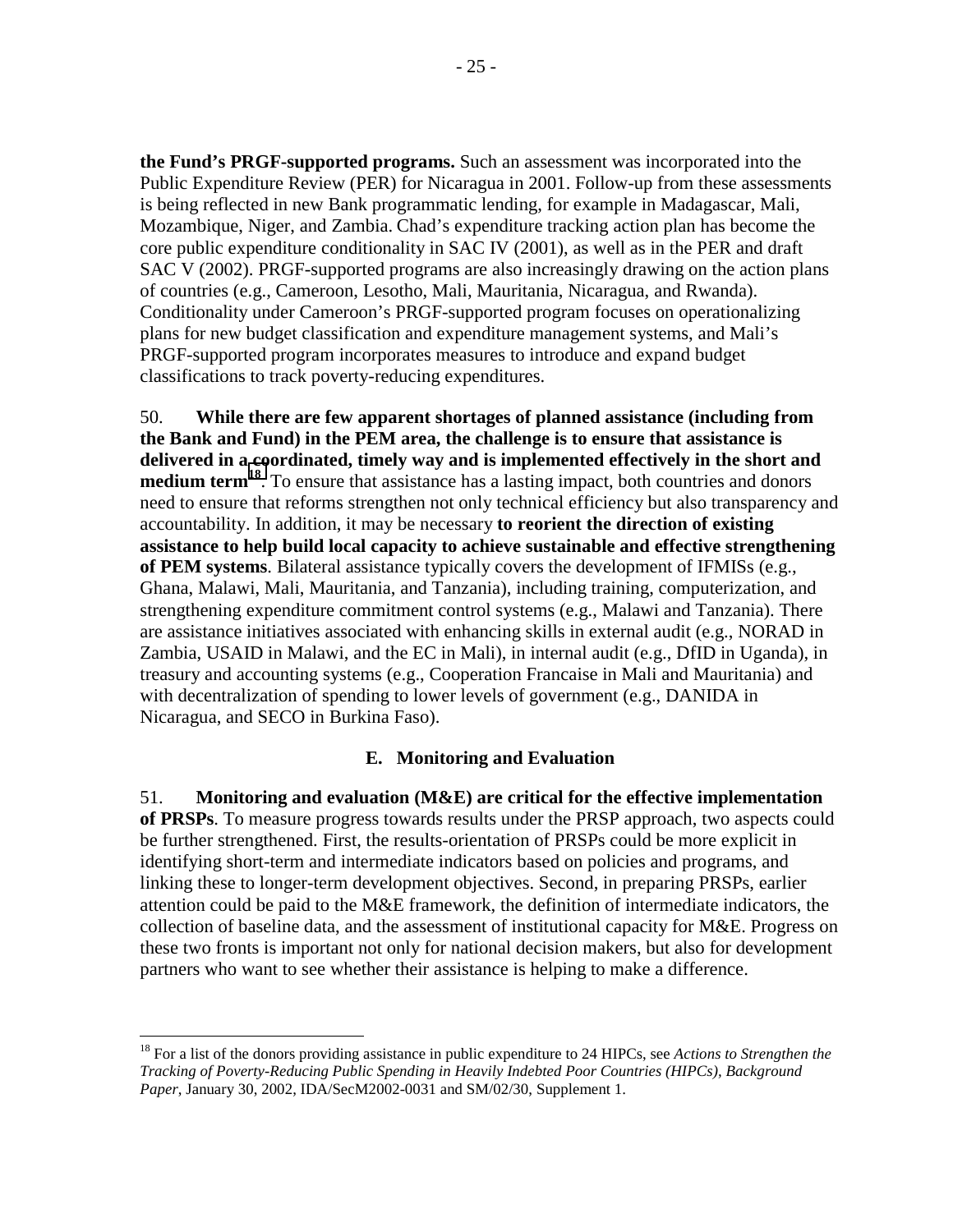**the Fund's PRGF-supported programs.** Such an assessment was incorporated into the Public Expenditure Review (PER) for Nicaragua in 2001. Follow-up from these assessments is being reflected in new Bank programmatic lending, for example in Madagascar, Mali, Mozambique, Niger, and Zambia. Chad's expenditure tracking action plan has become the core public expenditure conditionality in SAC IV (2001), as well as in the PER and draft SAC V (2002). PRGF-supported programs are also increasingly drawing on the action plans of countries (e.g., Cameroon, Lesotho, Mali, Mauritania, Nicaragua, and Rwanda). Conditionality under Cameroon's PRGF-supported program focuses on operationalizing plans for new budget classification and expenditure management systems, and Mali's PRGF-supported program incorporates measures to introduce and expand budget classifications to track poverty-reducing expenditures.

50. **While there are few apparent shortages of planned assistance (including from the Bank and Fund) in the PEM area, the challenge is to ensure that assistance is delivered in a coordinated, timely way and is implemented effectively in the short and medium term**[18]. To ensure that assistance has a lasting impact, both countries and donors need to ensure that reforms strengthen not only technical efficiency but also transparency and accountability. In addition, it may be necessary **to reorient the direction of existing assistance to help build local capacity to achieve sustainable and effective strengthening of PEM systems**. Bilateral assistance typically covers the development of IFMISs (e.g., Ghana, Malawi, Mali, Mauritania, and Tanzania), including training, computerization, and strengthening expenditure commitment control systems (e.g., Malawi and Tanzania). There are assistance initiatives associated with enhancing skills in external audit (e.g., NORAD in Zambia, USAID in Malawi, and the EC in Mali), in internal audit (e.g., DfID in Uganda), in treasury and accounting systems (e.g., Cooperation Francaise in Mali and Mauritania) and with decentralization of spending to lower levels of government (e.g., DANIDA in Nicaragua, and SECO in Burkina Faso).

### E. Monitoring and Evaluation

51. **Monitoring and evaluation (M&E) are critical for the effective implementation of PRSPs**. To measure progress towards results under the PRSP approach, two aspects could be further strengthened. First, the results-orientation of PRSPs could be more explicit in identifying short-term and intermediate indicators based on policies and programs, and linking these to longer-term development objectives. Second, in preparing PRSPs, earlier attention could be paid to the M&E framework, the definition of intermediate indicators, the collection of baseline data, and the assessment of institutional capacity for M&E. Progress on these two fronts is important not only for national decision makers, but also for development partners who want to see whether their assistance is helping to make a difference.

---

[18] For a list of the donors providing assistance in public expenditure to 24 HIPCs, see *Actions to Strengthen the Tracking of Poverty-Reducing Public Spending in Heavily Indebted Poor Countries (HIPCs), Background Paper*, January 30, 2002, IDA/SecM2002-0031 and SM/02/30, Supplement 1.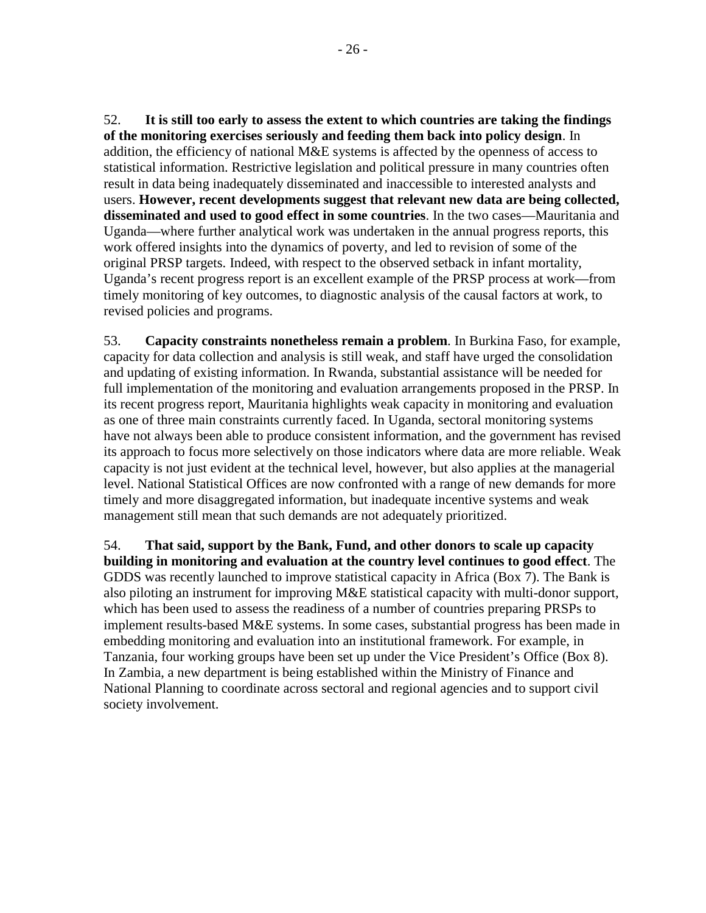52. **It is still too early to assess the extent to which countries are taking the findings of the monitoring exercises seriously and feeding them back into policy design**. In addition, the efficiency of national M&E systems is affected by the openness of access to statistical information. Restrictive legislation and political pressure in many countries often result in data being inadequately disseminated and inaccessible to interested analysts and users. **However, recent developments suggest that relevant new data are being collected, disseminated and used to good effect in some countries**. In the two cases—Mauritania and Uganda—where further analytical work was undertaken in the annual progress reports, this work offered insights into the dynamics of poverty, and led to revision of some of the original PRSP targets. Indeed, with respect to the observed setback in infant mortality, Uganda's recent progress report is an excellent example of the PRSP process at work—from timely monitoring of key outcomes, to diagnostic analysis of the causal factors at work, to revised policies and programs.

53. **Capacity constraints nonetheless remain a problem**. In Burkina Faso, for example, capacity for data collection and analysis is still weak, and staff have urged the consolidation and updating of existing information. In Rwanda, substantial assistance will be needed for full implementation of the monitoring and evaluation arrangements proposed in the PRSP. In its recent progress report, Mauritania highlights weak capacity in monitoring and evaluation as one of three main constraints currently faced. In Uganda, sectoral monitoring systems have not always been able to produce consistent information, and the government has revised its approach to focus more selectively on those indicators where data are more reliable. Weak capacity is not just evident at the technical level, however, but also applies at the managerial level. National Statistical Offices are now confronted with a range of new demands for more timely and more disaggregated information, but inadequate incentive systems and weak management still mean that such demands are not adequately prioritized.

54. **That said, support by the Bank, Fund, and other donors to scale up capacity building in monitoring and evaluation at the country level continues to good effect**. The GDDS was recently launched to improve statistical capacity in Africa (Box 7). The Bank is also piloting an instrument for improving M&E statistical capacity with multi-donor support, which has been used to assess the readiness of a number of countries preparing PRSPs to implement results-based M&E systems. In some cases, substantial progress has been made in embedding monitoring and evaluation into an institutional framework. For example, in Tanzania, four working groups have been set up under the Vice President's Office (Box 8). In Zambia, a new department is being established within the Ministry of Finance and National Planning to coordinate across sectoral and regional agencies and to support civil society involvement.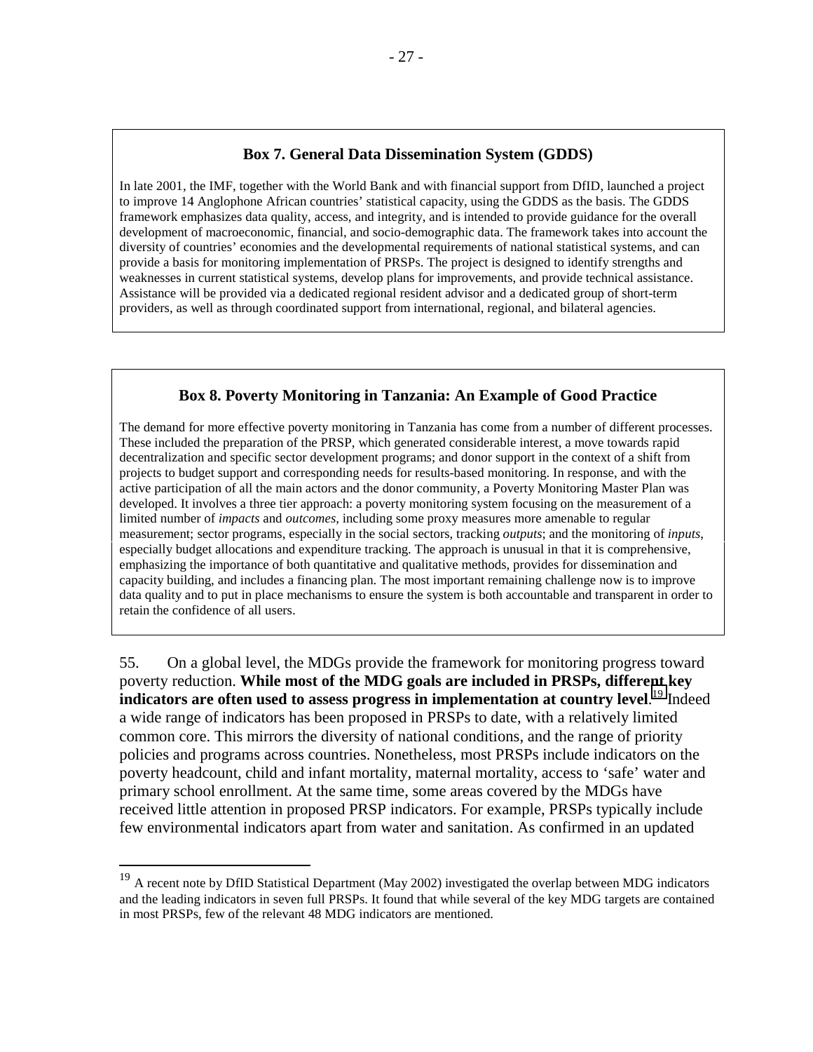**Box 7. General Data Dissemination System (GDDS)**

In late 2001, the IMF, together with the World Bank and with financial support from DfID, launched a project to improve 14 Anglophone African countries' statistical capacity, using the GDDS as the basis. The GDDS framework emphasizes data quality, access, and integrity, and is intended to provide guidance for the overall development of macroeconomic, financial, and socio-demographic data. The framework takes into account the diversity of countries' economies and the developmental requirements of national statistical systems, and can provide a basis for monitoring implementation of PRSPs. The project is designed to identify strengths and weaknesses in current statistical systems, develop plans for improvements, and provide technical assistance. Assistance will be provided via a dedicated regional resident advisor and a dedicated group of short-term providers, as well as through coordinated support from international, regional, and bilateral agencies.

**Box 8. Poverty Monitoring in Tanzania: An Example of Good Practice**

The demand for more effective poverty monitoring in Tanzania has come from a number of different processes. These included the preparation of the PRSP, which generated considerable interest, a move towards rapid decentralization and specific sector development programs; and donor support in the context of a shift from projects to budget support and corresponding needs for results-based monitoring. In response, and with the active participation of all the main actors and the donor community, a Poverty Monitoring Master Plan was developed. It involves a three tier approach: a poverty monitoring system focusing on the measurement of a limited number of *impacts* and *outcomes*, including some proxy measures more amenable to regular measurement; sector programs, especially in the social sectors, tracking *outputs*; and the monitoring of *inputs*, especially budget allocations and expenditure tracking. The approach is unusual in that it is comprehensive, emphasizing the importance of both quantitative and qualitative methods, provides for dissemination and capacity building, and includes a financing plan. The most important remaining challenge now is to improve data quality and to put in place mechanisms to ensure the system is both accountable and transparent in order to retain the confidence of all users.

55. On a global level, the MDGs provide the framework for monitoring progress toward poverty reduction. **While most of the MDG goals are included in PRSPs, different key indicators are often used to assess progress in implementation at country level**.[19] Indeed a wide range of indicators has been proposed in PRSPs to date, with a relatively limited common core. This mirrors the diversity of national conditions, and the range of priority policies and programs across countries. Nonetheless, most PRSPs include indicators on the poverty headcount, child and infant mortality, maternal mortality, access to 'safe' water and primary school enrollment. At the same time, some areas covered by the MDGs have received little attention in proposed PRSP indicators. For example, PRSPs typically include few environmental indicators apart from water and sanitation. As confirmed in an updated

[19] A recent note by DfID Statistical Department (May 2002) investigated the overlap between MDG indicators and the leading indicators in seven full PRSPs. It found that while several of the key MDG targets are contained in most PRSPs, few of the relevant 48 MDG indicators are mentioned.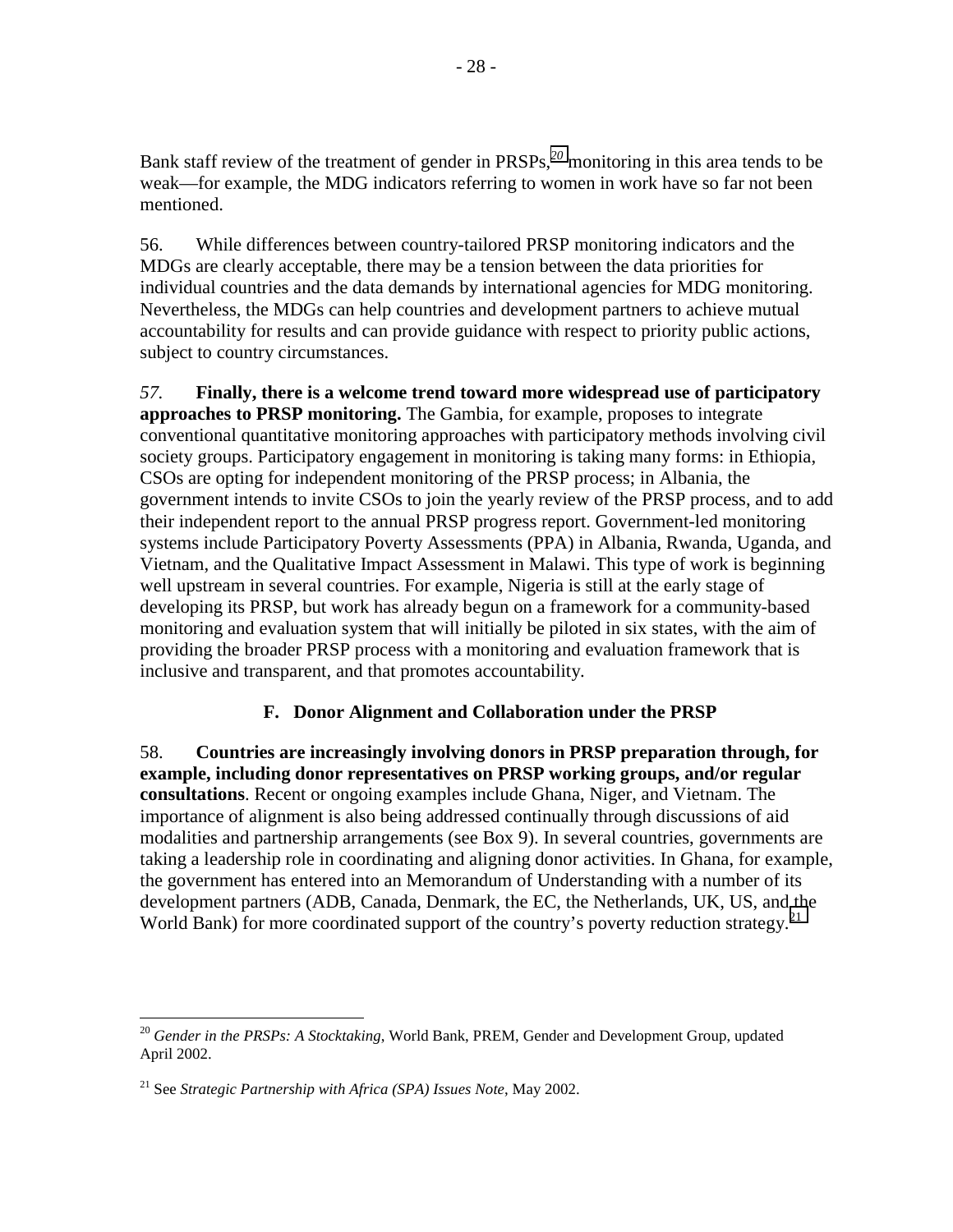Bank staff review of the treatment of gender in PRSPs,[20] monitoring in this area tends to be weak—for example, the MDG indicators referring to women in work have so far not been mentioned.

56. While differences between country-tailored PRSP monitoring indicators and the MDGs are clearly acceptable, there may be a tension between the data priorities for individual countries and the data demands by international agencies for MDG monitoring. Nevertheless, the MDGs can help countries and development partners to achieve mutual accountability for results and can provide guidance with respect to priority public actions, subject to country circumstances.

*57.* **Finally, there is a welcome trend toward more widespread use of participatory approaches to PRSP monitoring.** The Gambia, for example, proposes to integrate conventional quantitative monitoring approaches with participatory methods involving civil society groups. Participatory engagement in monitoring is taking many forms: in Ethiopia, CSOs are opting for independent monitoring of the PRSP process; in Albania, the government intends to invite CSOs to join the yearly review of the PRSP process, and to add their independent report to the annual PRSP progress report. Government-led monitoring systems include Participatory Poverty Assessments (PPA) in Albania, Rwanda, Uganda, and Vietnam, and the Qualitative Impact Assessment in Malawi. This type of work is beginning well upstream in several countries. For example, Nigeria is still at the early stage of developing its PRSP, but work has already begun on a framework for a community-based monitoring and evaluation system that will initially be piloted in six states, with the aim of providing the broader PRSP process with a monitoring and evaluation framework that is inclusive and transparent, and that promotes accountability.

### F. Donor Alignment and Collaboration under the PRSP

58. **Countries are increasingly involving donors in PRSP preparation through, for example, including donor representatives on PRSP working groups, and/or regular consultations**. Recent or ongoing examples include Ghana, Niger, and Vietnam. The importance of alignment is also being addressed continually through discussions of aid modalities and partnership arrangements (see Box 9). In several countries, governments are taking a leadership role in coordinating and aligning donor activities. In Ghana, for example, the government has entered into an Memorandum of Understanding with a number of its development partners (ADB, Canada, Denmark, the EC, the Netherlands, UK, US, and the World Bank) for more coordinated support of the country's poverty reduction strategy.[21]

---

[20] *Gender in the PRSPs: A Stocktaking*, World Bank, PREM, Gender and Development Group, updated April 2002.

[21] See *Strategic Partnership with Africa (SPA) Issues Note*, May 2002.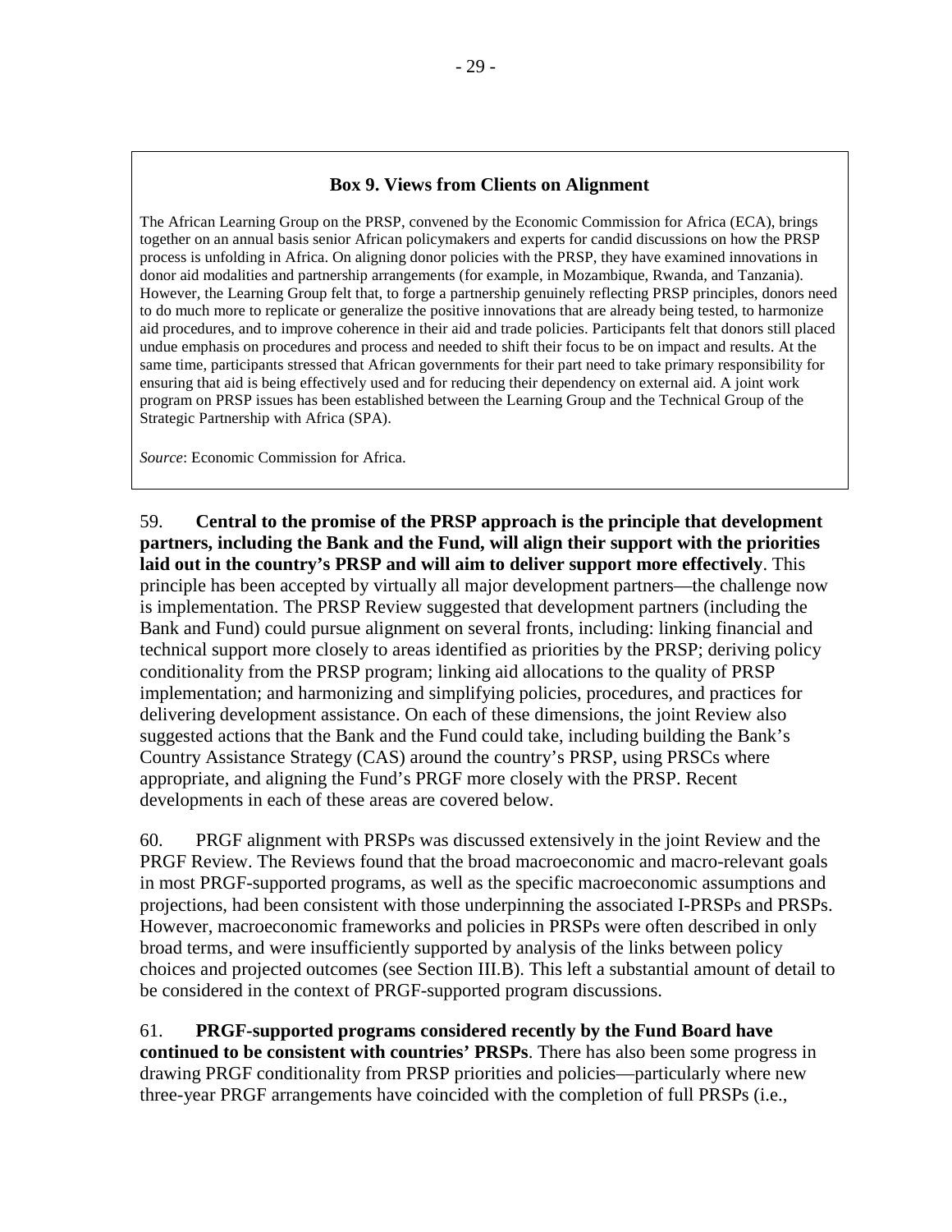**Box 9. Views from Clients on Alignment**

The African Learning Group on the PRSP, convened by the Economic Commission for Africa (ECA), brings together on an annual basis senior African policymakers and experts for candid discussions on how the PRSP process is unfolding in Africa. On aligning donor policies with the PRSP, they have examined innovations in donor aid modalities and partnership arrangements (for example, in Mozambique, Rwanda, and Tanzania). However, the Learning Group felt that, to forge a partnership genuinely reflecting PRSP principles, donors need to do much more to replicate or generalize the positive innovations that are already being tested, to harmonize aid procedures, and to improve coherence in their aid and trade policies. Participants felt that donors still placed undue emphasis on procedures and process and needed to shift their focus to be on impact and results. At the same time, participants stressed that African governments for their part need to take primary responsibility for ensuring that aid is being effectively used and for reducing their dependency on external aid. A joint work program on PRSP issues has been established between the Learning Group and the Technical Group of the Strategic Partnership with Africa (SPA).

*Source*: Economic Commission for Africa.

59. **Central to the promise of the PRSP approach is the principle that development partners, including the Bank and the Fund, will align their support with the priorities laid out in the country's PRSP and will aim to deliver support more effectively**. This principle has been accepted by virtually all major development partners—the challenge now is implementation. The PRSP Review suggested that development partners (including the Bank and Fund) could pursue alignment on several fronts, including: linking financial and technical support more closely to areas identified as priorities by the PRSP; deriving policy conditionality from the PRSP program; linking aid allocations to the quality of PRSP implementation; and harmonizing and simplifying policies, procedures, and practices for delivering development assistance. On each of these dimensions, the joint Review also suggested actions that the Bank and the Fund could take, including building the Bank's Country Assistance Strategy (CAS) around the country's PRSP, using PRSCs where appropriate, and aligning the Fund's PRGF more closely with the PRSP. Recent developments in each of these areas are covered below.

60. PRGF alignment with PRSPs was discussed extensively in the joint Review and the PRGF Review. The Reviews found that the broad macroeconomic and macro-relevant goals in most PRGF-supported programs, as well as the specific macroeconomic assumptions and projections, had been consistent with those underpinning the associated I-PRSPs and PRSPs. However, macroeconomic frameworks and policies in PRSPs were often described in only broad terms, and were insufficiently supported by analysis of the links between policy choices and projected outcomes (see Section III.B). This left a substantial amount of detail to be considered in the context of PRGF-supported program discussions.

61. **PRGF-supported programs considered recently by the Fund Board have continued to be consistent with countries' PRSPs**. There has also been some progress in drawing PRGF conditionality from PRSP priorities and policies—particularly where new three-year PRGF arrangements have coincided with the completion of full PRSPs (i.e.,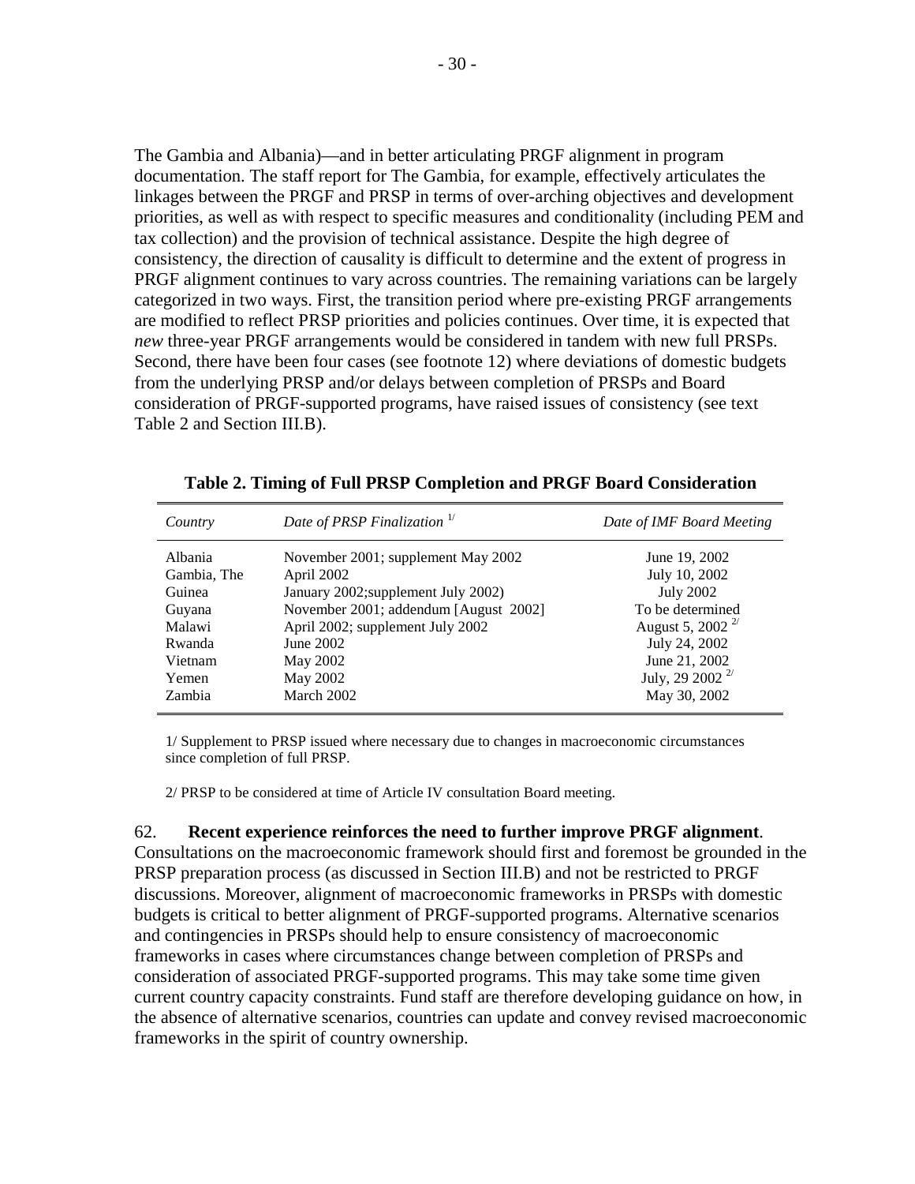The Gambia and Albania)—and in better articulating PRGF alignment in program documentation. The staff report for The Gambia, for example, effectively articulates the linkages between the PRGF and PRSP in terms of over-arching objectives and development priorities, as well as with respect to specific measures and conditionality (including PEM and tax collection) and the provision of technical assistance. Despite the high degree of consistency, the direction of causality is difficult to determine and the extent of progress in PRGF alignment continues to vary across countries. The remaining variations can be largely categorized in two ways. First, the transition period where pre-existing PRGF arrangements are modified to reflect PRSP priorities and policies continues. Over time, it is expected that *new* three-year PRGF arrangements would be considered in tandem with new full PRSPs. Second, there have been four cases (see footnote 12) where deviations of domestic budgets from the underlying PRSP and/or delays between completion of PRSPs and Board consideration of PRGF-supported programs, have raised issues of consistency (see text Table 2 and Section III.B).

**Table 2. Timing of Full PRSP Completion and PRGF Board Consideration**

| *Country* | *Date of PRSP Finalization* 1/ | *Date of IMF Board Meeting* |
|---|---|---|
| Albania | November 2001; supplement May 2002 | June 19, 2002 |
| Gambia, The | April 2002 | July 10, 2002 |
| Guinea | January 2002;supplement July 2002) | July 2002 |
| Guyana | November 2001; addendum [August 2002] | To be determined |
| Malawi | April 2002; supplement July 2002 | August 5, 2002 2/ |
| Rwanda | June 2002 | July 24, 2002 |
| Vietnam | May 2002 | June 21, 2002 |
| Yemen | May 2002 | July, 29 2002 2/ |
| Zambia | March 2002 | May 30, 2002 |

1/ Supplement to PRSP issued where necessary due to changes in macroeconomic circumstances since completion of full PRSP.

2/ PRSP to be considered at time of Article IV consultation Board meeting.

62. **Recent experience reinforces the need to further improve PRGF alignment**. Consultations on the macroeconomic framework should first and foremost be grounded in the PRSP preparation process (as discussed in Section III.B) and not be restricted to PRGF discussions. Moreover, alignment of macroeconomic frameworks in PRSPs with domestic budgets is critical to better alignment of PRGF-supported programs. Alternative scenarios and contingencies in PRSPs should help to ensure consistency of macroeconomic frameworks in cases where circumstances change between completion of PRSPs and consideration of associated PRGF-supported programs. This may take some time given current country capacity constraints. Fund staff are therefore developing guidance on how, in the absence of alternative scenarios, countries can update and convey revised macroeconomic frameworks in the spirit of country ownership.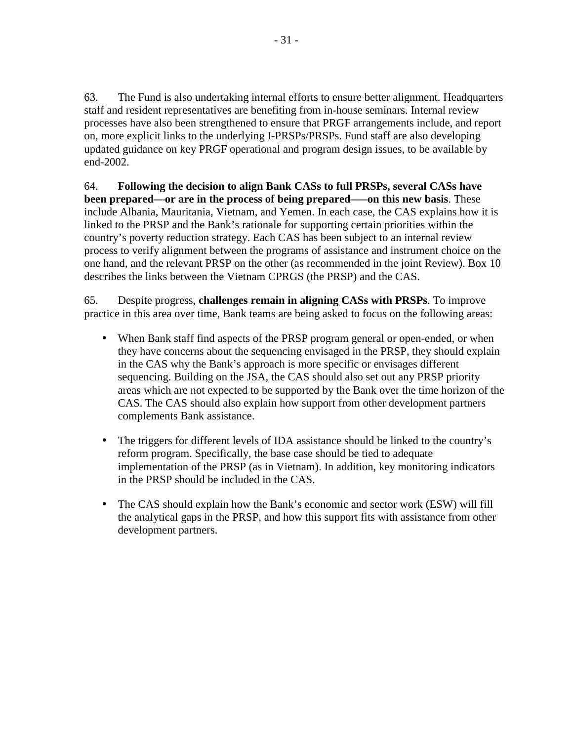63. The Fund is also undertaking internal efforts to ensure better alignment. Headquarters staff and resident representatives are benefiting from in-house seminars. Internal review processes have also been strengthened to ensure that PRGF arrangements include, and report on, more explicit links to the underlying I-PRSPs/PRSPs. Fund staff are also developing updated guidance on key PRGF operational and program design issues, to be available by end-2002.

64. **Following the decision to align Bank CASs to full PRSPs, several CASs have been prepared—or are in the process of being prepared—on this new basis**. These include Albania, Mauritania, Vietnam, and Yemen. In each case, the CAS explains how it is linked to the PRSP and the Bank's rationale for supporting certain priorities within the country's poverty reduction strategy. Each CAS has been subject to an internal review process to verify alignment between the programs of assistance and instrument choice on the one hand, and the relevant PRSP on the other (as recommended in the joint Review). Box 10 describes the links between the Vietnam CPRGS (the PRSP) and the CAS.

65. Despite progress, **challenges remain in aligning CASs with PRSPs**. To improve practice in this area over time, Bank teams are being asked to focus on the following areas:

- When Bank staff find aspects of the PRSP program general or open-ended, or when they have concerns about the sequencing envisaged in the PRSP, they should explain in the CAS why the Bank's approach is more specific or envisages different sequencing. Building on the JSA, the CAS should also set out any PRSP priority areas which are not expected to be supported by the Bank over the time horizon of the CAS. The CAS should also explain how support from other development partners complements Bank assistance.

- The triggers for different levels of IDA assistance should be linked to the country's reform program. Specifically, the base case should be tied to adequate implementation of the PRSP (as in Vietnam). In addition, key monitoring indicators in the PRSP should be included in the CAS.

- The CAS should explain how the Bank's economic and sector work (ESW) will fill the analytical gaps in the PRSP, and how this support fits with assistance from other development partners.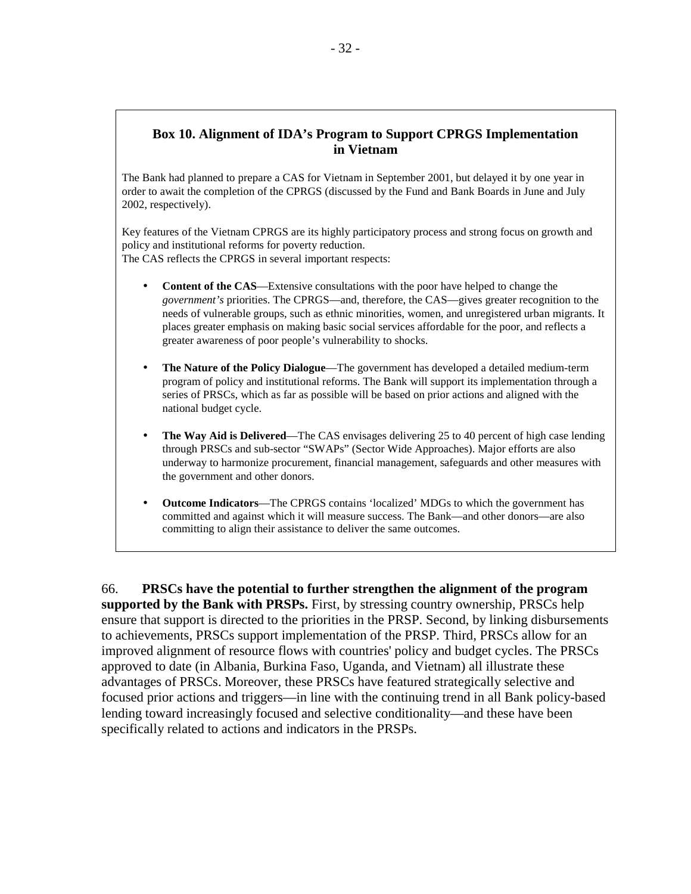## Box 10. Alignment of IDA's Program to Support CPRGS Implementation in Vietnam

The Bank had planned to prepare a CAS for Vietnam in September 2001, but delayed it by one year in order to await the completion of the CPRGS (discussed by the Fund and Bank Boards in June and July 2002, respectively).

Key features of the Vietnam CPRGS are its highly participatory process and strong focus on growth and policy and institutional reforms for poverty reduction.
The CAS reflects the CPRGS in several important respects:

- **Content of the CAS**—Extensive consultations with the poor have helped to change the *government's* priorities. The CPRGS—and, therefore, the CAS—gives greater recognition to the needs of vulnerable groups, such as ethnic minorities, women, and unregistered urban migrants. It places greater emphasis on making basic social services affordable for the poor, and reflects a greater awareness of poor people's vulnerability to shocks.

- **The Nature of the Policy Dialogue**—The government has developed a detailed medium-term program of policy and institutional reforms. The Bank will support its implementation through a series of PRSCs, which as far as possible will be based on prior actions and aligned with the national budget cycle.

- **The Way Aid is Delivered**—The CAS envisages delivering 25 to 40 percent of high case lending through PRSCs and sub-sector "SWAPs" (Sector Wide Approaches). Major efforts are also underway to harmonize procurement, financial management, safeguards and other measures with the government and other donors.

- **Outcome Indicators**—The CPRGS contains 'localized' MDGs to which the government has committed and against which it will measure success. The Bank—and other donors—are also committing to align their assistance to deliver the same outcomes.

66. **PRSCs have the potential to further strengthen the alignment of the program supported by the Bank with PRSPs.** First, by stressing country ownership, PRSCs help ensure that support is directed to the priorities in the PRSP. Second, by linking disbursements to achievements, PRSCs support implementation of the PRSP. Third, PRSCs allow for an improved alignment of resource flows with countries' policy and budget cycles. The PRSCs approved to date (in Albania, Burkina Faso, Uganda, and Vietnam) all illustrate these advantages of PRSCs. Moreover, these PRSCs have featured strategically selective and focused prior actions and triggers—in line with the continuing trend in all Bank policy-based lending toward increasingly focused and selective conditionality—and these have been specifically related to actions and indicators in the PRSPs.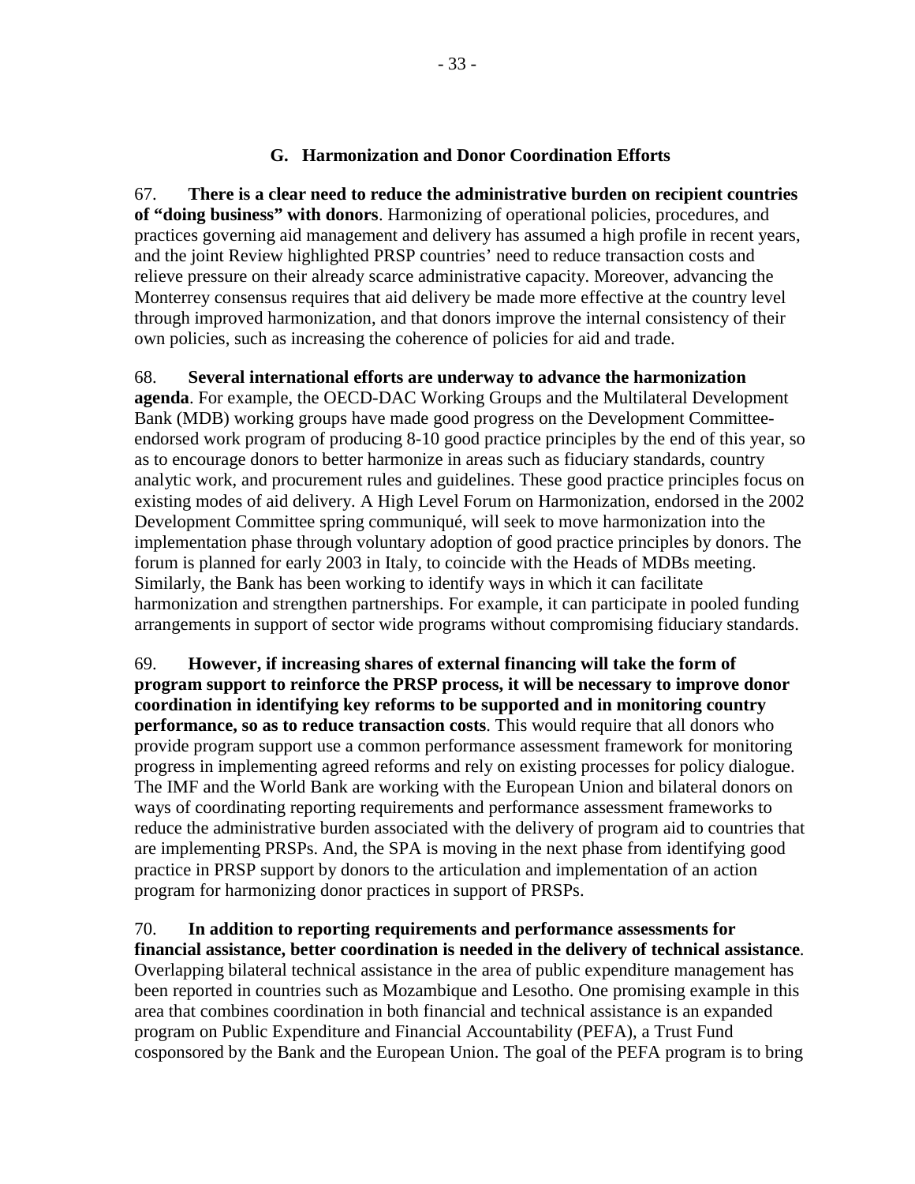### G. Harmonization and Donor Coordination Efforts

67. **There is a clear need to reduce the administrative burden on recipient countries of "doing business" with donors**. Harmonizing of operational policies, procedures, and practices governing aid management and delivery has assumed a high profile in recent years, and the joint Review highlighted PRSP countries' need to reduce transaction costs and relieve pressure on their already scarce administrative capacity. Moreover, advancing the Monterrey consensus requires that aid delivery be made more effective at the country level through improved harmonization, and that donors improve the internal consistency of their own policies, such as increasing the coherence of policies for aid and trade.

68. **Several international efforts are underway to advance the harmonization agenda**. For example, the OECD-DAC Working Groups and the Multilateral Development Bank (MDB) working groups have made good progress on the Development Committee-endorsed work program of producing 8-10 good practice principles by the end of this year, so as to encourage donors to better harmonize in areas such as fiduciary standards, country analytic work, and procurement rules and guidelines. These good practice principles focus on existing modes of aid delivery. A High Level Forum on Harmonization, endorsed in the 2002 Development Committee spring communiqué, will seek to move harmonization into the implementation phase through voluntary adoption of good practice principles by donors. The forum is planned for early 2003 in Italy, to coincide with the Heads of MDBs meeting. Similarly, the Bank has been working to identify ways in which it can facilitate harmonization and strengthen partnerships. For example, it can participate in pooled funding arrangements in support of sector wide programs without compromising fiduciary standards.

69. **However, if increasing shares of external financing will take the form of program support to reinforce the PRSP process, it will be necessary to improve donor coordination in identifying key reforms to be supported and in monitoring country performance, so as to reduce transaction costs**. This would require that all donors who provide program support use a common performance assessment framework for monitoring progress in implementing agreed reforms and rely on existing processes for policy dialogue. The IMF and the World Bank are working with the European Union and bilateral donors on ways of coordinating reporting requirements and performance assessment frameworks to reduce the administrative burden associated with the delivery of program aid to countries that are implementing PRSPs. And, the SPA is moving in the next phase from identifying good practice in PRSP support by donors to the articulation and implementation of an action program for harmonizing donor practices in support of PRSPs.

70. **In addition to reporting requirements and performance assessments for financial assistance, better coordination is needed in the delivery of technical assistance**. Overlapping bilateral technical assistance in the area of public expenditure management has been reported in countries such as Mozambique and Lesotho. One promising example in this area that combines coordination in both financial and technical assistance is an expanded program on Public Expenditure and Financial Accountability (PEFA), a Trust Fund cosponsored by the Bank and the European Union. The goal of the PEFA program is to bring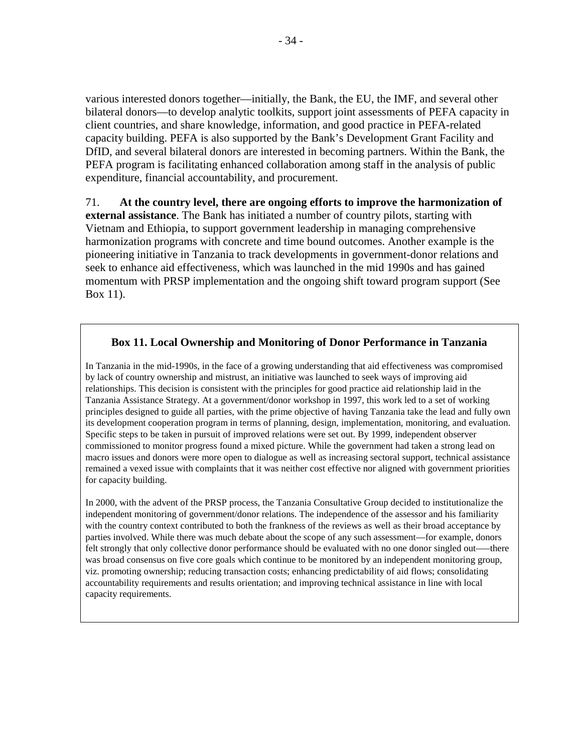various interested donors together—initially, the Bank, the EU, the IMF, and several other bilateral donors—to develop analytic toolkits, support joint assessments of PEFA capacity in client countries, and share knowledge, information, and good practice in PEFA-related capacity building. PEFA is also supported by the Bank's Development Grant Facility and DfID, and several bilateral donors are interested in becoming partners. Within the Bank, the PEFA program is facilitating enhanced collaboration among staff in the analysis of public expenditure, financial accountability, and procurement.

71. **At the country level, there are ongoing efforts to improve the harmonization of external assistance**. The Bank has initiated a number of country pilots, starting with Vietnam and Ethiopia, to support government leadership in managing comprehensive harmonization programs with concrete and time bound outcomes. Another example is the pioneering initiative in Tanzania to track developments in government-donor relations and seek to enhance aid effectiveness, which was launched in the mid 1990s and has gained momentum with PRSP implementation and the ongoing shift toward program support (See Box 11).

### Box 11. Local Ownership and Monitoring of Donor Performance in Tanzania

In Tanzania in the mid-1990s, in the face of a growing understanding that aid effectiveness was compromised by lack of country ownership and mistrust, an initiative was launched to seek ways of improving aid relationships. This decision is consistent with the principles for good practice aid relationship laid in the Tanzania Assistance Strategy. At a government/donor workshop in 1997, this work led to a set of working principles designed to guide all parties, with the prime objective of having Tanzania take the lead and fully own its development cooperation program in terms of planning, design, implementation, monitoring, and evaluation. Specific steps to be taken in pursuit of improved relations were set out. By 1999, independent observer commissioned to monitor progress found a mixed picture. While the government had taken a strong lead on macro issues and donors were more open to dialogue as well as increasing sectoral support, technical assistance remained a vexed issue with complaints that it was neither cost effective nor aligned with government priorities for capacity building.

In 2000, with the advent of the PRSP process, the Tanzania Consultative Group decided to institutionalize the independent monitoring of government/donor relations. The independence of the assessor and his familiarity with the country context contributed to both the frankness of the reviews as well as their broad acceptance by parties involved. While there was much debate about the scope of any such assessment—for example, donors felt strongly that only collective donor performance should be evaluated with no one donor singled out—–there was broad consensus on five core goals which continue to be monitored by an independent monitoring group, viz. promoting ownership; reducing transaction costs; enhancing predictability of aid flows; consolidating accountability requirements and results orientation; and improving technical assistance in line with local capacity requirements.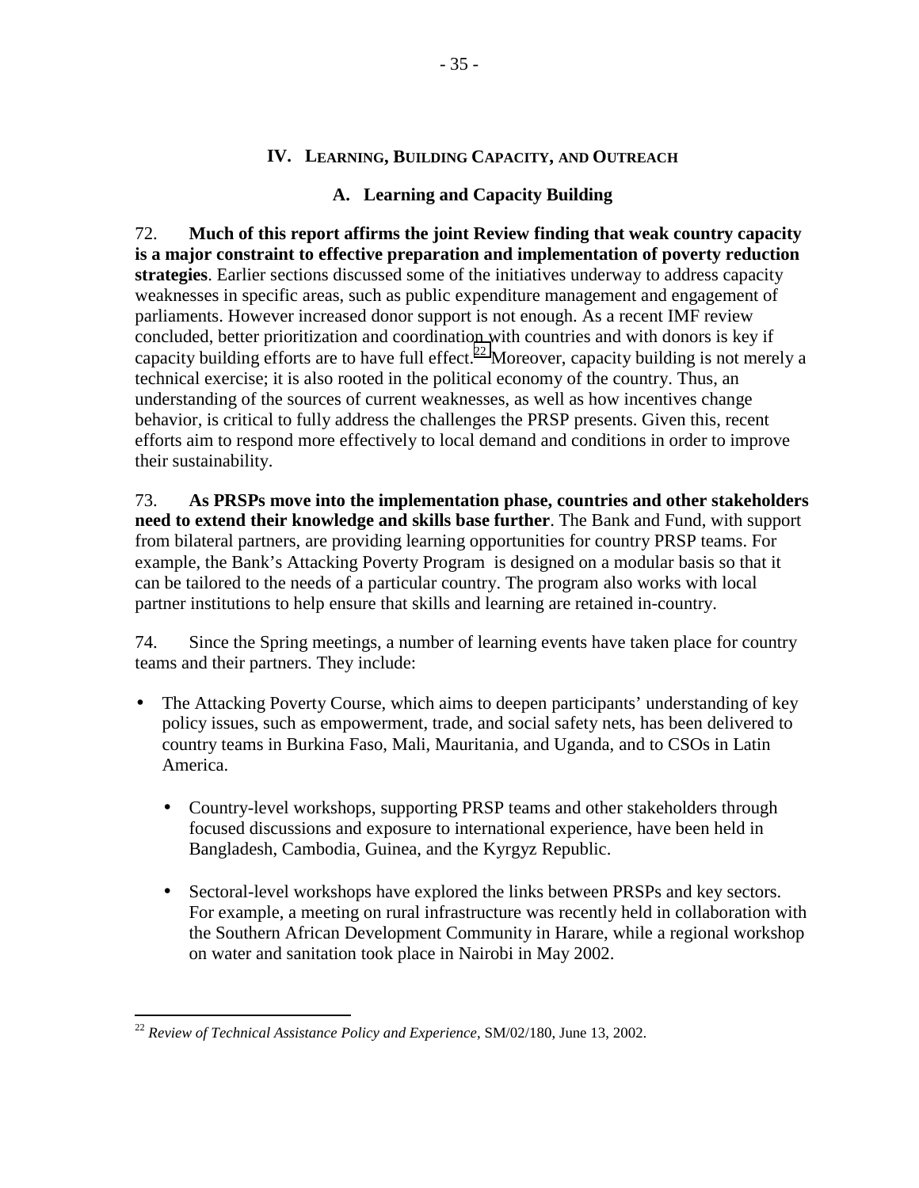## IV. Learning, Building Capacity, and Outreach

### A. Learning and Capacity Building

72. **Much of this report affirms the joint Review finding that weak country capacity is a major constraint to effective preparation and implementation of poverty reduction strategies**. Earlier sections discussed some of the initiatives underway to address capacity weaknesses in specific areas, such as public expenditure management and engagement of parliaments. However increased donor support is not enough. As a recent IMF review concluded, better prioritization and coordination with countries and with donors is key if capacity building efforts are to have full effect.[22] Moreover, capacity building is not merely a technical exercise; it is also rooted in the political economy of the country. Thus, an understanding of the sources of current weaknesses, as well as how incentives change behavior, is critical to fully address the challenges the PRSP presents. Given this, recent efforts aim to respond more effectively to local demand and conditions in order to improve their sustainability.

73. **As PRSPs move into the implementation phase, countries and other stakeholders need to extend their knowledge and skills base further**. The Bank and Fund, with support from bilateral partners, are providing learning opportunities for country PRSP teams. For example, the Bank's Attacking Poverty Program is designed on a modular basis so that it can be tailored to the needs of a particular country. The program also works with local partner institutions to help ensure that skills and learning are retained in-country.

74. Since the Spring meetings, a number of learning events have taken place for country teams and their partners. They include:

- The Attacking Poverty Course, which aims to deepen participants' understanding of key policy issues, such as empowerment, trade, and social safety nets, has been delivered to country teams in Burkina Faso, Mali, Mauritania, and Uganda, and to CSOs in Latin America.
  - Country-level workshops, supporting PRSP teams and other stakeholders through focused discussions and exposure to international experience, have been held in Bangladesh, Cambodia, Guinea, and the Kyrgyz Republic.
  - Sectoral-level workshops have explored the links between PRSPs and key sectors. For example, a meeting on rural infrastructure was recently held in collaboration with the Southern African Development Community in Harare, while a regional workshop on water and sanitation took place in Nairobi in May 2002.

---

[22] *Review of Technical Assistance Policy and Experience*, SM/02/180, June 13, 2002.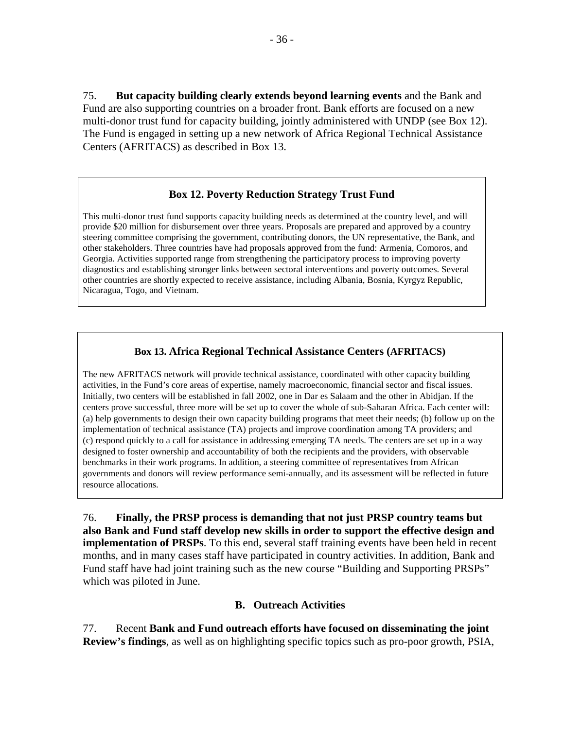75. **But capacity building clearly extends beyond learning events** and the Bank and Fund are also supporting countries on a broader front. Bank efforts are focused on a new multi-donor trust fund for capacity building, jointly administered with UNDP (see Box 12). The Fund is engaged in setting up a new network of Africa Regional Technical Assistance Centers (AFRITACS) as described in Box 13.

### Box 12. Poverty Reduction Strategy Trust Fund

This multi-donor trust fund supports capacity building needs as determined at the country level, and will provide $20 million for disbursement over three years. Proposals are prepared and approved by a country steering committee comprising the government, contributing donors, the UN representative, the Bank, and other stakeholders. Three countries have had proposals approved from the fund: Armenia, Comoros, and Georgia. Activities supported range from strengthening the participatory process to improving poverty diagnostics and establishing stronger links between sectoral interventions and poverty outcomes. Several other countries are shortly expected to receive assistance, including Albania, Bosnia, Kyrgyz Republic, Nicaragua, Togo, and Vietnam.

### Box 13. Africa Regional Technical Assistance Centers (AFRITACS)

The new AFRITACS network will provide technical assistance, coordinated with other capacity building activities, in the Fund's core areas of expertise, namely macroeconomic, financial sector and fiscal issues. Initially, two centers will be established in fall 2002, one in Dar es Salaam and the other in Abidjan. If the centers prove successful, three more will be set up to cover the whole of sub-Saharan Africa. Each center will: (a) help governments to design their own capacity building programs that meet their needs; (b) follow up on the implementation of technical assistance (TA) projects and improve coordination among TA providers; and (c) respond quickly to a call for assistance in addressing emerging TA needs. The centers are set up in a way designed to foster ownership and accountability of both the recipients and the providers, with observable benchmarks in their work programs. In addition, a steering committee of representatives from African governments and donors will review performance semi-annually, and its assessment will be reflected in future resource allocations.

76. **Finally, the PRSP process is demanding that not just PRSP country teams but also Bank and Fund staff develop new skills in order to support the effective design and implementation of PRSPs**. To this end, several staff training events have been held in recent months, and in many cases staff have participated in country activities. In addition, Bank and Fund staff have had joint training such as the new course "Building and Supporting PRSPs" which was piloted in June.

## B. Outreach Activities

77. Recent **Bank and Fund outreach efforts have focused on disseminating the joint Review's findings**, as well as on highlighting specific topics such as pro-poor growth, PSIA,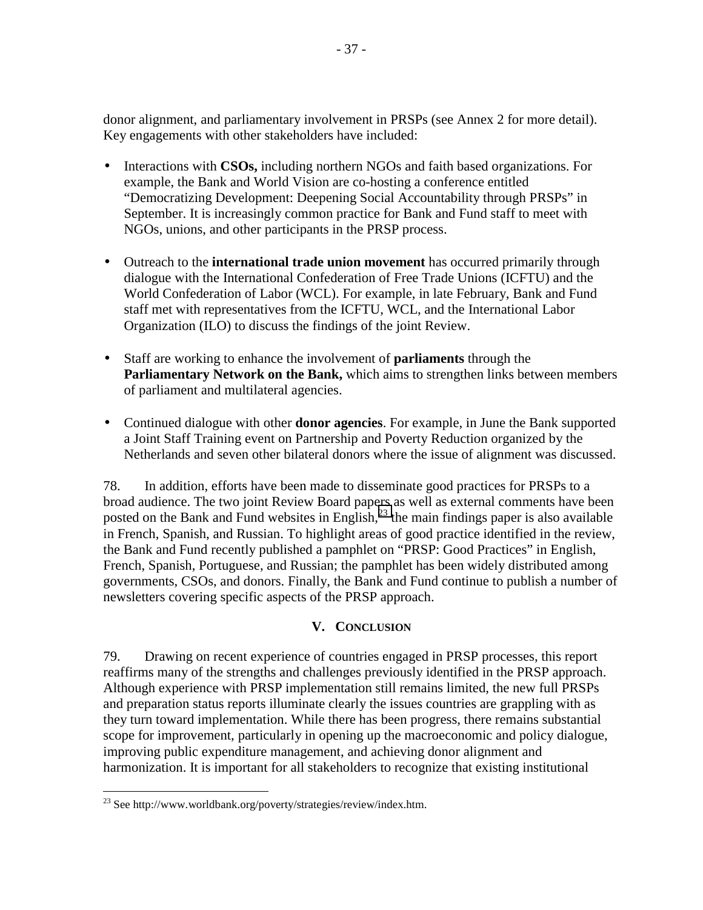donor alignment, and parliamentary involvement in PRSPs (see Annex 2 for more detail). Key engagements with other stakeholders have included:

- Interactions with **CSOs,** including northern NGOs and faith based organizations. For example, the Bank and World Vision are co-hosting a conference entitled "Democratizing Development: Deepening Social Accountability through PRSPs" in September. It is increasingly common practice for Bank and Fund staff to meet with NGOs, unions, and other participants in the PRSP process.

- Outreach to the **international trade union movement** has occurred primarily through dialogue with the International Confederation of Free Trade Unions (ICFTU) and the World Confederation of Labor (WCL). For example, in late February, Bank and Fund staff met with representatives from the ICFTU, WCL, and the International Labor Organization (ILO) to discuss the findings of the joint Review.

- Staff are working to enhance the involvement of **parliaments** through the **Parliamentary Network on the Bank,** which aims to strengthen links between members of parliament and multilateral agencies.

- Continued dialogue with other **donor agencies**. For example, in June the Bank supported a Joint Staff Training event on Partnership and Poverty Reduction organized by the Netherlands and seven other bilateral donors where the issue of alignment was discussed.

78. In addition, efforts have been made to disseminate good practices for PRSPs to a broad audience. The two joint Review Board papers as well as external comments have been posted on the Bank and Fund websites in English,[23] the main findings paper is also available in French, Spanish, and Russian. To highlight areas of good practice identified in the review, the Bank and Fund recently published a pamphlet on "PRSP: Good Practices" in English, French, Spanish, Portuguese, and Russian; the pamphlet has been widely distributed among governments, CSOs, and donors. Finally, the Bank and Fund continue to publish a number of newsletters covering specific aspects of the PRSP approach.

## V. Conclusion

79. Drawing on recent experience of countries engaged in PRSP processes, this report reaffirms many of the strengths and challenges previously identified in the PRSP approach. Although experience with PRSP implementation still remains limited, the new full PRSPs and preparation status reports illuminate clearly the issues countries are grappling with as they turn toward implementation. While there has been progress, there remains substantial scope for improvement, particularly in opening up the macroeconomic and policy dialogue, improving public expenditure management, and achieving donor alignment and harmonization. It is important for all stakeholders to recognize that existing institutional

---

[23] See http://www.worldbank.org/poverty/strategies/review/index.htm.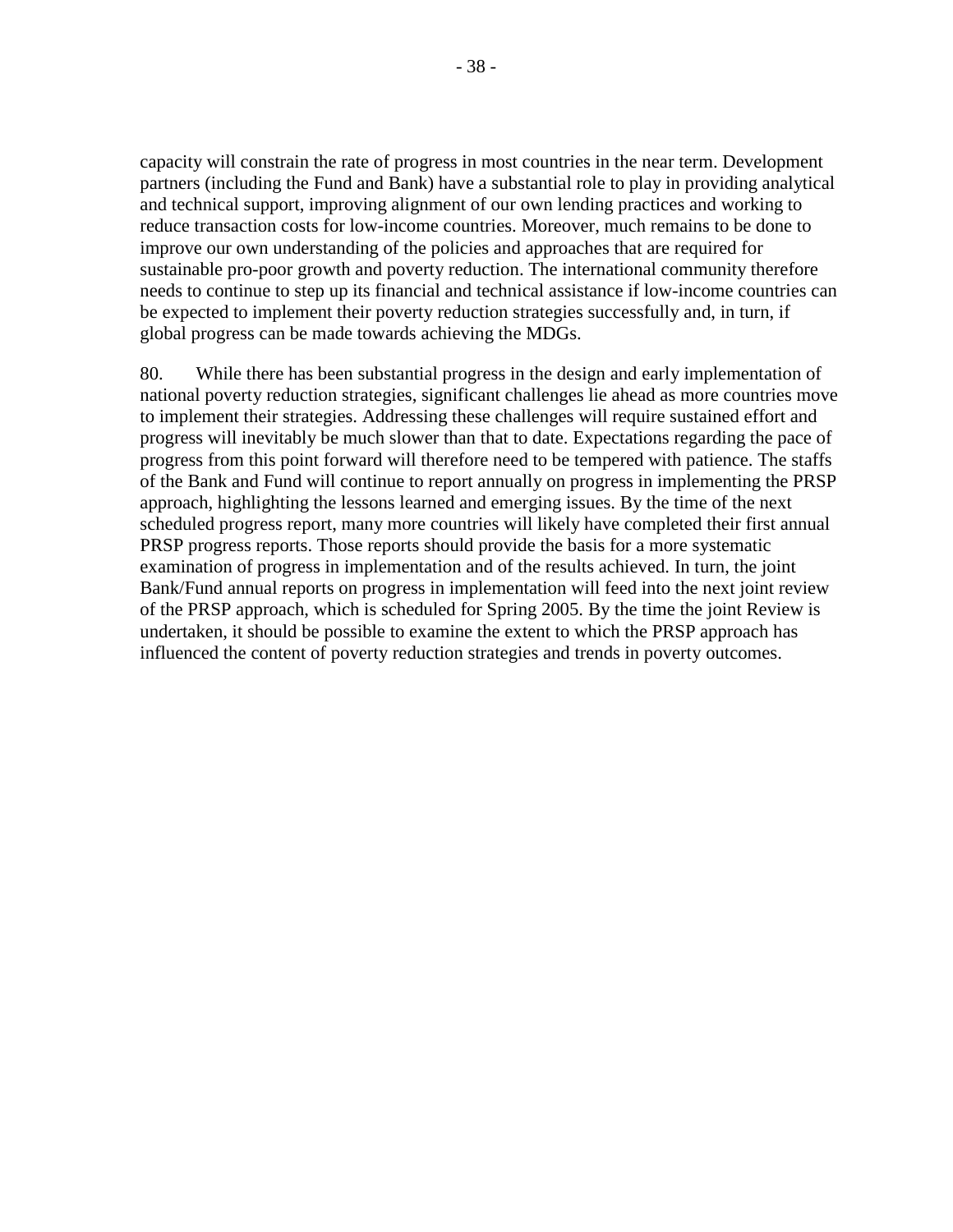capacity will constrain the rate of progress in most countries in the near term. Development partners (including the Fund and Bank) have a substantial role to play in providing analytical and technical support, improving alignment of our own lending practices and working to reduce transaction costs for low-income countries. Moreover, much remains to be done to improve our own understanding of the policies and approaches that are required for sustainable pro-poor growth and poverty reduction. The international community therefore needs to continue to step up its financial and technical assistance if low-income countries can be expected to implement their poverty reduction strategies successfully and, in turn, if global progress can be made towards achieving the MDGs.

80. While there has been substantial progress in the design and early implementation of national poverty reduction strategies, significant challenges lie ahead as more countries move to implement their strategies. Addressing these challenges will require sustained effort and progress will inevitably be much slower than that to date. Expectations regarding the pace of progress from this point forward will therefore need to be tempered with patience. The staffs of the Bank and Fund will continue to report annually on progress in implementing the PRSP approach, highlighting the lessons learned and emerging issues. By the time of the next scheduled progress report, many more countries will likely have completed their first annual PRSP progress reports. Those reports should provide the basis for a more systematic examination of progress in implementation and of the results achieved. In turn, the joint Bank/Fund annual reports on progress in implementation will feed into the next joint review of the PRSP approach, which is scheduled for Spring 2005. By the time the joint Review is undertaken, it should be possible to examine the extent to which the PRSP approach has influenced the content of poverty reduction strategies and trends in poverty outcomes.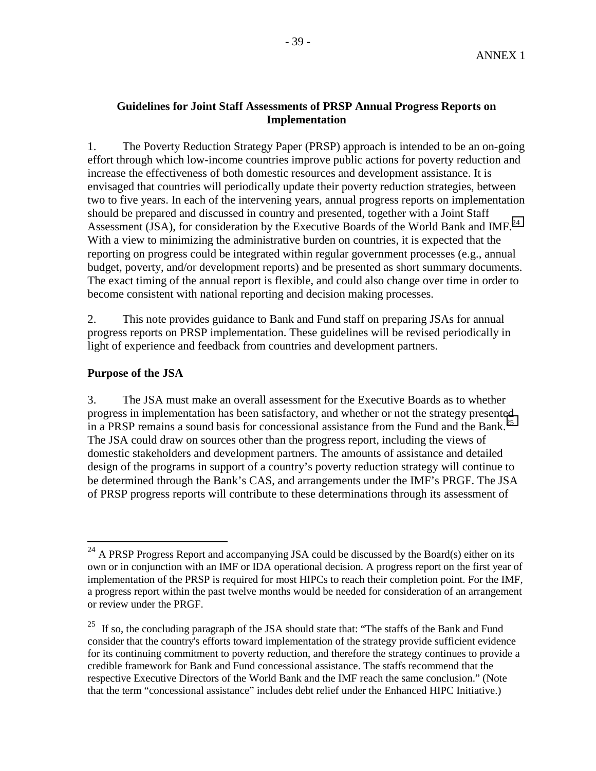ANNEX 1

**Guidelines for Joint Staff Assessments of PRSP Annual Progress Reports on Implementation**

1. The Poverty Reduction Strategy Paper (PRSP) approach is intended to be an on-going effort through which low-income countries improve public actions for poverty reduction and increase the effectiveness of both domestic resources and development assistance. It is envisaged that countries will periodically update their poverty reduction strategies, between two to five years. In each of the intervening years, annual progress reports on implementation should be prepared and discussed in country and presented, together with a Joint Staff Assessment (JSA), for consideration by the Executive Boards of the World Bank and IMF.[24] With a view to minimizing the administrative burden on countries, it is expected that the reporting on progress could be integrated within regular government processes (e.g., annual budget, poverty, and/or development reports) and be presented as short summary documents. The exact timing of the annual report is flexible, and could also change over time in order to become consistent with national reporting and decision making processes.

2. This note provides guidance to Bank and Fund staff on preparing JSAs for annual progress reports on PRSP implementation. These guidelines will be revised periodically in light of experience and feedback from countries and development partners.

**Purpose of the JSA**

3. The JSA must make an overall assessment for the Executive Boards as to whether progress in implementation has been satisfactory, and whether or not the strategy presented in a PRSP remains a sound basis for concessional assistance from the Fund and the Bank.[25] The JSA could draw on sources other than the progress report, including the views of domestic stakeholders and development partners. The amounts of assistance and detailed design of the programs in support of a country's poverty reduction strategy will continue to be determined through the Bank's CAS, and arrangements under the IMF's PRGF. The JSA of PRSP progress reports will contribute to these determinations through its assessment of

---

[24] A PRSP Progress Report and accompanying JSA could be discussed by the Board(s) either on its own or in conjunction with an IMF or IDA operational decision. A progress report on the first year of implementation of the PRSP is required for most HIPCs to reach their completion point. For the IMF, a progress report within the past twelve months would be needed for consideration of an arrangement or review under the PRGF.

[25] If so, the concluding paragraph of the JSA should state that: "The staffs of the Bank and Fund consider that the country's efforts toward implementation of the strategy provide sufficient evidence for its continuing commitment to poverty reduction, and therefore the strategy continues to provide a credible framework for Bank and Fund concessional assistance. The staffs recommend that the respective Executive Directors of the World Bank and the IMF reach the same conclusion." (Note that the term "concessional assistance" includes debt relief under the Enhanced HIPC Initiative.)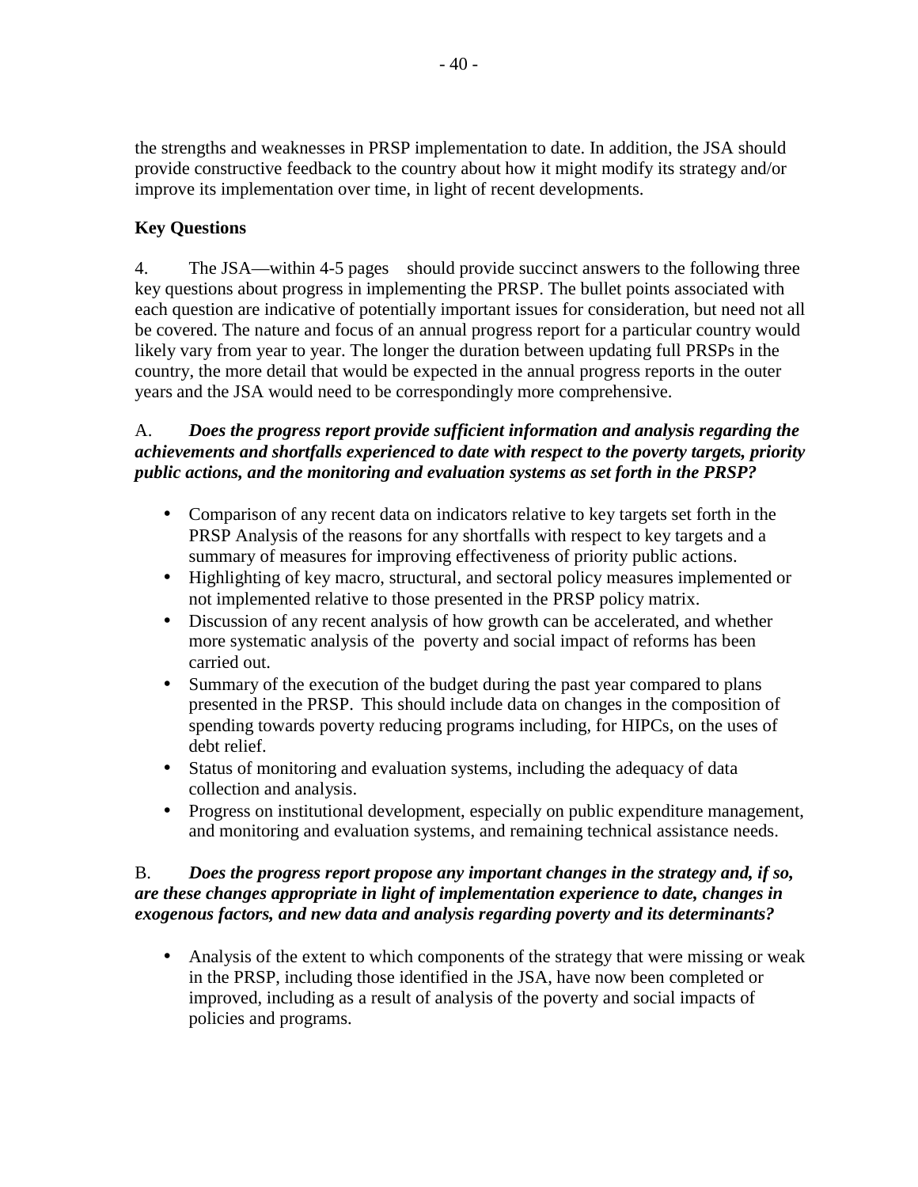the strengths and weaknesses in PRSP implementation to date. In addition, the JSA should provide constructive feedback to the country about how it might modify its strategy and/or improve its implementation over time, in light of recent developments.

**Key Questions**

4. The JSA—within 4-5 pages should provide succinct answers to the following three key questions about progress in implementing the PRSP. The bullet points associated with each question are indicative of potentially important issues for consideration, but need not all be covered. The nature and focus of an annual progress report for a particular country would likely vary from year to year. The longer the duration between updating full PRSPs in the country, the more detail that would be expected in the annual progress reports in the outer years and the JSA would need to be correspondingly more comprehensive.

A. ***Does the progress report provide sufficient information and analysis regarding the achievements and shortfalls experienced to date with respect to the poverty targets, priority public actions, and the monitoring and evaluation systems as set forth in the PRSP?***

- Comparison of any recent data on indicators relative to key targets set forth in the PRSP Analysis of the reasons for any shortfalls with respect to key targets and a summary of measures for improving effectiveness of priority public actions.
- Highlighting of key macro, structural, and sectoral policy measures implemented or not implemented relative to those presented in the PRSP policy matrix.
- Discussion of any recent analysis of how growth can be accelerated, and whether more systematic analysis of the poverty and social impact of reforms has been carried out.
- Summary of the execution of the budget during the past year compared to plans presented in the PRSP. This should include data on changes in the composition of spending towards poverty reducing programs including, for HIPCs, on the uses of debt relief.
- Status of monitoring and evaluation systems, including the adequacy of data collection and analysis.
- Progress on institutional development, especially on public expenditure management, and monitoring and evaluation systems, and remaining technical assistance needs.

B. ***Does the progress report propose any important changes in the strategy and, if so, are these changes appropriate in light of implementation experience to date, changes in exogenous factors, and new data and analysis regarding poverty and its determinants?***

- Analysis of the extent to which components of the strategy that were missing or weak in the PRSP, including those identified in the JSA, have now been completed or improved, including as a result of analysis of the poverty and social impacts of policies and programs.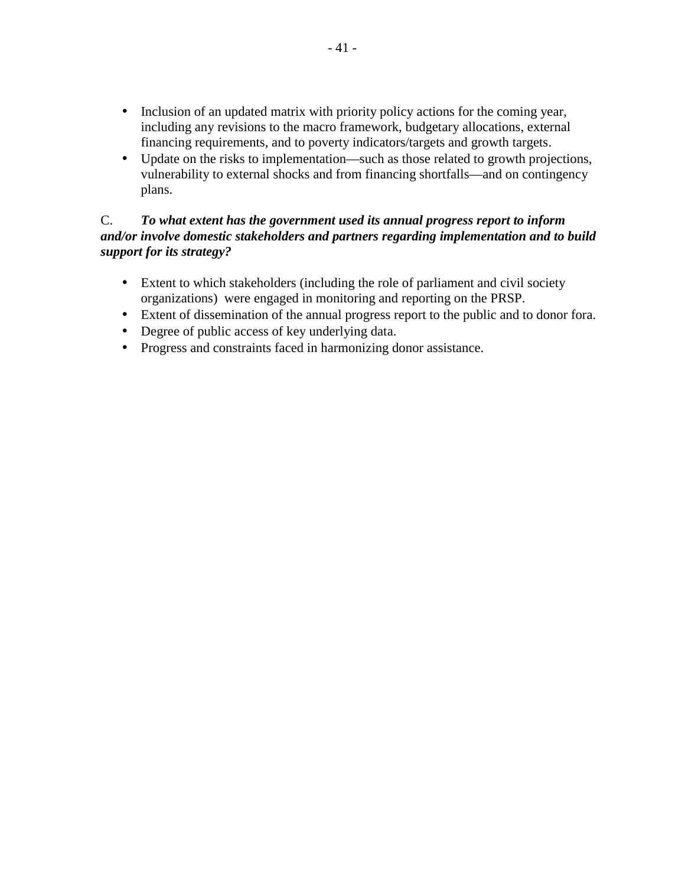- Inclusion of an updated matrix with priority policy actions for the coming year, including any revisions to the macro framework, budgetary allocations, external financing requirements, and to poverty indicators/targets and growth targets.
- Update on the risks to implementation—such as those related to growth projections, vulnerability to external shocks and from financing shortfalls—and on contingency plans.

C. ***To what extent has the government used its annual progress report to inform and/or involve domestic stakeholders and partners regarding implementation and to build support for its strategy?***

- Extent to which stakeholders (including the role of parliament and civil society organizations) were engaged in monitoring and reporting on the PRSP.
- Extent of dissemination of the annual progress report to the public and to donor fora.
- Degree of public access of key underlying data.
- Progress and constraints faced in harmonizing donor assistance.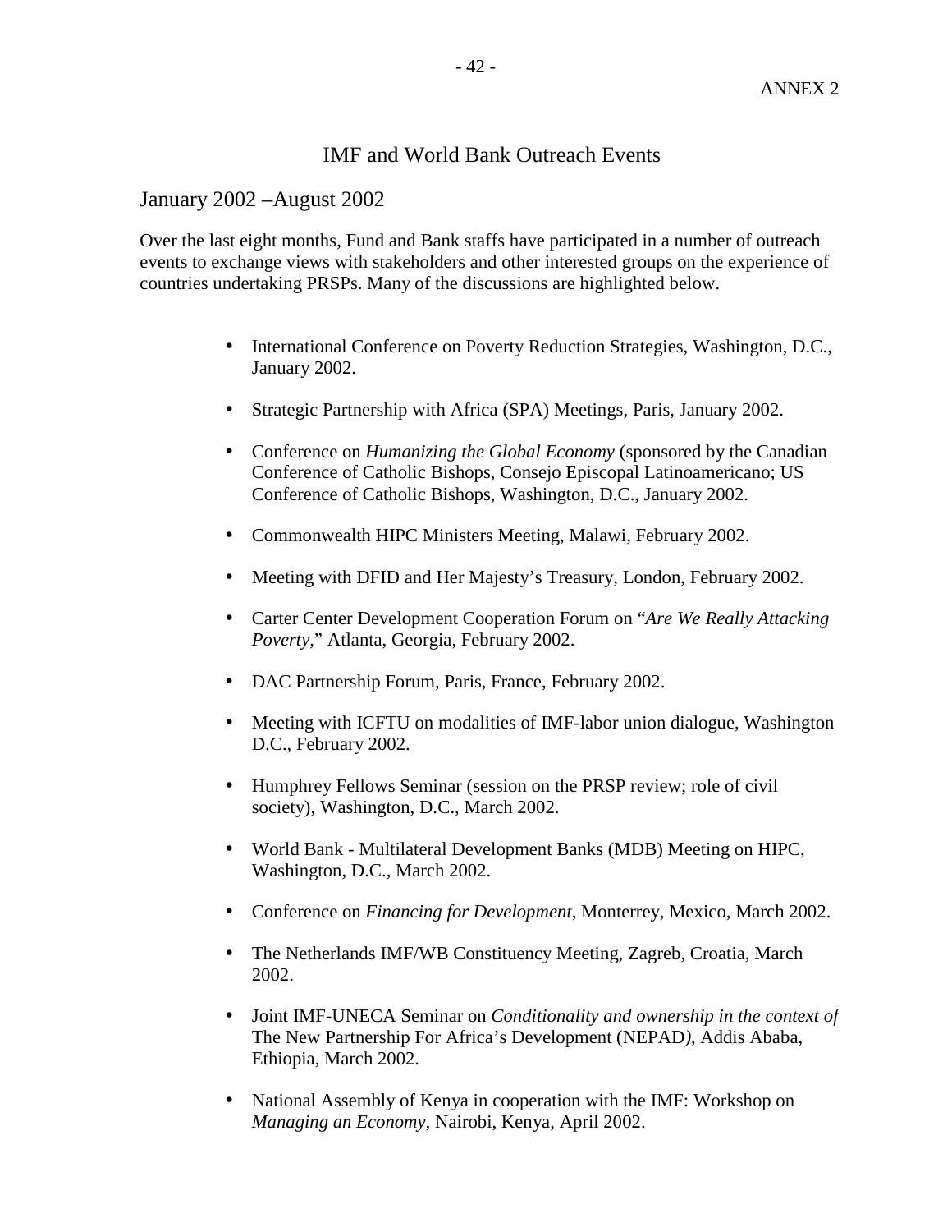ANNEX 2

# IMF and World Bank Outreach Events

## January 2002 –August 2002

Over the last eight months, Fund and Bank staffs have participated in a number of outreach events to exchange views with stakeholders and other interested groups on the experience of countries undertaking PRSPs. Many of the discussions are highlighted below.

- International Conference on Poverty Reduction Strategies, Washington, D.C., January 2002.
- Strategic Partnership with Africa (SPA) Meetings, Paris, January 2002.
- Conference on *Humanizing the Global Economy* (sponsored by the Canadian Conference of Catholic Bishops, Consejo Episcopal Latinoamericano; US Conference of Catholic Bishops, Washington, D.C., January 2002.
- Commonwealth HIPC Ministers Meeting, Malawi, February 2002.
- Meeting with DFID and Her Majesty's Treasury, London, February 2002.
- Carter Center Development Cooperation Forum on "*Are We Really Attacking Poverty*," Atlanta, Georgia, February 2002.
- DAC Partnership Forum, Paris, France, February 2002.
- Meeting with ICFTU on modalities of IMF-labor union dialogue, Washington D.C., February 2002.
- Humphrey Fellows Seminar (session on the PRSP review; role of civil society), Washington, D.C., March 2002.
- World Bank - Multilateral Development Banks (MDB) Meeting on HIPC, Washington, D.C., March 2002.
- Conference on *Financing for Development*, Monterrey, Mexico, March 2002.
- The Netherlands IMF/WB Constituency Meeting, Zagreb, Croatia, March 2002.
- Joint IMF-UNECA Seminar on *Conditionality and ownership in the context of* The New Partnership For Africa's Development (NEPAD*)*, Addis Ababa, Ethiopia, March 2002.
- National Assembly of Kenya in cooperation with the IMF: Workshop on *Managing an Economy*, Nairobi, Kenya, April 2002.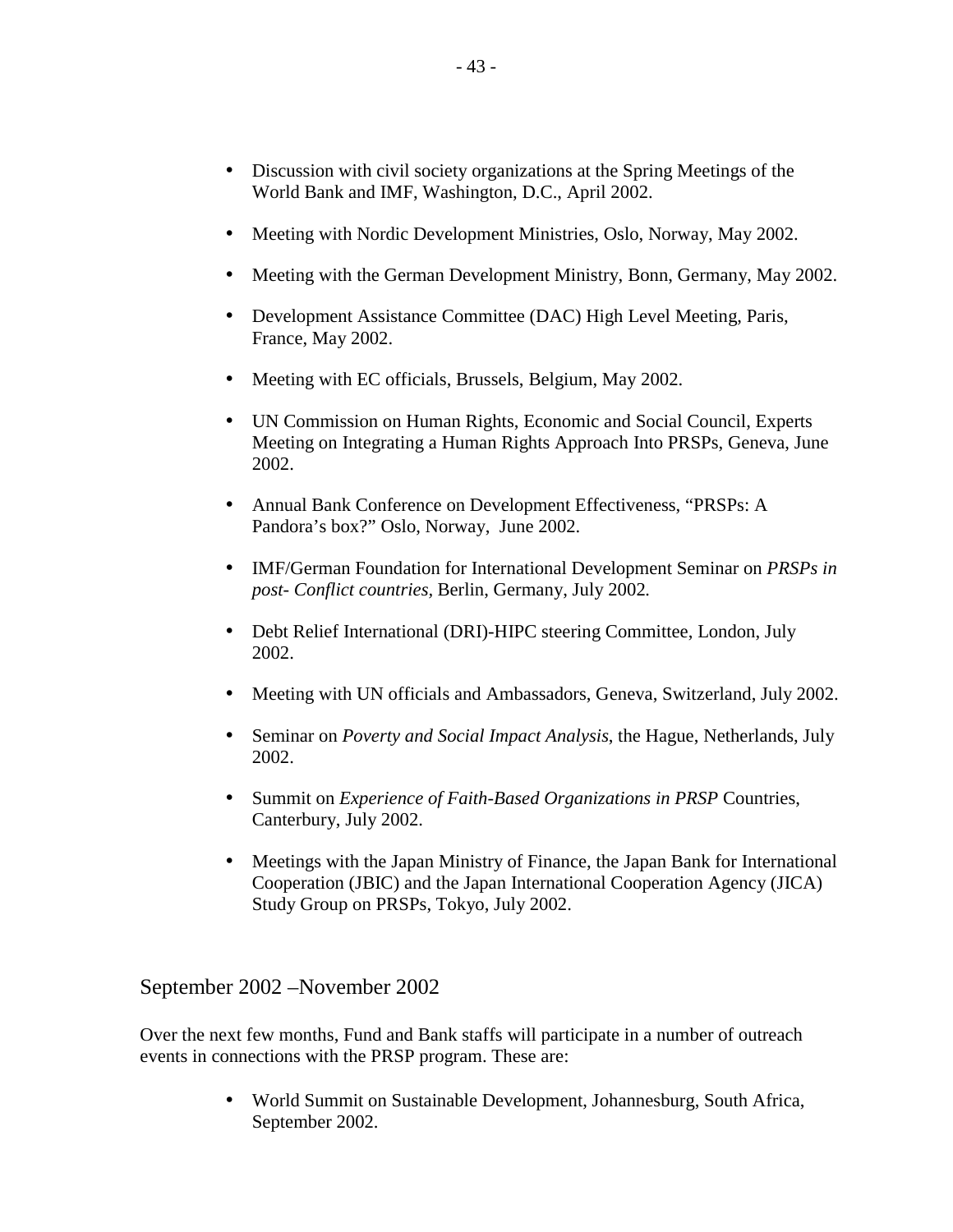- Discussion with civil society organizations at the Spring Meetings of the World Bank and IMF, Washington, D.C., April 2002.

- Meeting with Nordic Development Ministries, Oslo, Norway, May 2002.

- Meeting with the German Development Ministry, Bonn, Germany, May 2002.

- Development Assistance Committee (DAC) High Level Meeting, Paris, France, May 2002.

- Meeting with EC officials, Brussels, Belgium, May 2002.

- UN Commission on Human Rights, Economic and Social Council, Experts Meeting on Integrating a Human Rights Approach Into PRSPs, Geneva, June 2002.

- Annual Bank Conference on Development Effectiveness, “PRSPs: A Pandora’s box?” Oslo, Norway, June 2002.

- IMF/German Foundation for International Development Seminar on *PRSPs in post- Conflict countries*, Berlin, Germany, July 2002.

- Debt Relief International (DRI)-HIPC steering Committee, London, July 2002.

- Meeting with UN officials and Ambassadors, Geneva, Switzerland, July 2002.

- Seminar on *Poverty and Social Impact Analysis*, the Hague, Netherlands, July 2002.

- Summit on *Experience of Faith-Based Organizations in PRSP* Countries, Canterbury, July 2002.

- Meetings with the Japan Ministry of Finance, the Japan Bank for International Cooperation (JBIC) and the Japan International Cooperation Agency (JICA) Study Group on PRSPs, Tokyo, July 2002.

## September 2002 –November 2002

Over the next few months, Fund and Bank staffs will participate in a number of outreach events in connections with the PRSP program. These are:

- World Summit on Sustainable Development, Johannesburg, South Africa, September 2002.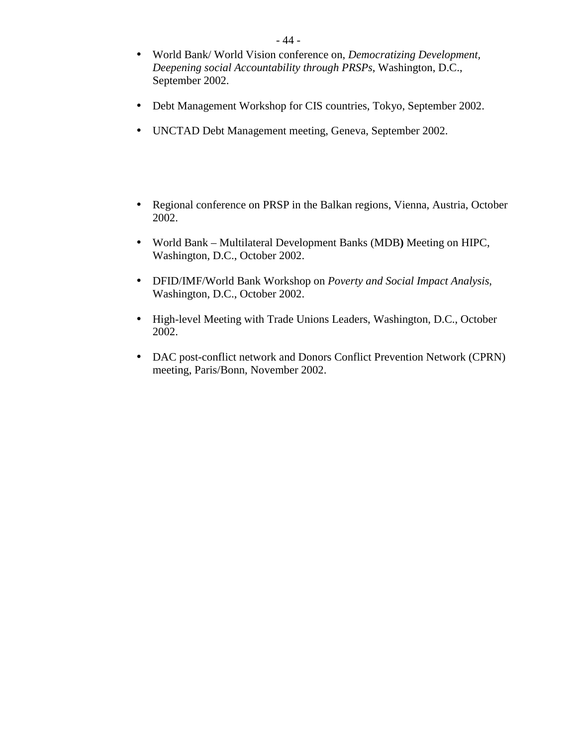- World Bank/ World Vision conference on, *Democratizing Development, Deepening social Accountability through PRSPs*, Washington, D.C., September 2002.

- Debt Management Workshop for CIS countries, Tokyo, September 2002.

- UNCTAD Debt Management meeting, Geneva, September 2002.

- Regional conference on PRSP in the Balkan regions, Vienna, Austria, October 2002.

- World Bank – Multilateral Development Banks (MDB**)** Meeting on HIPC, Washington, D.C., October 2002.

- DFID/IMF/World Bank Workshop on *Poverty and Social Impact Analysis*, Washington, D.C., October 2002.

- High-level Meeting with Trade Unions Leaders, Washington, D.C., October 2002.

- DAC post-conflict network and Donors Conflict Prevention Network (CPRN) meeting, Paris/Bonn, November 2002.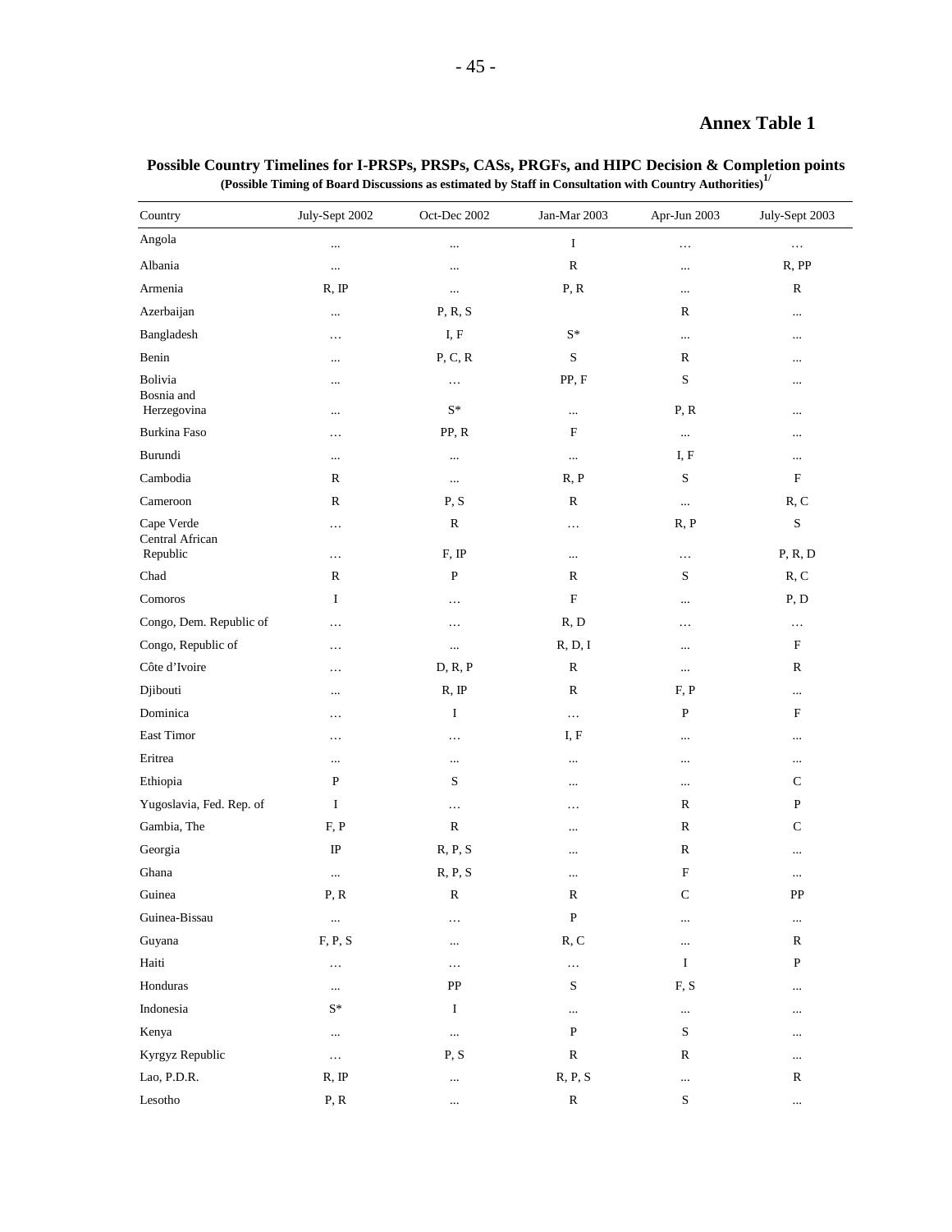## Annex Table 1

**Possible Country Timelines for I-PRSPs, PRSPs, CASs, PRGFs, and HIPC Decision & Completion points**
**(Possible Timing of Board Discussions as estimated by Staff in Consultation with Country Authorities)**[1/]

| Country | July-Sept 2002 | Oct-Dec 2002 | Jan-Mar 2003 | Apr-Jun 2003 | July-Sept 2003 |
|---|---|---|---|---|---|
| Angola | ... | ... | I | … | … |
| Albania | ... | ... | R | ... | R, PP |
| Armenia | R, IP | ... | P, R | ... | R |
| Azerbaijan | ... | P, R, S | | R | ... |
| Bangladesh | … | I, F | S* | ... | ... |
| Benin | ... | P, C, R | S | R | ... |
| Bolivia | ... | … | PP, F | S | ... |
| Bosnia and Herzegovina | ... | S* | ... | P, R | ... |
| Burkina Faso | … | PP, R | F | ... | ... |
| Burundi | ... | ... | ... | I, F | ... |
| Cambodia | R | ... | R, P | S | F |
| Cameroon | R | P, S | R | ... | R, C |
| Cape Verde | … | R | … | R, P | S |
| Central African Republic | … | F, IP | ... | … | P, R, D |
| Chad | R | P | R | S | R, C |
| Comoros | I | … | F | ... | P, D |
| Congo, Dem. Republic of | … | … | R, D | … | … |
| Congo, Republic of | … | ... | R, D, I | ... | F |
| Côte d'Ivoire | … | D, R, P | R | ... | R |
| Djibouti | ... | R, IP | R | F, P | ... |
| Dominica | … | I | … | P | F |
| East Timor | … | … | I, F | ... | ... |
| Eritrea | ... | ... | ... | ... | ... |
| Ethiopia | P | S | ... | ... | C |
| Yugoslavia, Fed. Rep. of | I | … | … | R | P |
| Gambia, The | F, P | R | ... | R | C |
| Georgia | IP | R, P, S | ... | R | ... |
| Ghana | ... | R, P, S | ... | F | ... |
| Guinea | P, R | R | R | C | PP |
| Guinea-Bissau | ... | … | P | ... | ... |
| Guyana | F, P, S | ... | R, C | ... | R |
| Haiti | … | … | … | I | P |
| Honduras | ... | PP | S | F, S | ... |
| Indonesia | S* | I | ... | ... | ... |
| Kenya | ... | ... | P | S | ... |
| Kyrgyz Republic | … | P, S | R | R | ... |
| Lao, P.D.R. | R, IP | ... | R, P, S | ... | R |
| Lesotho | P, R | ... | R | S | ... |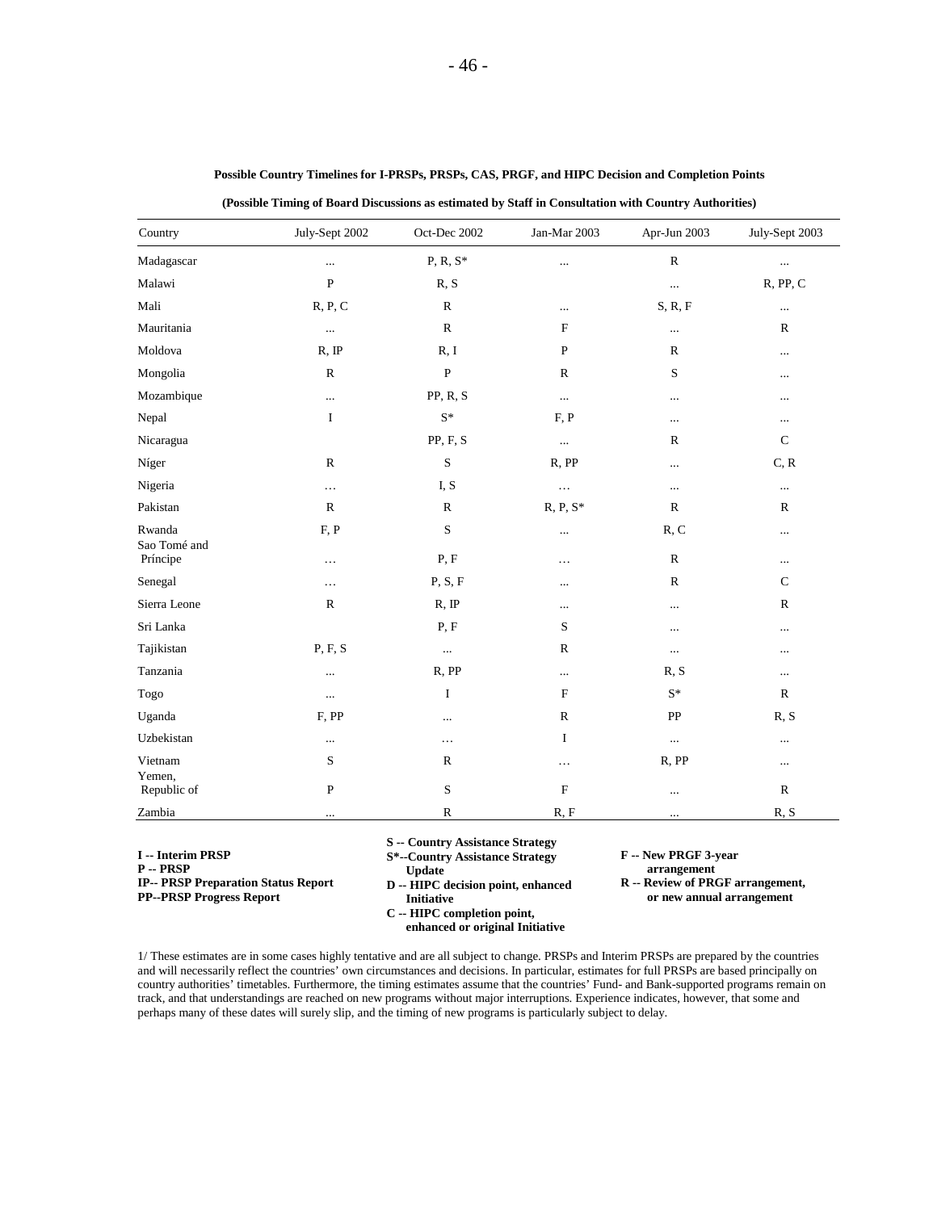**Possible Country Timelines for I-PRSPs, PRSPs, CAS, PRGF, and HIPC Decision and Completion Points**

**(Possible Timing of Board Discussions as estimated by Staff in Consultation with Country Authorities)**

| Country | July-Sept 2002 | Oct-Dec 2002 | Jan-Mar 2003 | Apr-Jun 2003 | July-Sept 2003 |
|---|---|---|---|---|---|
| Madagascar | ... | P, R, S* | ... | R | ... |
| Malawi | P | R, S | | ... | R, PP, C |
| Mali | R, P, C | R | ... | S, R, F | ... |
| Mauritania | ... | R | F | ... | R |
| Moldova | R, IP | R, I | P | R | ... |
| Mongolia | R | P | R | S | ... |
| Mozambique | ... | PP, R, S | ... | ... | ... |
| Nepal | I | S* | F, P | ... | ... |
| Nicaragua | | PP, F, S | ... | R | C |
| Níger | R | S | R, PP | ... | C, R |
| Nigeria | … | I, S | … | ... | ... |
| Pakistan | R | R | R, P, S* | R | R |
| Rwanda | F, P | S | ... | R, C | ... |
| Sao Tomé and Príncipe | … | P, F | … | R | ... |
| Senegal | … | P, S, F | ... | R | C |
| Sierra Leone | R | R, IP | ... | ... | R |
| Sri Lanka | | P, F | S | ... | ... |
| Tajikistan | P, F, S | ... | R | ... | ... |
| Tanzania | ... | R, PP | ... | R, S | ... |
| Togo | ... | I | F | S* | R |
| Uganda | F, PP | ... | R | PP | R, S |
| Uzbekistan | ... | … | I | ... | ... |
| Vietnam | S | R | … | R, PP | ... |
| Yemen, Republic of | P | S | F | ... | R |
| Zambia | ... | R | R, F | ... | R, S |

**I -- Interim PRSP**
**P -- PRSP**
**IP-- PRSP Preparation Status Report**
**PP--PRSP Progress Report**

**S -- Country Assistance Strategy**
**S*--Country Assistance Strategy Update**
**D -- HIPC decision point, enhanced Initiative**
**C -- HIPC completion point, enhanced or original Initiative**

**F -- New PRGF 3-year arrangement**
**R -- Review of PRGF arrangement, or new annual arrangement**

1/ These estimates are in some cases highly tentative and are all subject to change. PRSPs and Interim PRSPs are prepared by the countries and will necessarily reflect the countries' own circumstances and decisions. In particular, estimates for full PRSPs are based principally on country authorities' timetables. Furthermore, the timing estimates assume that the countries' Fund- and Bank-supported programs remain on track, and that understandings are reached on new programs without major interruptions. Experience indicates, however, that some and perhaps many of these dates will surely slip, and the timing of new programs is particularly subject to delay.